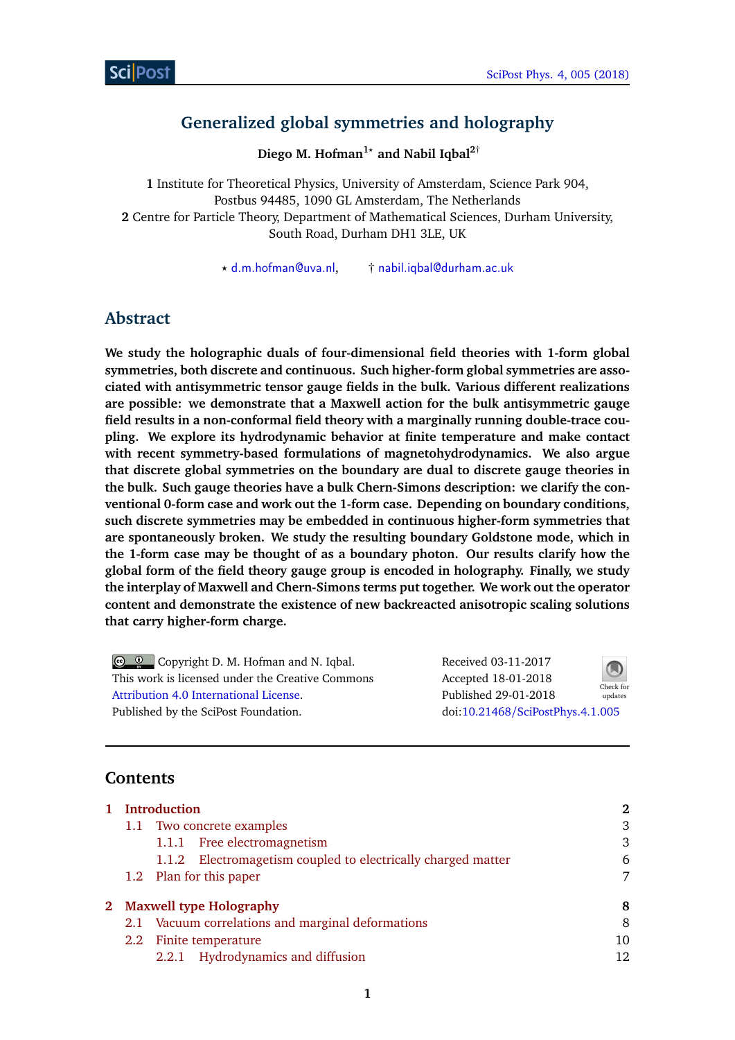# Generalized global symmetries and holography

**Diego M. Hofman[1*] and Nabil Iqbal[2†]**

**1** Institute for Theoretical Physics, University of Amsterdam, Science Park 904, Postbus 94485, 1090 GL Amsterdam, The Netherlands
**2** Centre for Particle Theory, Department of Mathematical Sciences, Durham University, South Road, Durham DH1 3LE, UK

* d.m.hofman@uva.nl, † nabil.iqbal@durham.ac.uk

## Abstract

**We study the holographic duals of four-dimensional field theories with 1-form global symmetries, both discrete and continuous. Such higher-form global symmetries are associated with antisymmetric tensor gauge fields in the bulk. Various different realizations are possible: we demonstrate that a Maxwell action for the bulk antisymmetric gauge field results in a non-conformal field theory with a marginally running double-trace coupling. We explore its hydrodynamic behavior at finite temperature and make contact with recent symmetry-based formulations of magnetohydrodynamics. We also argue that discrete global symmetries on the boundary are dual to discrete gauge theories in the bulk. Such gauge theories have a bulk Chern-Simons description: we clarify the conventional 0-form case and work out the 1-form case. Depending on boundary conditions, such discrete symmetries may be embedded in continuous higher-form symmetries that are spontaneously broken. We study the resulting boundary Goldstone mode, which in the 1-form case may be thought of as a boundary photon. Our results clarify how the global form of the field theory gauge group is encoded in holography. Finally, we study the interplay of Maxwell and Chern-Simons terms put together. We work out the operator content and demonstrate the existence of new backreacted anisotropic scaling solutions that carry higher-form charge.**

Copyright D. M. Hofman and N. Iqbal.
This work is licensed under the Creative Commons Attribution 4.0 International License.
Published by the SciPost Foundation.

Received 03-11-2017
Accepted 18-01-2018
Published 29-01-2018
doi:10.21468/SciPostPhys.4.1.005

---

## Contents

| | | |
|---|---|---|
| **1** | **Introduction** | **2** |
| 1.1 | Two concrete examples | 3 |
| 1.1.1 | Free electromagnetism | 3 |
| 1.1.2 | Electromagetism coupled to electrically charged matter | 6 |
| 1.2 | Plan for this paper | 7 |
| **2** | **Maxwell type Holography** | **8** |
| 2.1 | Vacuum correlations and marginal deformations | 8 |
| 2.2 | Finite temperature | 10 |
| 2.2.1 | Hydrodynamics and diffusion | 12 |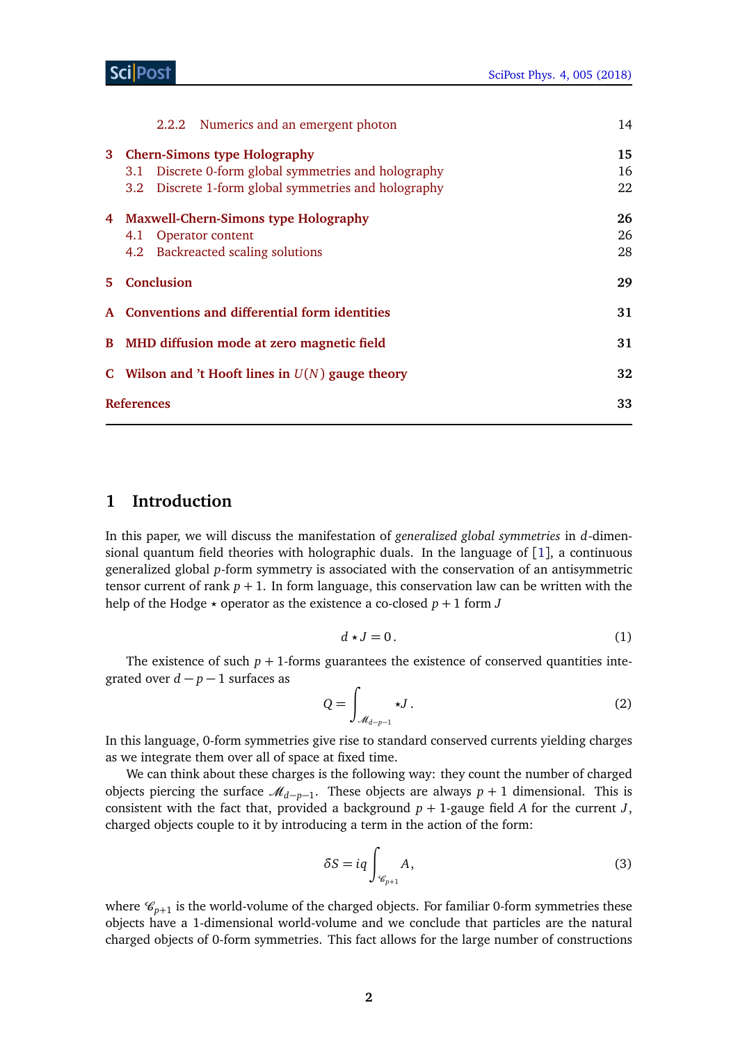| | | |
|---|---|---|
| | 2.2.2 Numerics and an emergent photon | 14 |
| **3** | **Chern-Simons type Holography** | **15** |
| | 3.1 Discrete 0-form global symmetries and holography | 16 |
| | 3.2 Discrete 1-form global symmetries and holography | 22 |
| **4** | **Maxwell-Chern-Simons type Holography** | **26** |
| | 4.1 Operator content | 26 |
| | 4.2 Backreacted scaling solutions | 28 |
| **5** | **Conclusion** | **29** |
| **A** | **Conventions and differential form identities** | **31** |
| **B** | **MHD diffusion mode at zero magnetic field** | **31** |
| **C** | **Wilson and 't Hooft lines in $U(N)$ gauge theory** | **32** |
| | **References** | **33** |

## 1 Introduction

In this paper, we will discuss the manifestation of *generalized global symmetries* in $d$-dimensional quantum field theories with holographic duals. In the language of [1], a continuous generalized global $p$-form symmetry is associated with the conservation of an antisymmetric tensor current of rank $p+1$. In form language, this conservation law can be written with the help of the Hodge $\star$ operator as the existence a co-closed $p+1$ form $J$

$$d\star J = 0\,. \tag{1}$$

The existence of such $p+1$-forms guarantees the existence of conserved quantities integrated over $d-p-1$ surfaces as

$$Q = \int_{\mathscr{M}_{d-p-1}} \star J\,. \tag{2}$$

In this language, 0-form symmetries give rise to standard conserved currents yielding charges as we integrate them over all of space at fixed time.

We can think about these charges is the following way: they count the number of charged objects piercing the surface $\mathscr{M}_{d-p-1}$. These objects are always $p+1$ dimensional. This is consistent with the fact that, provided a background $p+1$-gauge field $A$ for the current $J$, charged objects couple to it by introducing a term in the action of the form:

$$\delta S = iq\int_{\mathscr{C}_{p+1}} A, \tag{3}$$

where $\mathscr{C}_{p+1}$ is the world-volume of the charged objects. For familiar 0-form symmetries these objects have a 1-dimensional world-volume and we conclude that particles are the natural charged objects of 0-form symmetries. This fact allows for the large number of constructions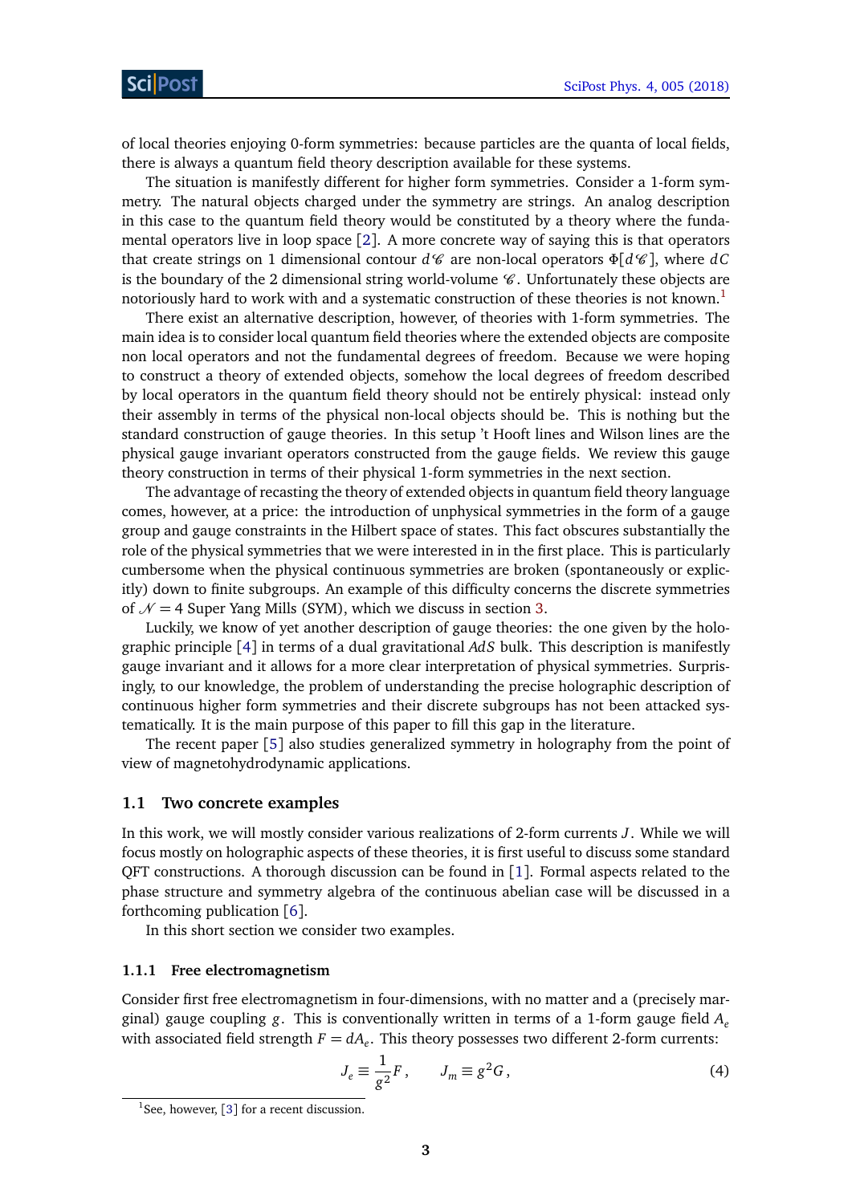of local theories enjoying 0-form symmetries: because particles are the quanta of local fields, there is always a quantum field theory description available for these systems.

The situation is manifestly different for higher form symmetries. Consider a 1-form symmetry. The natural objects charged under the symmetry are strings. An analog description in this case to the quantum field theory would be constituted by a theory where the fundamental operators live in loop space [2]. A more concrete way of saying this is that operators that create strings on 1 dimensional contour $d\mathscr{C}$ are non-local operators $\Phi[d\mathscr{C}]$, where $dC$ is the boundary of the 2 dimensional string world-volume $\mathscr{C}$. Unfortunately these objects are notoriously hard to work with and a systematic construction of these theories is not known.[1]

There exist an alternative description, however, of theories with 1-form symmetries. The main idea is to consider local quantum field theories where the extended objects are composite non local operators and not the fundamental degrees of freedom. Because we were hoping to construct a theory of extended objects, somehow the local degrees of freedom described by local operators in the quantum field theory should not be entirely physical: instead only their assembly in terms of the physical non-local objects should be. This is nothing but the standard construction of gauge theories. In this setup 't Hooft lines and Wilson lines are the physical gauge invariant operators constructed from the gauge fields. We review this gauge theory construction in terms of their physical 1-form symmetries in the next section.

The advantage of recasting the theory of extended objects in quantum field theory language comes, however, at a price: the introduction of unphysical symmetries in the form of a gauge group and gauge constraints in the Hilbert space of states. This fact obscures substantially the role of the physical symmetries that we were interested in in the first place. This is particularly cumbersome when the physical continuous symmetries are broken (spontaneously or explicitly) down to finite subgroups. An example of this difficulty concerns the discrete symmetries of $\mathcal{N}=4$ Super Yang Mills (SYM), which we discuss in section 3.

Luckily, we know of yet another description of gauge theories: the one given by the holographic principle [4] in terms of a dual gravitational $AdS$ bulk. This description is manifestly gauge invariant and it allows for a more clear interpretation of physical symmetries. Surprisingly, to our knowledge, the problem of understanding the precise holographic description of continuous higher form symmetries and their discrete subgroups has not been attacked systematically. It is the main purpose of this paper to fill this gap in the literature.

The recent paper [5] also studies generalized symmetry in holography from the point of view of magnetohydrodynamic applications.

## 1.1 Two concrete examples

In this work, we will mostly consider various realizations of 2-form currents $J$. While we will focus mostly on holographic aspects of these theories, it is first useful to discuss some standard QFT constructions. A thorough discussion can be found in [1]. Formal aspects related to the phase structure and symmetry algebra of the continuous abelian case will be discussed in a forthcoming publication [6].

In this short section we consider two examples.

### 1.1.1 Free electromagnetism

Consider first free electromagnetism in four-dimensions, with no matter and a (precisely marginal) gauge coupling $g$. This is conventionally written in terms of a 1-form gauge field $A_e$ with associated field strength $F=dA_e$. This theory possesses two different 2-form currents:

$$J_e \equiv \frac{1}{g^2}F\,, \qquad J_m \equiv g^2 G\,, \tag{4}$$

[1] See, however, [3] for a recent discussion.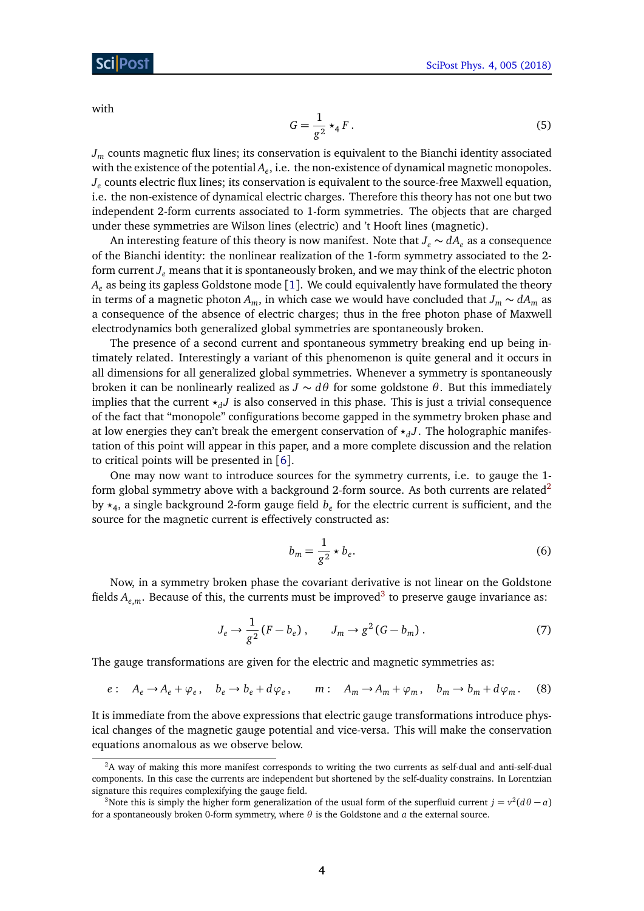with

$$G = \frac{1}{g^2} \star_4 F\,. \tag{5}$$

$J_m$ counts magnetic flux lines; its conservation is equivalent to the Bianchi identity associated with the existence of the potential $A_e$, i.e. the non-existence of dynamical magnetic monopoles. $J_e$ counts electric flux lines; its conservation is equivalent to the source-free Maxwell equation, i.e. the non-existence of dynamical electric charges. Therefore this theory has not one but two independent 2-form currents associated to 1-form symmetries. The objects that are charged under these symmetries are Wilson lines (electric) and 't Hooft lines (magnetic).

An interesting feature of this theory is now manifest. Note that $J_e \sim dA_e$ as a consequence of the Bianchi identity: the nonlinear realization of the 1-form symmetry associated to the 2-form current $J_e$ means that it is spontaneously broken, and we may think of the electric photon $A_e$ as being its gapless Goldstone mode [1]. We could equivalently have formulated the theory in terms of a magnetic photon $A_m$, in which case we would have concluded that $J_m \sim dA_m$ as a consequence of the absence of electric charges; thus in the free photon phase of Maxwell electrodynamics both generalized global symmetries are spontaneously broken.

The presence of a second current and spontaneous symmetry breaking end up being intimately related. Interestingly a variant of this phenomenon is quite general and it occurs in all dimensions for all generalized global symmetries. Whenever a symmetry is spontaneously broken it can be nonlinearly realized as $J \sim d\theta$ for some goldstone $\theta$. But this immediately implies that the current $\star_d J$ is also conserved in this phase. This is just a trivial consequence of the fact that "monopole" configurations become gapped in the symmetry broken phase and at low energies they can't break the emergent conservation of $\star_d J$. The holographic manifestation of this point will appear in this paper, and a more complete discussion and the relation to critical points will be presented in [6].

One may now want to introduce sources for the symmetry currents, i.e. to gauge the 1-form global symmetry above with a background 2-form source. As both currents are related[2] by $\star_4$, a single background 2-form gauge field $b_e$ for the electric current is sufficient, and the source for the magnetic current is effectively constructed as:

$$b_m = \frac{1}{g^2} \star b_e. \tag{6}$$

Now, in a symmetry broken phase the covariant derivative is not linear on the Goldstone fields $A_{e,m}$. Because of this, the currents must be improved[3] to preserve gauge invariance as:

$$J_e \to \frac{1}{g^2}(F - b_e)\,, \qquad J_m \to g^2 (G - b_m)\,. \tag{7}$$

The gauge transformations are given for the electric and magnetic symmetries as:

$$e: \quad A_e \to A_e + \varphi_e\,, \quad b_e \to b_e + d\varphi_e\,, \qquad m: \quad A_m \to A_m + \varphi_m\,, \quad b_m \to b_m + d\varphi_m\,. \tag{8}$$

It is immediate from the above expressions that electric gauge transformations introduce physical changes of the magnetic gauge potential and vice-versa. This will make the conservation equations anomalous as we observe below.

---

[2] A way of making this more manifest corresponds to writing the two currents as self-dual and anti-self-dual components. In this case the currents are independent but shortened by the self-duality constrains. In Lorentzian signature this requires complexifying the gauge field.

[3] Note this is simply the higher form generalization of the usual form of the superfluid current $j = v^2(d\theta - a)$ for a spontaneously broken 0-form symmetry, where $\theta$ is the Goldstone and $a$ the external source.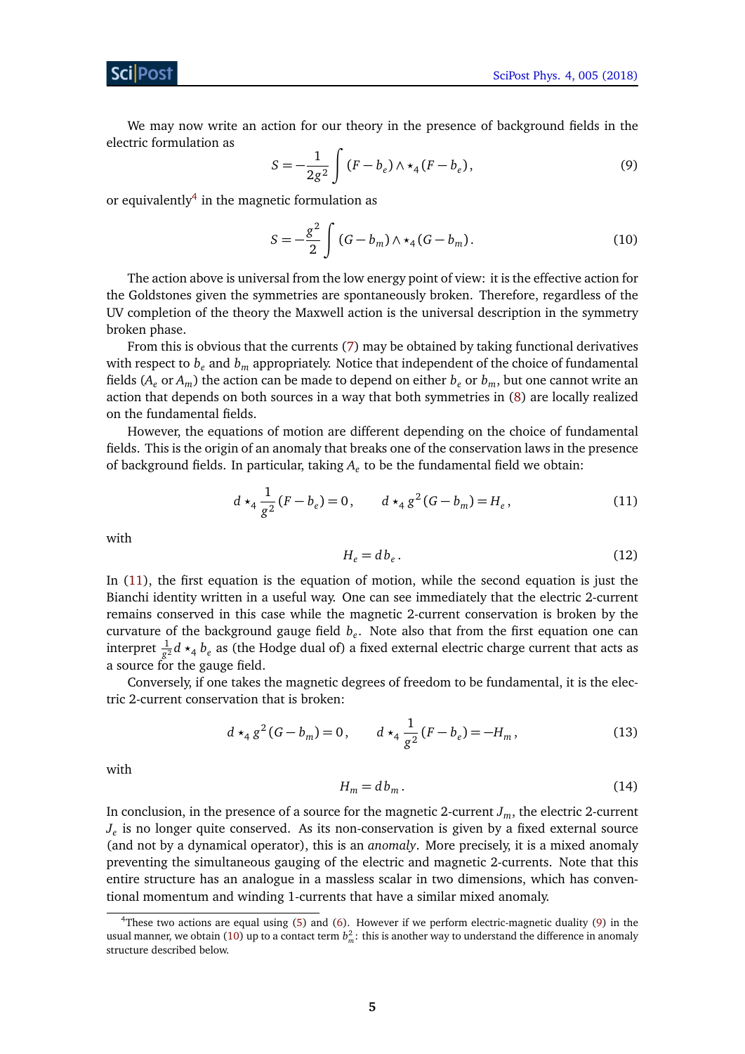We may now write an action for our theory in the presence of background fields in the electric formulation as

$$S = -\frac{1}{2g^2}\int (F - b_e)\wedge \star_4 (F - b_e)\,, \tag{9}$$

or equivalently[4] in the magnetic formulation as

$$S = -\frac{g^2}{2}\int (G - b_m)\wedge \star_4 (G - b_m)\,. \tag{10}$$

The action above is universal from the low energy point of view: it is the effective action for the Goldstones given the symmetries are spontaneously broken. Therefore, regardless of the UV completion of the theory the Maxwell action is the universal description in the symmetry broken phase.

From this is obvious that the currents (7) may be obtained by taking functional derivatives with respect to $b_e$ and $b_m$ appropriately. Notice that independent of the choice of fundamental fields ($A_e$ or $A_m$) the action can be made to depend on either $b_e$ or $b_m$, but one cannot write an action that depends on both sources in a way that both symmetries in (8) are locally realized on the fundamental fields.

However, the equations of motion are different depending on the choice of fundamental fields. This is the origin of an anomaly that breaks one of the conservation laws in the presence of background fields. In particular, taking $A_e$ to be the fundamental field we obtain:

$$d\star_4 \frac{1}{g^2}(F - b_e) = 0\,, \qquad d\star_4 g^2 (G - b_m) = H_e\,, \tag{11}$$

with

$$H_e = d b_e\,. \tag{12}$$

In (11), the first equation is the equation of motion, while the second equation is just the Bianchi identity written in a useful way. One can see immediately that the electric 2-current remains conserved in this case while the magnetic 2-current conservation is broken by the curvature of the background gauge field $b_e$. Note also that from the first equation one can interpret $\frac{1}{g^2} d\star_4 b_e$ as (the Hodge dual of) a fixed external electric charge current that acts as a source for the gauge field.

Conversely, if one takes the magnetic degrees of freedom to be fundamental, it is the electric 2-current conservation that is broken:

$$d\star_4 g^2 (G - b_m) = 0\,, \qquad d\star_4 \frac{1}{g^2}(F - b_e) = -H_m\,, \tag{13}$$

with

$$H_m = d b_m\,. \tag{14}$$

In conclusion, in the presence of a source for the magnetic 2-current $J_m$, the electric 2-current $J_e$ is no longer quite conserved. As its non-conservation is given by a fixed external source (and not by a dynamical operator), this is an *anomaly*. More precisely, it is a mixed anomaly preventing the simultaneous gauging of the electric and magnetic 2-currents. Note that this entire structure has an analogue in a massless scalar in two dimensions, which has conventional momentum and winding 1-currents that have a similar mixed anomaly.

[4] These two actions are equal using (5) and (6). However if we perform electric-magnetic duality (9) in the usual manner, we obtain (10) up to a contact term $b_m^2$: this is another way to understand the difference in anomaly structure described below.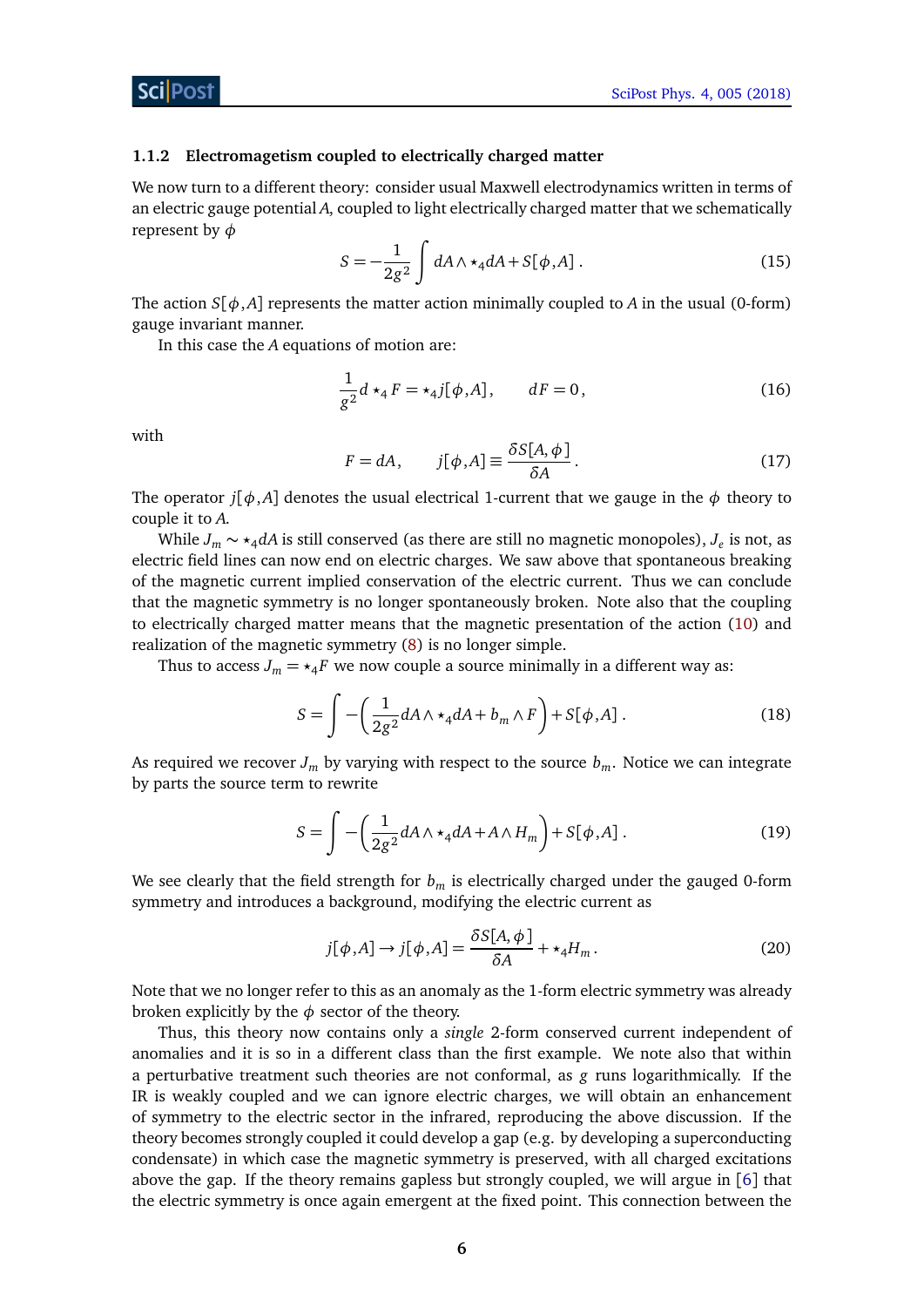### 1.1.2 Electromagetism coupled to electrically charged matter

We now turn to a different theory: consider usual Maxwell electrodynamics written in terms of an electric gauge potential $A$, coupled to light electrically charged matter that we schematically represent by $\phi$

$$S = -\frac{1}{2g^2}\int dA \wedge \star_4 dA + S[\phi, A]\,. \tag{15}$$

The action $S[\phi, A]$ represents the matter action minimally coupled to $A$ in the usual (0-form) gauge invariant manner.

In this case the $A$ equations of motion are:

$$\frac{1}{g^2} d\star_4 F = \star_4 j[\phi, A]\,, \qquad dF = 0\,, \tag{16}$$

with

$$F = dA\,, \qquad j[\phi, A] \equiv \frac{\delta S[A,\phi]}{\delta A}\,. \tag{17}$$

The operator $j[\phi, A]$ denotes the usual electrical 1-current that we gauge in the $\phi$ theory to couple it to $A$.

While $J_m \sim \star_4 dA$ is still conserved (as there are still no magnetic monopoles), $J_e$ is not, as electric field lines can now end on electric charges. We saw above that spontaneous breaking of the magnetic current implied conservation of the electric current. Thus we can conclude that the magnetic symmetry is no longer spontaneously broken. Note also that the coupling to electrically charged matter means that the magnetic presentation of the action (10) and realization of the magnetic symmetry (8) is no longer simple.

Thus to access $J_m = \star_4 F$ we now couple a source minimally in a different way as:

$$S = \int -\left(\frac{1}{2g^2} dA \wedge \star_4 dA + b_m \wedge F\right) + S[\phi, A]\,. \tag{18}$$

As required we recover $J_m$ by varying with respect to the source $b_m$. Notice we can integrate by parts the source term to rewrite

$$S = \int -\left(\frac{1}{2g^2} dA \wedge \star_4 dA + A \wedge H_m\right) + S[\phi, A]\,. \tag{19}$$

We see clearly that the field strength for $b_m$ is electrically charged under the gauged 0-form symmetry and introduces a background, modifying the electric current as

$$j[\phi, A] \to j[\phi, A] = \frac{\delta S[A,\phi]}{\delta A} + \star_4 H_m\,. \tag{20}$$

Note that we no longer refer to this as an anomaly as the 1-form electric symmetry was already broken explicitly by the $\phi$ sector of the theory.

Thus, this theory now contains only a *single* 2-form conserved current independent of anomalies and it is so in a different class than the first example. We note also that within a perturbative treatment such theories are not conformal, as $g$ runs logarithmically. If the IR is weakly coupled and we can ignore electric charges, we will obtain an enhancement of symmetry to the electric sector in the infrared, reproducing the above discussion. If the theory becomes strongly coupled it could develop a gap (e.g. by developing a superconducting condensate) in which case the magnetic symmetry is preserved, with all charged excitations above the gap. If the theory remains gapless but strongly coupled, we will argue in [6] that the electric symmetry is once again emergent at the fixed point. This connection between the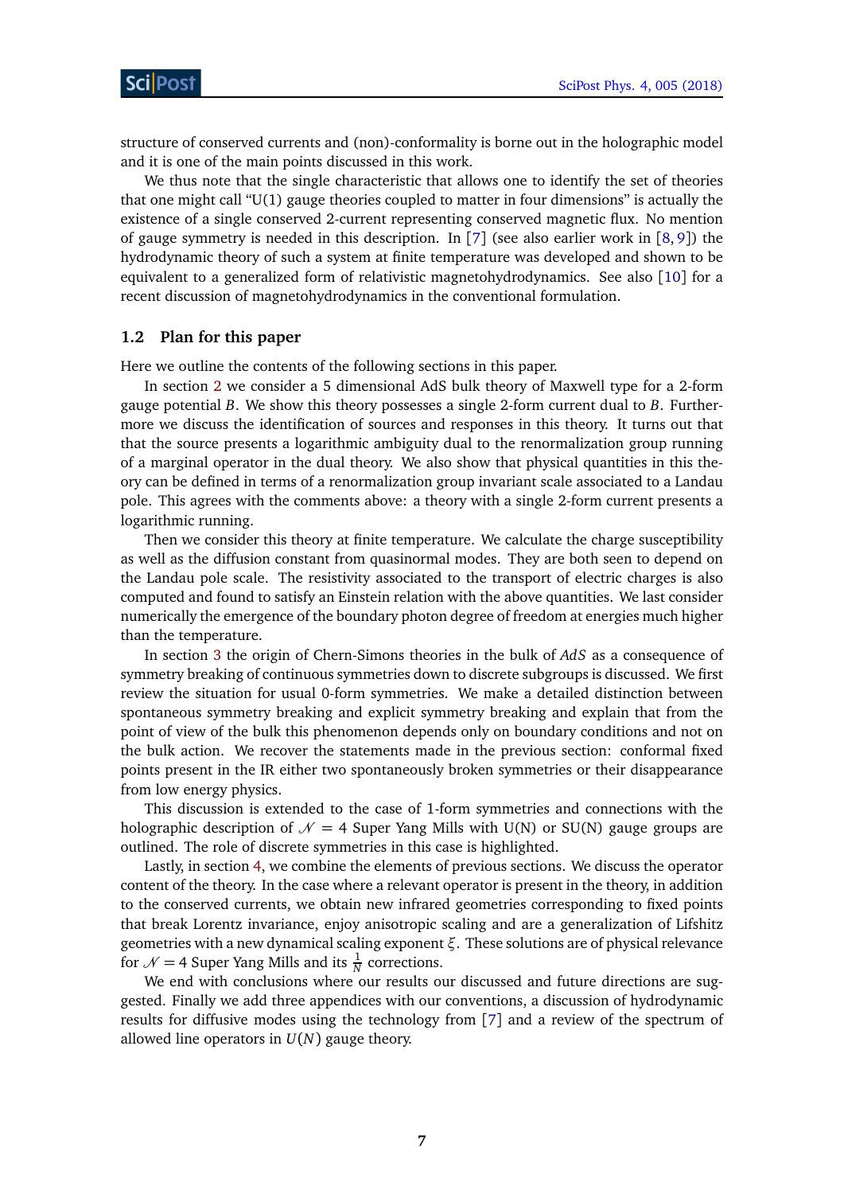structure of conserved currents and (non)-conformality is borne out in the holographic model and it is one of the main points discussed in this work.

We thus note that the single characteristic that allows one to identify the set of theories that one might call "U(1) gauge theories coupled to matter in four dimensions" is actually the existence of a single conserved 2-current representing conserved magnetic flux. No mention of gauge symmetry is needed in this description. In [7] (see also earlier work in [8, 9]) the hydrodynamic theory of such a system at finite temperature was developed and shown to be equivalent to a generalized form of relativistic magnetohydrodynamics. See also [10] for a recent discussion of magnetohydrodynamics in the conventional formulation.

### 1.2 Plan for this paper

Here we outline the contents of the following sections in this paper.

In section 2 we consider a 5 dimensional AdS bulk theory of Maxwell type for a 2-form gauge potential $B$. We show this theory possesses a single 2-form current dual to $B$. Furthermore we discuss the identification of sources and responses in this theory. It turns out that that the source presents a logarithmic ambiguity dual to the renormalization group running of a marginal operator in the dual theory. We also show that physical quantities in this theory can be defined in terms of a renormalization group invariant scale associated to a Landau pole. This agrees with the comments above: a theory with a single 2-form current presents a logarithmic running.

Then we consider this theory at finite temperature. We calculate the charge susceptibility as well as the diffusion constant from quasinormal modes. They are both seen to depend on the Landau pole scale. The resistivity associated to the transport of electric charges is also computed and found to satisfy an Einstein relation with the above quantities. We last consider numerically the emergence of the boundary photon degree of freedom at energies much higher than the temperature.

In section 3 the origin of Chern-Simons theories in the bulk of $AdS$ as a consequence of symmetry breaking of continuous symmetries down to discrete subgroups is discussed. We first review the situation for usual 0-form symmetries. We make a detailed distinction between spontaneous symmetry breaking and explicit symmetry breaking and explain that from the point of view of the bulk this phenomenon depends only on boundary conditions and not on the bulk action. We recover the statements made in the previous section: conformal fixed points present in the IR either two spontaneously broken symmetries or their disappearance from low energy physics.

This discussion is extended to the case of 1-form symmetries and connections with the holographic description of $\mathcal{N} = 4$ Super Yang Mills with U(N) or SU(N) gauge groups are outlined. The role of discrete symmetries in this case is highlighted.

Lastly, in section 4, we combine the elements of previous sections. We discuss the operator content of the theory. In the case where a relevant operator is present in the theory, in addition to the conserved currents, we obtain new infrared geometries corresponding to fixed points that break Lorentz invariance, enjoy anisotropic scaling and are a generalization of Lifshitz geometries with a new dynamical scaling exponent $\xi$. These solutions are of physical relevance for $\mathcal{N} = 4$ Super Yang Mills and its $\frac{1}{N}$ corrections.

We end with conclusions where our results our discussed and future directions are suggested. Finally we add three appendices with our conventions, a discussion of hydrodynamic results for diffusive modes using the technology from [7] and a review of the spectrum of allowed line operators in $U(N)$ gauge theory.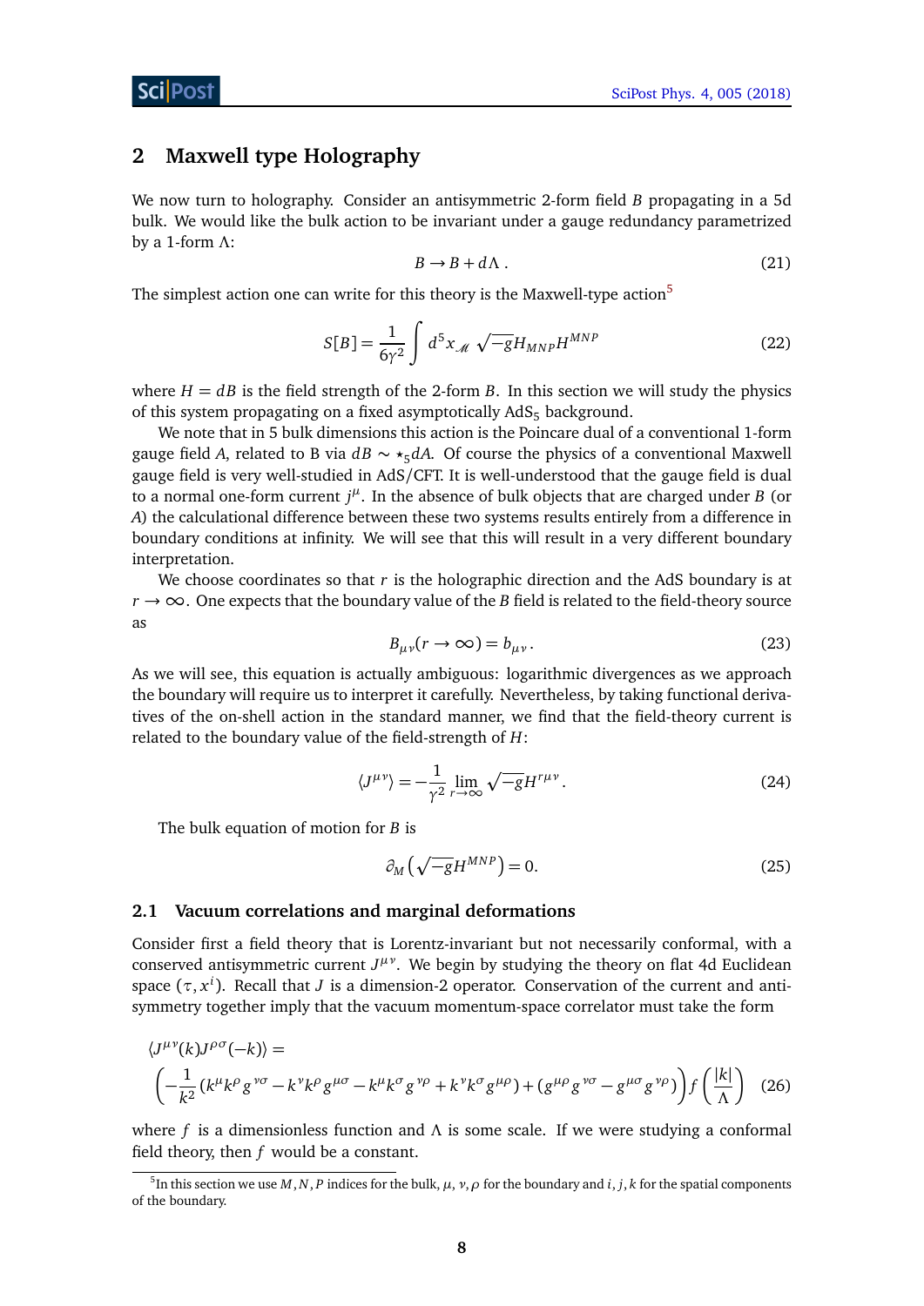## 2 Maxwell type Holography

We now turn to holography. Consider an antisymmetric 2-form field $B$ propagating in a 5d bulk. We would like the bulk action to be invariant under a gauge redundancy parametrized by a 1-form $\Lambda$:

$$B \to B + d\Lambda \,. \tag{21}$$

The simplest action one can write for this theory is the Maxwell-type action[5]

$$S[B] = \frac{1}{6\gamma^2} \int d^5x_{\mathcal{M}} \sqrt{-g} H_{MNP} H^{MNP} \tag{22}$$

where $H = dB$ is the field strength of the 2-form $B$. In this section we will study the physics of this system propagating on a fixed asymptotically $\text{AdS}_5$ background.

We note that in 5 bulk dimensions this action is the Poincare dual of a conventional 1-form gauge field $A$, related to B via $dB \sim \star_5 dA$. Of course the physics of a conventional Maxwell gauge field is very well-studied in AdS/CFT. It is well-understood that the gauge field is dual to a normal one-form current $j^\mu$. In the absence of bulk objects that are charged under $B$ (or $A$) the calculational difference between these two systems results entirely from a difference in boundary conditions at infinity. We will see that this will result in a very different boundary interpretation.

We choose coordinates so that $r$ is the holographic direction and the AdS boundary is at $r \to \infty$. One expects that the boundary value of the $B$ field is related to the field-theory source as

$$B_{\mu\nu}(r \to \infty) = b_{\mu\nu} \,. \tag{23}$$

As we will see, this equation is actually ambiguous: logarithmic divergences as we approach the boundary will require us to interpret it carefully. Nevertheless, by taking functional derivatives of the on-shell action in the standard manner, we find that the field-theory current is related to the boundary value of the field-strength of $H$:

$$\langle J^{\mu\nu} \rangle = -\frac{1}{\gamma^2} \lim_{r \to \infty} \sqrt{-g} H^{r\mu\nu} \,. \tag{24}$$

The bulk equation of motion for $B$ is

$$\partial_M \left( \sqrt{-g} H^{MNP} \right) = 0. \tag{25}$$

### 2.1 Vacuum correlations and marginal deformations

Consider first a field theory that is Lorentz-invariant but not necessarily conformal, with a conserved antisymmetric current $J^{\mu\nu}$. We begin by studying the theory on flat 4d Euclidean space $(\tau, x^i)$. Recall that $J$ is a dimension-2 operator. Conservation of the current and antisymmetry together imply that the vacuum momentum-space correlator must take the form

$$\langle J^{\mu\nu}(k) J^{\rho\sigma}(-k) \rangle = \left( -\frac{1}{k^2} \left( k^\mu k^\rho g^{\nu\sigma} - k^\nu k^\rho g^{\mu\sigma} - k^\mu k^\sigma g^{\nu\rho} + k^\nu k^\sigma g^{\mu\rho} \right) + \left( g^{\mu\rho} g^{\nu\sigma} - g^{\mu\sigma} g^{\nu\rho} \right) \right) f\left( \frac{|k|}{\Lambda} \right) \tag{26}$$

where $f$ is a dimensionless function and $\Lambda$ is some scale. If we were studying a conformal field theory, then $f$ would be a constant.

[5] In this section we use $M, N, P$ indices for the bulk, $\mu, \nu, \rho$ for the boundary and $i, j, k$ for the spatial components of the boundary.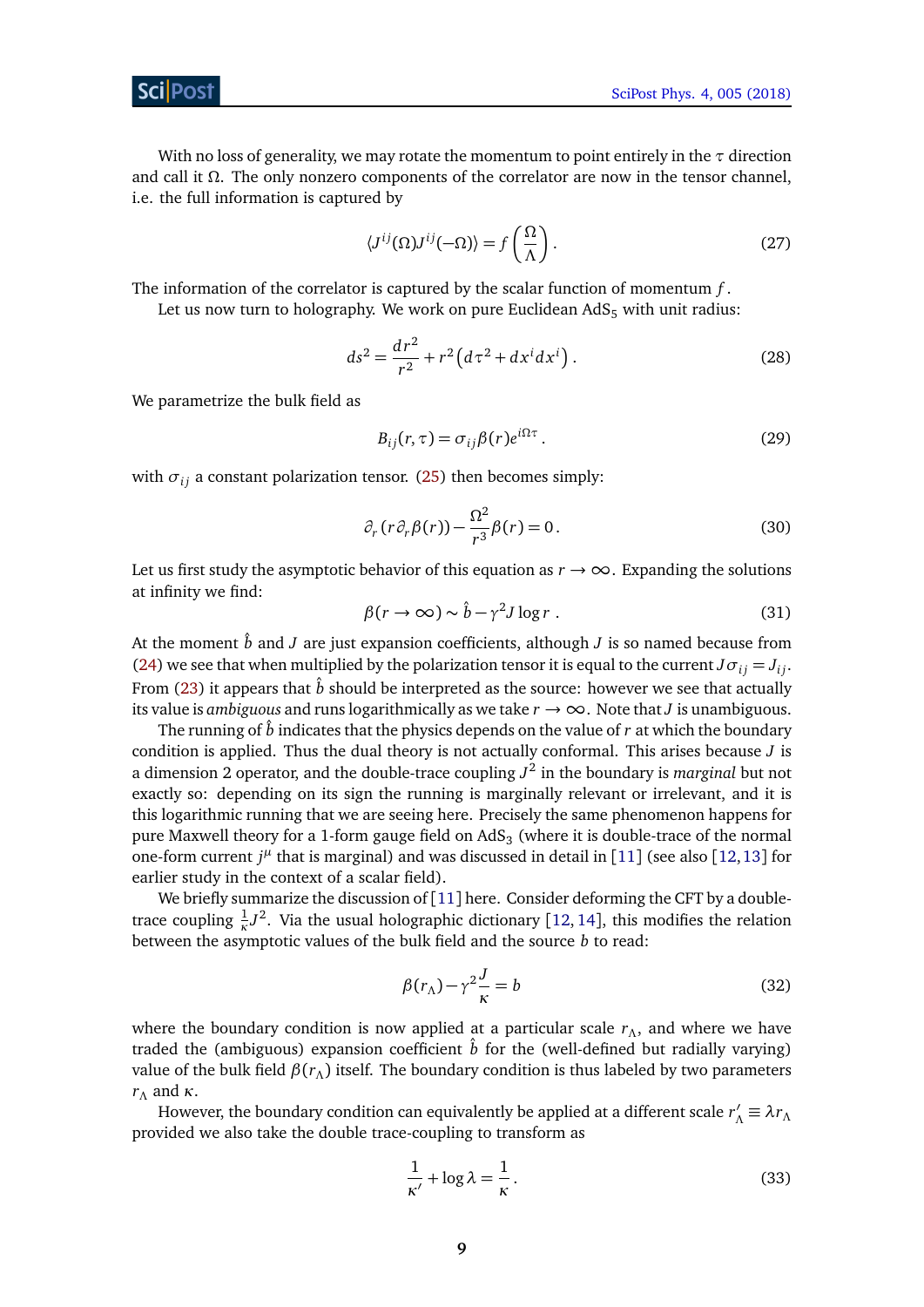With no loss of generality, we may rotate the momentum to point entirely in the $\tau$ direction and call it $\Omega$. The only nonzero components of the correlator are now in the tensor channel, i.e. the full information is captured by

$$\langle J^{ij}(\Omega) J^{ij}(-\Omega)\rangle = f\left(\frac{\Omega}{\Lambda}\right). \tag{27}$$

The information of the correlator is captured by the scalar function of momentum $f$.

Let us now turn to holography. We work on pure Euclidean AdS$_5$ with unit radius:

$$ds^2 = \frac{dr^2}{r^2} + r^2\left(d\tau^2 + dx^i dx^i\right). \tag{28}$$

We parametrize the bulk field as

$$B_{ij}(r,\tau) = \sigma_{ij}\beta(r)e^{i\Omega\tau}. \tag{29}$$

with $\sigma_{ij}$ a constant polarization tensor. (25) then becomes simply:

$$\partial_r\left(r\partial_r\beta(r)\right) - \frac{\Omega^2}{r^3}\beta(r) = 0. \tag{30}$$

Let us first study the asymptotic behavior of this equation as $r \to \infty$. Expanding the solutions at infinity we find:

$$\beta(r\to\infty) \sim \hat{b} - \gamma^2 J \log r\ . \tag{31}$$

At the moment $\hat{b}$ and $J$ are just expansion coefficients, although $J$ is so named because from (24) we see that when multiplied by the polarization tensor it is equal to the current $J\sigma_{ij} = J_{ij}$. From (23) it appears that $\hat{b}$ should be interpreted as the source: however we see that actually its value is *ambiguous* and runs logarithmically as we take $r \to \infty$. Note that $J$ is unambiguous.

The running of $\hat{b}$ indicates that the physics depends on the value of $r$ at which the boundary condition is applied. Thus the dual theory is not actually conformal. This arises because $J$ is a dimension 2 operator, and the double-trace coupling $J^2$ in the boundary is *marginal* but not exactly so: depending on its sign the running is marginally relevant or irrelevant, and it is this logarithmic running that we are seeing here. Precisely the same phenomenon happens for pure Maxwell theory for a 1-form gauge field on AdS$_3$ (where it is double-trace of the normal one-form current $j^\mu$ that is marginal) and was discussed in detail in [11] (see also [12,13] for earlier study in the context of a scalar field).

We briefly summarize the discussion of [11] here. Consider deforming the CFT by a double-trace coupling $\frac{1}{\kappa}J^2$. Via the usual holographic dictionary [12,14], this modifies the relation between the asymptotic values of the bulk field and the source $b$ to read:

$$\beta(r_\Lambda) - \gamma^2\frac{J}{\kappa} = b \tag{32}$$

where the boundary condition is now applied at a particular scale $r_\Lambda$, and where we have traded the (ambiguous) expansion coefficient $\hat{b}$ for the (well-defined but radially varying) value of the bulk field $\beta(r_\Lambda)$ itself. The boundary condition is thus labeled by two parameters $r_\Lambda$ and $\kappa$.

However, the boundary condition can equivalently be applied at a different scale $r'_\Lambda \equiv \lambda r_\Lambda$ provided we also take the double trace-coupling to transform as

$$\frac{1}{\kappa'} + \log\lambda = \frac{1}{\kappa}. \tag{33}$$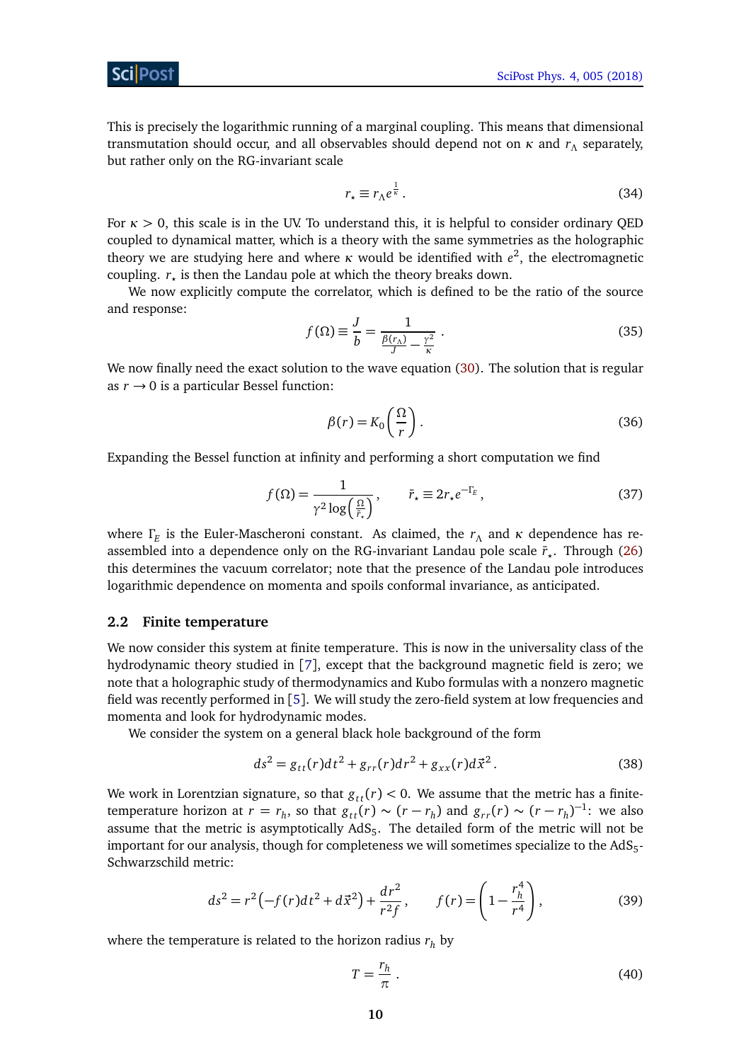This is precisely the logarithmic running of a marginal coupling. This means that dimensional transmutation should occur, and all observables should depend not on $\kappa$ and $r_\Lambda$ separately, but rather only on the RG-invariant scale

$$r_\star \equiv r_\Lambda e^{\frac{1}{\kappa}}. \tag{34}$$

For $\kappa > 0$, this scale is in the UV. To understand this, it is helpful to consider ordinary QED coupled to dynamical matter, which is a theory with the same symmetries as the holographic theory we are studying here and where $\kappa$ would be identified with $e^2$, the electromagnetic coupling. $r_\star$ is then the Landau pole at which the theory breaks down.

We now explicitly compute the correlator, which is defined to be the ratio of the source and response:

$$f(\Omega) \equiv \frac{J}{b} = \frac{1}{\frac{\beta(r_\Lambda)}{J} - \frac{\gamma^2}{\kappa}}. \tag{35}$$

We now finally need the exact solution to the wave equation (30). The solution that is regular as $r \to 0$ is a particular Bessel function:

$$\beta(r) = K_0\left(\frac{\Omega}{r}\right). \tag{36}$$

Expanding the Bessel function at infinity and performing a short computation we find

$$f(\Omega) = \frac{1}{\gamma^2 \log\left(\frac{\Omega}{\bar{r}_\star}\right)}, \qquad \bar{r}_\star \equiv 2r_\star e^{-\Gamma_E}, \tag{37}$$

where $\Gamma_E$ is the Euler-Mascheroni constant. As claimed, the $r_\Lambda$ and $\kappa$ dependence has reassembled into a dependence only on the RG-invariant Landau pole scale $\bar{r}_\star$. Through (26) this determines the vacuum correlator; note that the presence of the Landau pole introduces logarithmic dependence on momenta and spoils conformal invariance, as anticipated.

### 2.2 Finite temperature

We now consider this system at finite temperature. This is now in the universality class of the hydrodynamic theory studied in [7], except that the background magnetic field is zero; we note that a holographic study of thermodynamics and Kubo formulas with a nonzero magnetic field was recently performed in [5]. We will study the zero-field system at low frequencies and momenta and look for hydrodynamic modes.

We consider the system on a general black hole background of the form

$$ds^2 = g_{tt}(r)dt^2 + g_{rr}(r)dr^2 + g_{xx}(r)d\vec{x}^2. \tag{38}$$

We work in Lorentzian signature, so that $g_{tt}(r) < 0$. We assume that the metric has a finite-temperature horizon at $r = r_h$, so that $g_{tt}(r) \sim (r - r_h)$ and $g_{rr}(r) \sim (r - r_h)^{-1}$: we also assume that the metric is asymptotically $AdS_5$. The detailed form of the metric will not be important for our analysis, though for completeness we will sometimes specialize to the $AdS_5$-Schwarzschild metric:

$$ds^2 = r^2\left(-f(r)dt^2 + d\vec{x}^2\right) + \frac{dr^2}{r^2 f}, \qquad f(r) = \left(1 - \frac{r_h^4}{r^4}\right), \tag{39}$$

where the temperature is related to the horizon radius $r_h$ by

$$T = \frac{r_h}{\pi}. \tag{40}$$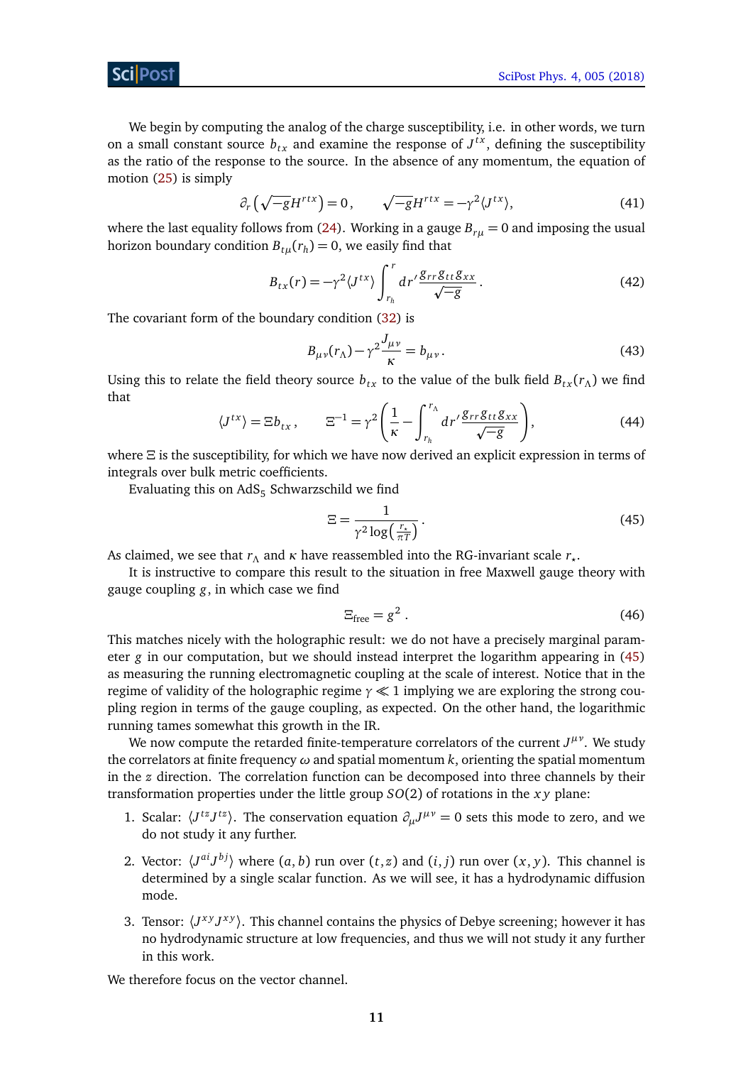We begin by computing the analog of the charge susceptibility, i.e. in other words, we turn on a small constant source $b_{tx}$ and examine the response of $J^{tx}$, defining the susceptibility as the ratio of the response to the source. In the absence of any momentum, the equation of motion (25) is simply

$$\partial_r \left(\sqrt{-g} H^{rtx}\right) = 0 \,, \qquad \sqrt{-g} H^{rtx} = -\gamma^2 \langle J^{tx} \rangle, \tag{41}$$

where the last equality follows from (24). Working in a gauge $B_{r\mu} = 0$ and imposing the usual horizon boundary condition $B_{t\mu}(r_h) = 0$, we easily find that

$$B_{tx}(r) = -\gamma^2 \langle J^{tx} \rangle \int_{r_h}^{r} dr' \frac{g_{rr} g_{tt} g_{xx}}{\sqrt{-g}} \,. \tag{42}$$

The covariant form of the boundary condition (32) is

$$B_{\mu\nu}(r_\Lambda) - \gamma^2 \frac{J_{\mu\nu}}{\kappa} = b_{\mu\nu} \,. \tag{43}$$

Using this to relate the field theory source $b_{tx}$ to the value of the bulk field $B_{tx}(r_\Lambda)$ we find that

$$\langle J^{tx} \rangle = \Xi b_{tx} \,, \qquad \Xi^{-1} = \gamma^2 \left( \frac{1}{\kappa} - \int_{r_h}^{r_\Lambda} dr' \frac{g_{rr} g_{tt} g_{xx}}{\sqrt{-g}} \right), \tag{44}$$

where $\Xi$ is the susceptibility, for which we have now derived an explicit expression in terms of integrals over bulk metric coefficients.

Evaluating this on AdS$_5$ Schwarzschild we find

$$\Xi = \frac{1}{\gamma^2 \log\left(\frac{r_\star}{\pi T}\right)} \,. \tag{45}$$

As claimed, we see that $r_\Lambda$ and $\kappa$ have reassembled into the RG-invariant scale $r_\star$.

It is instructive to compare this result to the situation in free Maxwell gauge theory with gauge coupling $g$, in which case we find

$$\Xi_{\text{free}} = g^2 \,. \tag{46}$$

This matches nicely with the holographic result: we do not have a precisely marginal parameter $g$ in our computation, but we should instead interpret the logarithm appearing in (45) as measuring the running electromagnetic coupling at the scale of interest. Notice that in the regime of validity of the holographic regime $\gamma \ll 1$ implying we are exploring the strong coupling region in terms of the gauge coupling, as expected. On the other hand, the logarithmic running tames somewhat this growth in the IR.

We now compute the retarded finite-temperature correlators of the current $J^{\mu\nu}$. We study the correlators at finite frequency $\omega$ and spatial momentum $k$, orienting the spatial momentum in the $z$ direction. The correlation function can be decomposed into three channels by their transformation properties under the little group $SO(2)$ of rotations in the $xy$ plane:

1. Scalar: $\langle J^{tz} J^{tz} \rangle$. The conservation equation $\partial_\mu J^{\mu\nu} = 0$ sets this mode to zero, and we do not study it any further.
2. Vector: $\langle J^{ai} J^{bj} \rangle$ where $(a,b)$ run over $(t,z)$ and $(i,j)$ run over $(x,y)$. This channel is determined by a single scalar function. As we will see, it has a hydrodynamic diffusion mode.
3. Tensor: $\langle J^{xy} J^{xy} \rangle$. This channel contains the physics of Debye screening; however it has no hydrodynamic structure at low frequencies, and thus we will not study it any further in this work.

We therefore focus on the vector channel.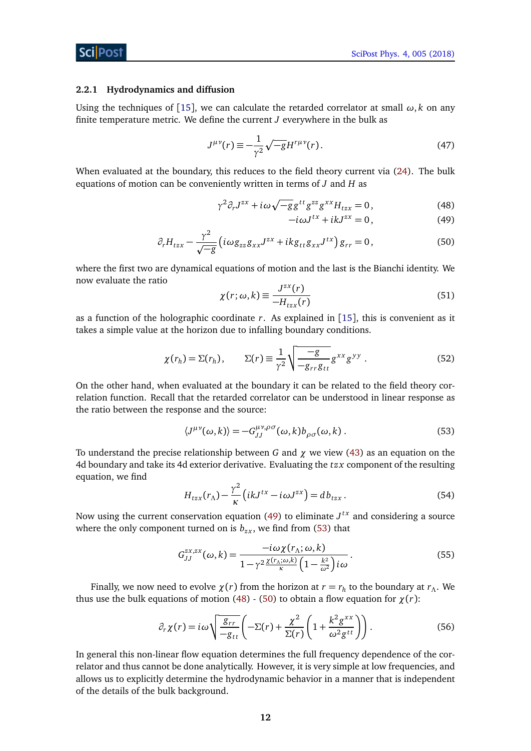#### 2.2.1 Hydrodynamics and diffusion

Using the techniques of [15], we can calculate the retarded correlator at small $\omega, k$ on any finite temperature metric. We define the current $J$ everywhere in the bulk as

$$J^{\mu\nu}(r) \equiv -\frac{1}{\gamma^2}\sqrt{-g}H^{r\mu\nu}(r)\,. \tag{47}$$

When evaluated at the boundary, this reduces to the field theory current via (24). The bulk equations of motion can be conveniently written in terms of $J$ and $H$ as

$$\gamma^2\partial_r J^{zx} + i\omega\sqrt{-g}g^{tt}g^{zz}g^{xx}H_{tzx} = 0\,, \tag{48}$$

$$-i\omega J^{tx} + ikJ^{zx} = 0\,, \tag{49}$$

$$\partial_r H_{tzx} - \frac{\gamma^2}{\sqrt{-g}}\left(i\omega g_{zz}g_{xx}J^{zx} + ikg_{tt}g_{xx}J^{tx}\right)g_{rr} = 0\,, \tag{50}$$

where the first two are dynamical equations of motion and the last is the Bianchi identity. We now evaluate the ratio

$$\chi(r;\omega,k) \equiv \frac{J^{zx}(r)}{-H_{tzx}(r)} \tag{51}$$

as a function of the holographic coordinate $r$. As explained in [15], this is convenient as it takes a simple value at the horizon due to infalling boundary conditions.

$$\chi(r_h) = \Sigma(r_h)\,, \qquad \Sigma(r) \equiv \frac{1}{\gamma^2}\sqrt{\frac{-g}{-g_{rr}g_{tt}}}g^{xx}g^{yy}\,. \tag{52}$$

On the other hand, when evaluated at the boundary it can be related to the field theory correlation function. Recall that the retarded correlator can be understood in linear response as the ratio between the response and the source:

$$\langle J^{\mu\nu}(\omega,k)\rangle = -G_{JJ}^{\mu\nu,\rho\sigma}(\omega,k)b_{\rho\sigma}(\omega,k)\,. \tag{53}$$

To understand the precise relationship between $G$ and $\chi$ we view (43) as an equation on the 4d boundary and take its 4d exterior derivative. Evaluating the $tzx$ component of the resulting equation, we find

$$H_{tzx}(r_\Lambda) - \frac{\gamma^2}{\kappa}\left(ikJ^{tx} - i\omega J^{zx}\right) = db_{tzx}\,. \tag{54}$$

Now using the current conservation equation (49) to eliminate $J^{tx}$ and considering a source where the only component turned on is $b_{zx}$, we find from (53) that

$$G_{JJ}^{zx,zx}(\omega,k) = \frac{-i\omega\chi(r_\Lambda;\omega,k)}{1-\gamma^2\frac{\chi(r_\Lambda;\omega,k)}{\kappa}\left(1-\frac{k^2}{\omega^2}\right)i\omega}\,. \tag{55}$$

Finally, we now need to evolve $\chi(r)$ from the horizon at $r = r_h$ to the boundary at $r_\Lambda$. We thus use the bulk equations of motion (48) - (50) to obtain a flow equation for $\chi(r)$:

$$\partial_r\chi(r) = i\omega\sqrt{\frac{g_{rr}}{-g_{tt}}}\left(-\Sigma(r) + \frac{\chi^2}{\Sigma(r)}\left(1+\frac{k^2g^{xx}}{\omega^2g^{tt}}\right)\right)\,. \tag{56}$$

In general this non-linear flow equation determines the full frequency dependence of the correlator and thus cannot be done analytically. However, it is very simple at low frequencies, and allows us to explicitly determine the hydrodynamic behavior in a manner that is independent of the details of the bulk background.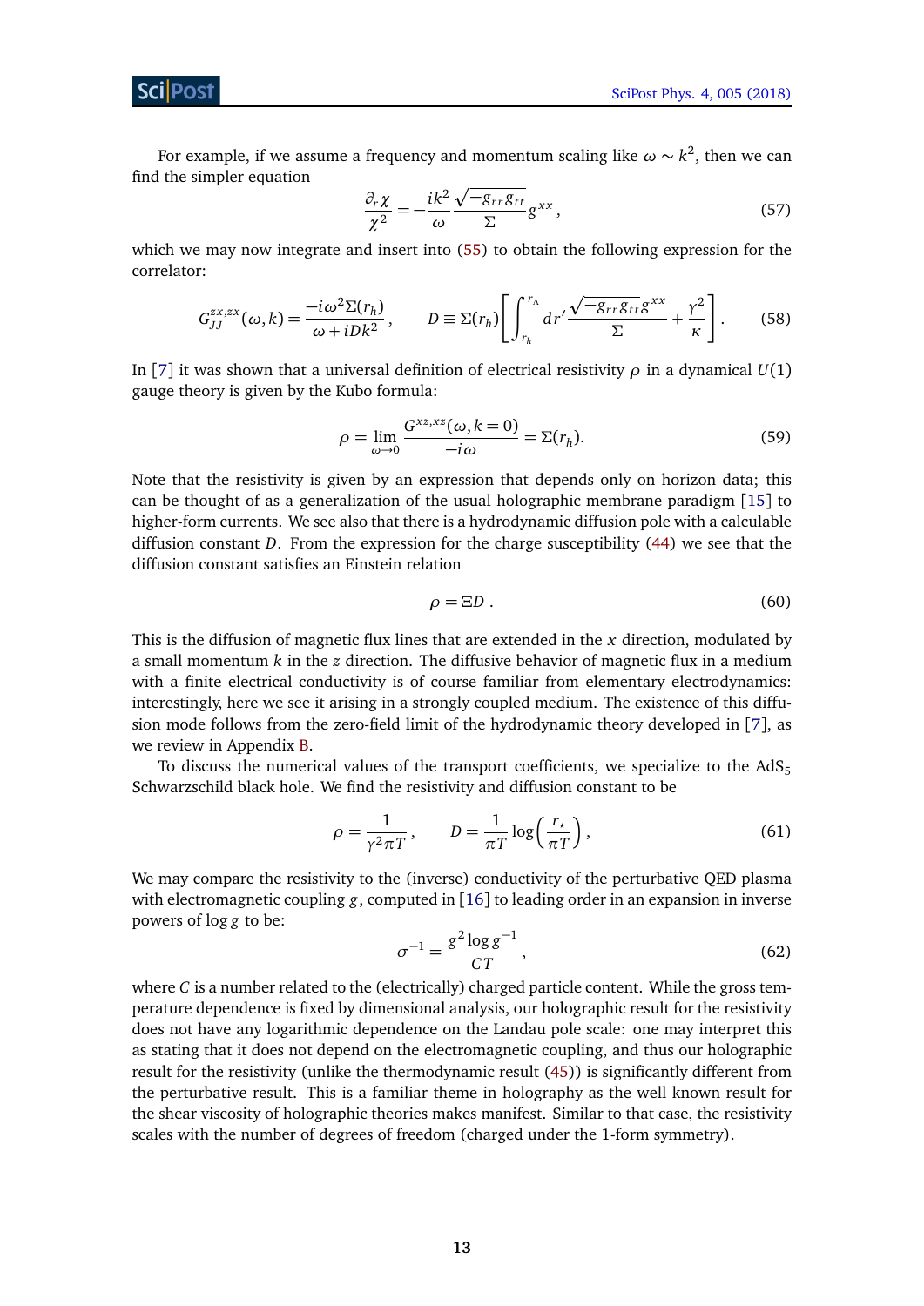For example, if we assume a frequency and momentum scaling like $\omega \sim k^2$, then we can find the simpler equation

$$\frac{\partial_r \chi}{\chi^2} = -\frac{ik^2}{\omega}\frac{\sqrt{-g_{rr}g_{tt}}}{\Sigma} g^{xx}\,, \tag{57}$$

which we may now integrate and insert into (55) to obtain the following expression for the correlator:

$$G_{JJ}^{zx,zx}(\omega,k) = \frac{-i\omega^2 \Sigma(r_h)}{\omega + iDk^2}\,, \qquad D \equiv \Sigma(r_h)\left[\int_{r_h}^{r_\Lambda} dr' \frac{\sqrt{-g_{rr}g_{tt}}g^{xx}}{\Sigma} + \frac{\gamma^2}{\kappa}\right]. \tag{58}$$

In [7] it was shown that a universal definition of electrical resistivity $\rho$ in a dynamical $U(1)$ gauge theory is given by the Kubo formula:

$$\rho = \lim_{\omega\to 0} \frac{G^{xz,xz}(\omega, k=0)}{-i\omega} = \Sigma(r_h). \tag{59}$$

Note that the resistivity is given by an expression that depends only on horizon data; this can be thought of as a generalization of the usual holographic membrane paradigm [15] to higher-form currents. We see also that there is a hydrodynamic diffusion pole with a calculable diffusion constant $D$. From the expression for the charge susceptibility (44) we see that the diffusion constant satisfies an Einstein relation

$$\rho = \Xi D\,. \tag{60}$$

This is the diffusion of magnetic flux lines that are extended in the $x$ direction, modulated by a small momentum $k$ in the $z$ direction. The diffusive behavior of magnetic flux in a medium with a finite electrical conductivity is of course familiar from elementary electrodynamics: interestingly, here we see it arising in a strongly coupled medium. The existence of this diffusion mode follows from the zero-field limit of the hydrodynamic theory developed in [7], as we review in Appendix B.

To discuss the numerical values of the transport coefficients, we specialize to the AdS$_5$ Schwarzschild black hole. We find the resistivity and diffusion constant to be

$$\rho = \frac{1}{\gamma^2 \pi T}\,, \qquad D = \frac{1}{\pi T}\log\left(\frac{r_\star}{\pi T}\right), \tag{61}$$

We may compare the resistivity to the (inverse) conductivity of the perturbative QED plasma with electromagnetic coupling $g$, computed in [16] to leading order in an expansion in inverse powers of $\log g$ to be:

$$\sigma^{-1} = \frac{g^2 \log g^{-1}}{CT}\,, \tag{62}$$

where $C$ is a number related to the (electrically) charged particle content. While the gross temperature dependence is fixed by dimensional analysis, our holographic result for the resistivity does not have any logarithmic dependence on the Landau pole scale: one may interpret this as stating that it does not depend on the electromagnetic coupling, and thus our holographic result for the resistivity (unlike the thermodynamic result (45)) is significantly different from the perturbative result. This is a familiar theme in holography as the well known result for the shear viscosity of holographic theories makes manifest. Similar to that case, the resistivity scales with the number of degrees of freedom (charged under the 1-form symmetry).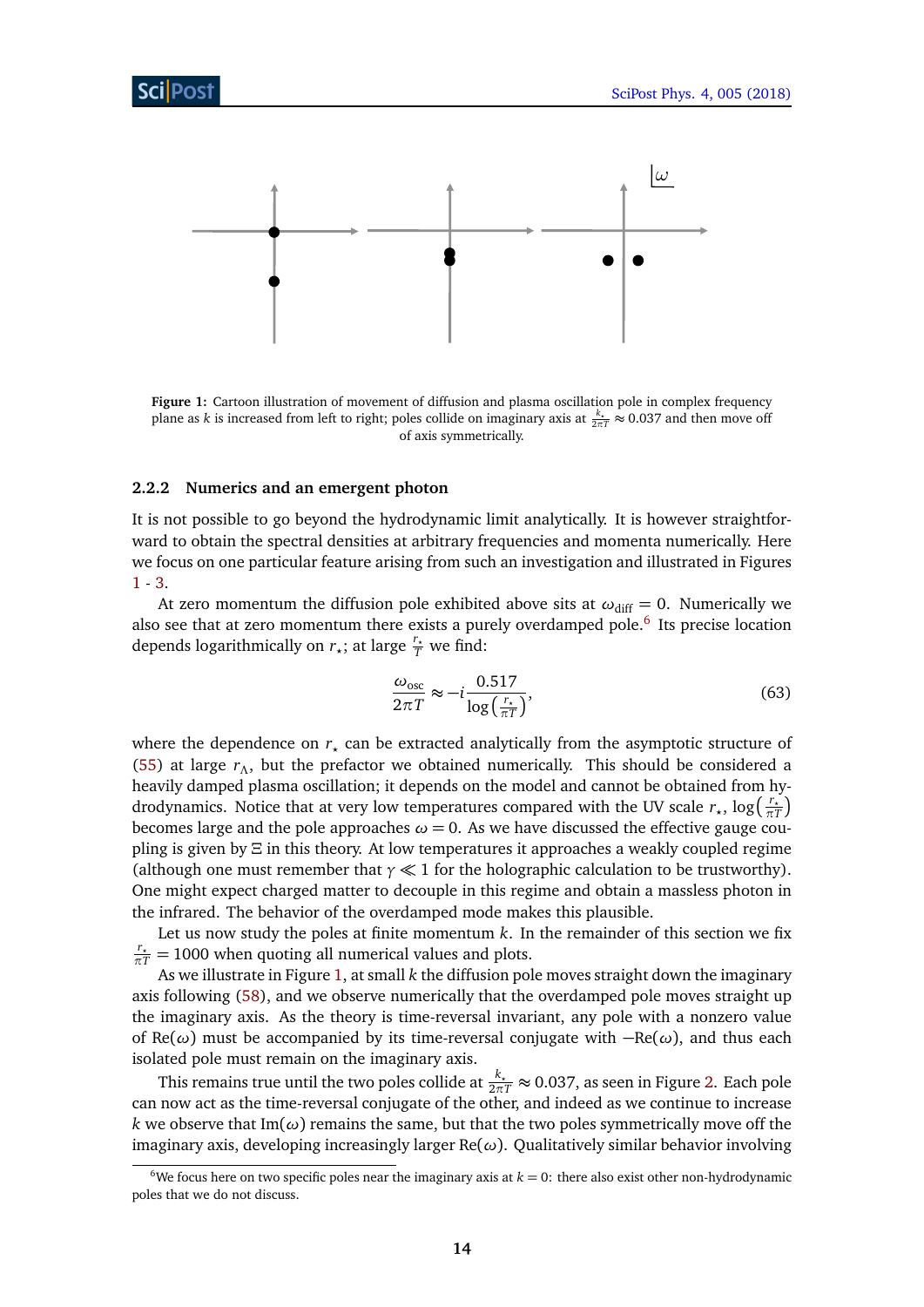Figure 1: Cartoon illustration of movement of diffusion and plasma oscillation pole in complex frequency plane as $k$ is increased from left to right; poles collide on imaginary axis at $\frac{k_\star}{2\pi T} \approx 0.037$ and then move off of axis symmetrically.

#### 2.2.2 Numerics and an emergent photon

It is not possible to go beyond the hydrodynamic limit analytically. It is however straightforward to obtain the spectral densities at arbitrary frequencies and momenta numerically. Here we focus on one particular feature arising from such an investigation and illustrated in Figures 1 - 3.

At zero momentum the diffusion pole exhibited above sits at $\omega_{\text{diff}} = 0$. Numerically we also see that at zero momentum there exists a purely overdamped pole.[6] Its precise location depends logarithmically on $r_\star$; at large $\frac{r_\star}{T}$ we find:

$$\frac{\omega_{\text{osc}}}{2\pi T} \approx -i\frac{0.517}{\log\left(\frac{r_\star}{\pi T}\right)}, \tag{63}$$

where the dependence on $r_\star$ can be extracted analytically from the asymptotic structure of (55) at large $r_\Lambda$, but the prefactor we obtained numerically. This should be considered a heavily damped plasma oscillation; it depends on the model and cannot be obtained from hydrodynamics. Notice that at very low temperatures compared with the UV scale $r_\star$, $\log\left(\frac{r_\star}{\pi T}\right)$ becomes large and the pole approaches $\omega = 0$. As we have discussed the effective gauge coupling is given by $\Xi$ in this theory. At low temperatures it approaches a weakly coupled regime (although one must remember that $\gamma \ll 1$ for the holographic calculation to be trustworthy). One might expect charged matter to decouple in this regime and obtain a massless photon in the infrared. The behavior of the overdamped mode makes this plausible.

Let us now study the poles at finite momentum $k$. In the remainder of this section we fix $\frac{r_\star}{\pi T} = 1000$ when quoting all numerical values and plots.

As we illustrate in Figure 1, at small $k$ the diffusion pole moves straight down the imaginary axis following (58), and we observe numerically that the overdamped pole moves straight up the imaginary axis. As the theory is time-reversal invariant, any pole with a nonzero value of $\text{Re}(\omega)$ must be accompanied by its time-reversal conjugate with $-\text{Re}(\omega)$, and thus each isolated pole must remain on the imaginary axis.

This remains true until the two poles collide at $\frac{k_\star}{2\pi T} \approx 0.037$, as seen in Figure 2. Each pole can now act as the time-reversal conjugate of the other, and indeed as we continue to increase $k$ we observe that $\text{Im}(\omega)$ remains the same, but that the two poles symmetrically move off the imaginary axis, developing increasingly larger $\text{Re}(\omega)$. Qualitatively similar behavior involving

[6] We focus here on two specific poles near the imaginary axis at $k = 0$: there also exist other non-hydrodynamic poles that we do not discuss.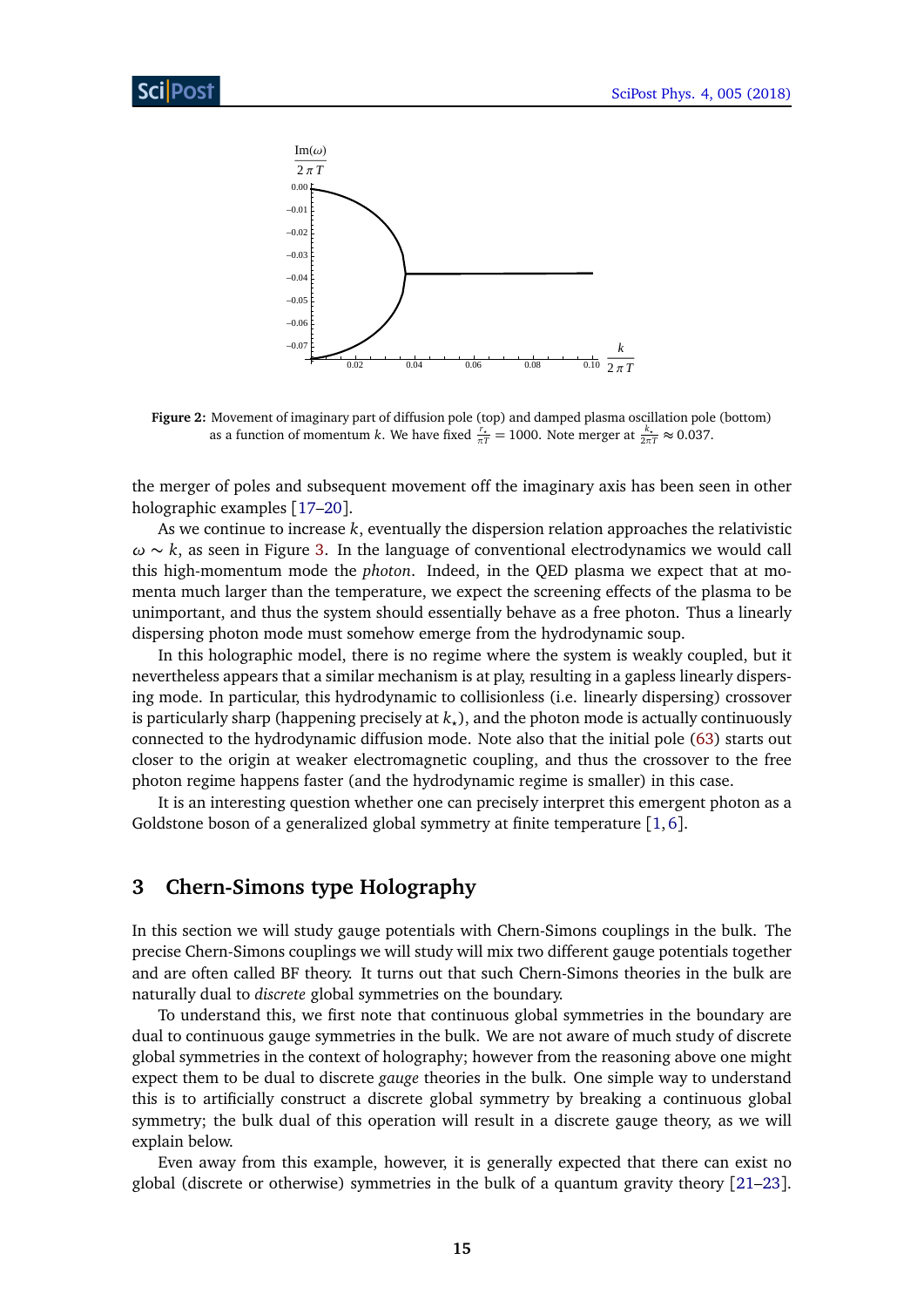**Figure 2:** Movement of imaginary part of diffusion pole (top) and damped plasma oscillation pole (bottom) as a function of momentum $k$. We have fixed $\frac{r_*}{\pi T} = 1000$. Note merger at $\frac{k_*}{2\pi T} \approx 0.037$.

the merger of poles and subsequent movement off the imaginary axis has been seen in other holographic examples [17–20].

As we continue to increase $k$, eventually the dispersion relation approaches the relativistic $\omega \sim k$, as seen in Figure 3. In the language of conventional electrodynamics we would call this high-momentum mode the *photon*. Indeed, in the QED plasma we expect that at momenta much larger than the temperature, we expect the screening effects of the plasma to be unimportant, and thus the system should essentially behave as a free photon. Thus a linearly dispersing photon mode must somehow emerge from the hydrodynamic soup.

In this holographic model, there is no regime where the system is weakly coupled, but it nevertheless appears that a similar mechanism is at play, resulting in a gapless linearly dispersing mode. In particular, this hydrodynamic to collisionless (i.e. linearly dispersing) crossover is particularly sharp (happening precisely at $k_\star$), and the photon mode is actually continuously connected to the hydrodynamic diffusion mode. Note also that the initial pole (63) starts out closer to the origin at weaker electromagnetic coupling, and thus the crossover to the free photon regime happens faster (and the hydrodynamic regime is smaller) in this case.

It is an interesting question whether one can precisely interpret this emergent photon as a Goldstone boson of a generalized global symmetry at finite temperature [1,6].

# 3 Chern-Simons type Holography

In this section we will study gauge potentials with Chern-Simons couplings in the bulk. The precise Chern-Simons couplings we will study will mix two different gauge potentials together and are often called BF theory. It turns out that such Chern-Simons theories in the bulk are naturally dual to *discrete* global symmetries on the boundary.

To understand this, we first note that continuous global symmetries in the boundary are dual to continuous gauge symmetries in the bulk. We are not aware of much study of discrete global symmetries in the context of holography; however from the reasoning above one might expect them to be dual to discrete *gauge* theories in the bulk. One simple way to understand this is to artificially construct a discrete global symmetry by breaking a continuous global symmetry; the bulk dual of this operation will result in a discrete gauge theory, as we will explain below.

Even away from this example, however, it is generally expected that there can exist no global (discrete or otherwise) symmetries in the bulk of a quantum gravity theory [21–23].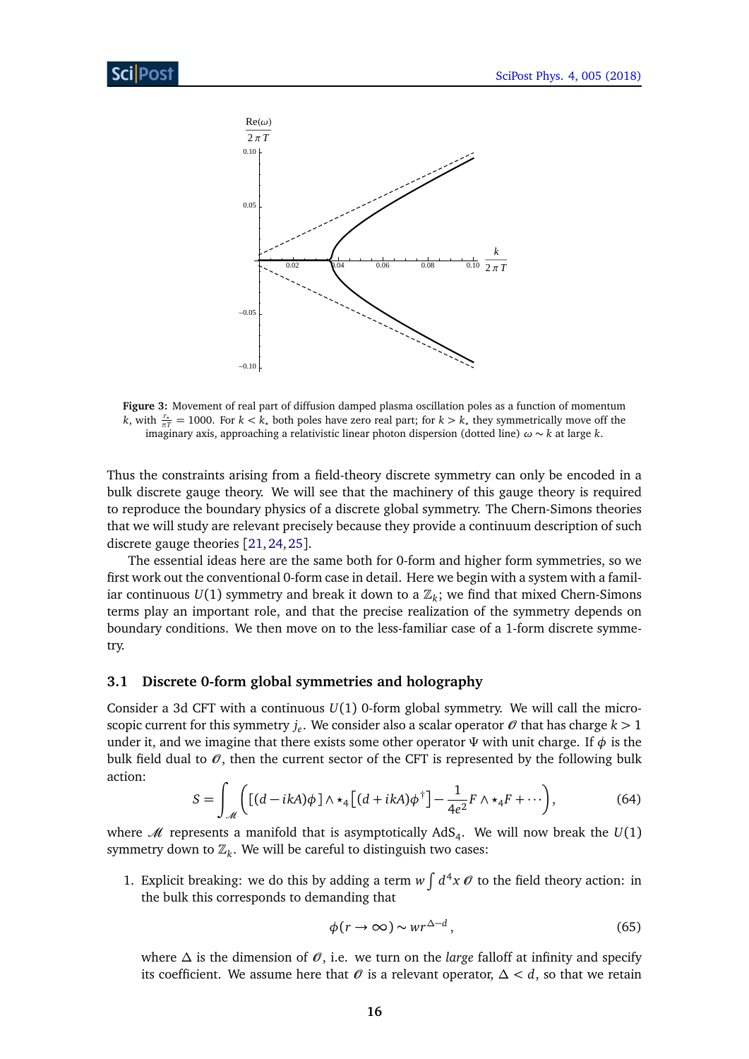**Figure 3:** Movement of real part of diffusion damped plasma oscillation poles as a function of momentum $k$, with $\frac{r_c}{\pi T} = 1000$. For $k < k_\star$ both poles have zero real part; for $k > k_\star$ they symmetrically move off the imaginary axis, approaching a relativistic linear photon dispersion (dotted line) $\omega \sim k$ at large $k$.

Thus the constraints arising from a field-theory discrete symmetry can only be encoded in a bulk discrete gauge theory. We will see that the machinery of this gauge theory is required to reproduce the boundary physics of a discrete global symmetry. The Chern-Simons theories that we will study are relevant precisely because they provide a continuum description of such discrete gauge theories [21, 24, 25].

The essential ideas here are the same both for 0-form and higher form symmetries, so we first work out the conventional 0-form case in detail. Here we begin with a system with a familiar continuous $U(1)$ symmetry and break it down to a $\mathbb{Z}_k$; we find that mixed Chern-Simons terms play an important role, and that the precise realization of the symmetry depends on boundary conditions. We then move on to the less-familiar case of a 1-form discrete symmetry.

### 3.1 Discrete 0-form global symmetries and holography

Consider a 3d CFT with a continuous $U(1)$ 0-form global symmetry. We will call the microscopic current for this symmetry $j_e$. We consider also a scalar operator $\mathcal{O}$ that has charge $k > 1$ under it, and we imagine that there exists some other operator $\Psi$ with unit charge. If $\phi$ is the bulk field dual to $\mathcal{O}$, then the current sector of the CFT is represented by the following bulk action:

$$S = \int_{\mathcal{M}} \left( [(d - ikA)\phi] \wedge \star_4 \left[(d + ikA)\phi^\dagger\right] - \frac{1}{4e^2} F \wedge \star_4 F + \cdots \right), \tag{64}$$

where $\mathcal{M}$ represents a manifold that is asymptotically AdS$_4$. We will now break the $U(1)$ symmetry down to $\mathbb{Z}_k$. We will be careful to distinguish two cases:

1. Explicit breaking: we do this by adding a term $w \int d^4x\, \mathcal{O}$ to the field theory action: in the bulk this corresponds to demanding that

$$\phi(r \to \infty) \sim w r^{\Delta - d}, \tag{65}$$

where $\Delta$ is the dimension of $\mathcal{O}$, i.e. we turn on the *large* falloff at infinity and specify its coefficient. We assume here that $\mathcal{O}$ is a relevant operator, $\Delta < d$, so that we retain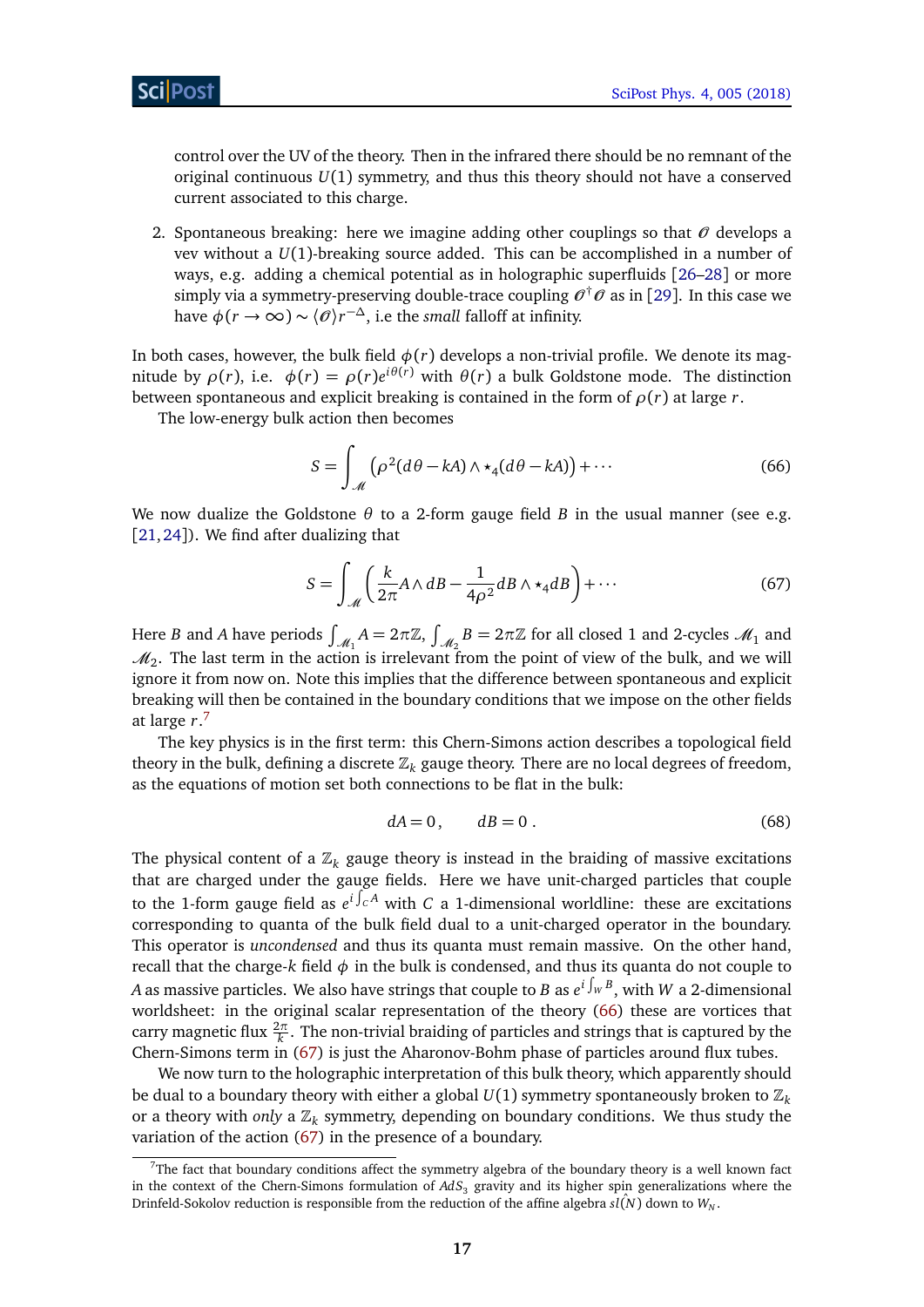control over the UV of the theory. Then in the infrared there should be no remnant of the original continuous $U(1)$ symmetry, and thus this theory should not have a conserved current associated to this charge.

2. Spontaneous breaking: here we imagine adding other couplings so that $\mathcal{O}$ develops a vev without a $U(1)$-breaking source added. This can be accomplished in a number of ways, e.g. adding a chemical potential as in holographic superfluids [26–28] or more simply via a symmetry-preserving double-trace coupling $\mathcal{O}^\dagger \mathcal{O}$ as in [29]. In this case we have $\phi(r \to \infty) \sim \langle \mathcal{O} \rangle r^{-\Delta}$, i.e the *small* falloff at infinity.

In both cases, however, the bulk field $\phi(r)$ develops a non-trivial profile. We denote its magnitude by $\rho(r)$, i.e. $\phi(r) = \rho(r) e^{i\theta(r)}$ with $\theta(r)$ a bulk Goldstone mode. The distinction between spontaneous and explicit breaking is contained in the form of $\rho(r)$ at large $r$.

The low-energy bulk action then becomes

$$S = \int_{\mathcal{M}} \left( \rho^2 (d\theta - kA) \wedge \star_4 (d\theta - kA) \right) + \cdots \tag{66}$$

We now dualize the Goldstone $\theta$ to a 2-form gauge field $B$ in the usual manner (see e.g. [21,24]). We find after dualizing that

$$S = \int_{\mathcal{M}} \left( \frac{k}{2\pi} A \wedge dB - \frac{1}{4\rho^2} dB \wedge \star_4 dB \right) + \cdots \tag{67}$$

Here $B$ and $A$ have periods $\int_{\mathcal{M}_1} A = 2\pi\mathbb{Z}$, $\int_{\mathcal{M}_2} B = 2\pi\mathbb{Z}$ for all closed 1 and 2-cycles $\mathcal{M}_1$ and $\mathcal{M}_2$. The last term in the action is irrelevant from the point of view of the bulk, and we will ignore it from now on. Note this implies that the difference between spontaneous and explicit breaking will then be contained in the boundary conditions that we impose on the other fields at large $r$.[7]

The key physics is in the first term: this Chern-Simons action describes a topological field theory in the bulk, defining a discrete $\mathbb{Z}_k$ gauge theory. There are no local degrees of freedom, as the equations of motion set both connections to be flat in the bulk:

$$dA = 0, \qquad dB = 0\,. \tag{68}$$

The physical content of a $\mathbb{Z}_k$ gauge theory is instead in the braiding of massive excitations that are charged under the gauge fields. Here we have unit-charged particles that couple to the 1-form gauge field as $e^{i\int_C A}$ with $C$ a 1-dimensional worldline: these are excitations corresponding to quanta of the bulk field dual to a unit-charged operator in the boundary. This operator is *uncondensed* and thus its quanta must remain massive. On the other hand, recall that the charge-$k$ field $\phi$ in the bulk is condensed, and thus its quanta do not couple to $A$ as massive particles. We also have strings that couple to $B$ as $e^{i\int_W B}$, with $W$ a 2-dimensional worldsheet: in the original scalar representation of the theory (66) these are vortices that carry magnetic flux $\frac{2\pi}{k}$. The non-trivial braiding of particles and strings that is captured by the Chern-Simons term in (67) is just the Aharonov-Bohm phase of particles around flux tubes.

We now turn to the holographic interpretation of this bulk theory, which apparently should be dual to a boundary theory with either a global $U(1)$ symmetry spontaneously broken to $\mathbb{Z}_k$ or a theory with *only* a $\mathbb{Z}_k$ symmetry, depending on boundary conditions. We thus study the variation of the action (67) in the presence of a boundary.

[7] The fact that boundary conditions affect the symmetry algebra of the boundary theory is a well known fact in the context of the Chern-Simons formulation of $AdS_3$ gravity and its higher spin generalizations where the Drinfeld-Sokolov reduction is responsible from the reduction of the affine algebra $\hat{sl(N)}$ down to $W_N$.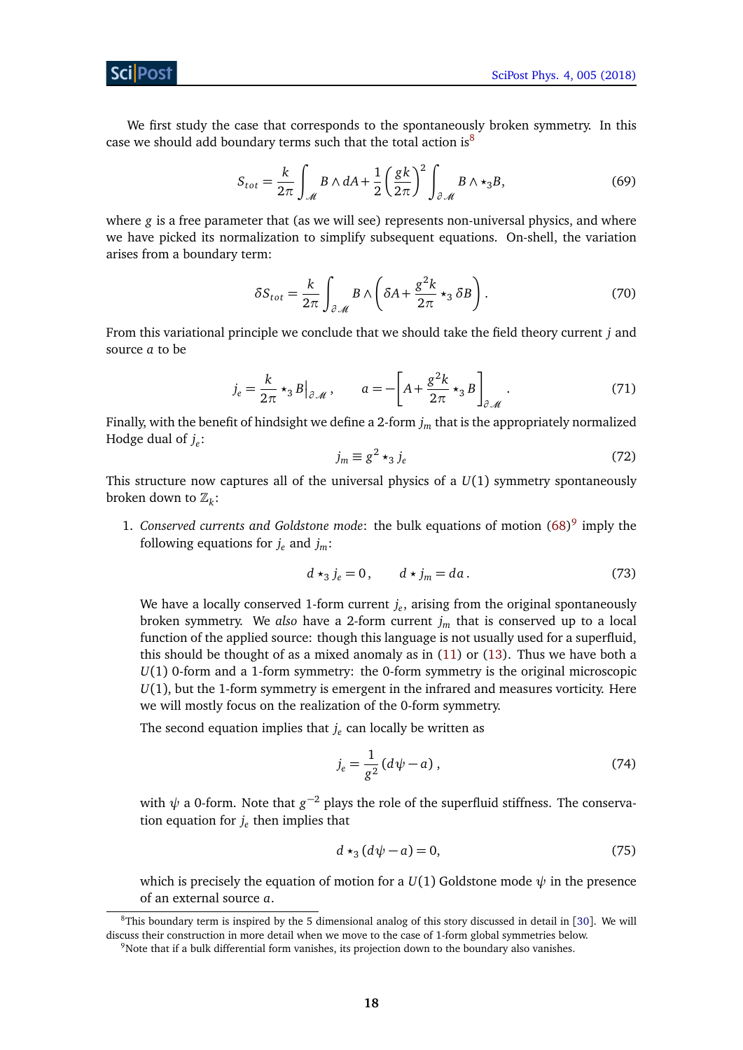We first study the case that corresponds to the spontaneously broken symmetry. In this case we should add boundary terms such that the total action is[8]

$$S_{tot} = \frac{k}{2\pi}\int_{\mathcal{M}} B\wedge dA + \frac{1}{2}\left(\frac{gk}{2\pi}\right)^2 \int_{\partial\mathcal{M}} B\wedge \star_3 B, \tag{69}$$

where $g$ is a free parameter that (as we will see) represents non-universal physics, and where we have picked its normalization to simplify subsequent equations. On-shell, the variation arises from a boundary term:

$$\delta S_{tot} = \frac{k}{2\pi}\int_{\partial\mathcal{M}} B\wedge\left(\delta A + \frac{g^2 k}{2\pi}\star_3 \delta B\right). \tag{70}$$

From this variational principle we conclude that we should take the field theory current $j$ and source $a$ to be

$$j_e = \frac{k}{2\pi}\star_3 B\big|_{\partial\mathcal{M}}, \qquad a = -\left[A + \frac{g^2 k}{2\pi}\star_3 B\right]_{\partial\mathcal{M}}. \tag{71}$$

Finally, with the benefit of hindsight we define a 2-form $j_m$ that is the appropriately normalized Hodge dual of $j_e$:

$$j_m \equiv g^2 \star_3 j_e \tag{72}$$

This structure now captures all of the universal physics of a $U(1)$ symmetry spontaneously broken down to $\mathbb{Z}_k$:

1. *Conserved currents and Goldstone mode*: the bulk equations of motion (68)[9] imply the following equations for $j_e$ and $j_m$:

   $$d\star_3 j_e = 0\,, \qquad d\star j_m = da\,. \tag{73}$$

   We have a locally conserved 1-form current $j_e$, arising from the original spontaneously broken symmetry. We *also* have a 2-form current $j_m$ that is conserved up to a local function of the applied source: though this language is not usually used for a superfluid, this should be thought of as a mixed anomaly as in (11) or (13). Thus we have both a $U(1)$ 0-form and a 1-form symmetry: the 0-form symmetry is the original microscopic $U(1)$, but the 1-form symmetry is emergent in the infrared and measures vorticity. Here we will mostly focus on the realization of the 0-form symmetry.

   The second equation implies that $j_e$ can locally be written as

   $$j_e = \frac{1}{g^2}(d\psi - a)\,, \tag{74}$$

   with $\psi$ a 0-form. Note that $g^{-2}$ plays the role of the superfluid stiffness. The conservation equation for $j_e$ then implies that

   $$d\star_3(d\psi - a) = 0, \tag{75}$$

   which is precisely the equation of motion for a $U(1)$ Goldstone mode $\psi$ in the presence of an external source $a$.

[8] This boundary term is inspired by the 5 dimensional analog of this story discussed in detail in [30]. We will discuss their construction in more detail when we move to the case of 1-form global symmetries below.

[9] Note that if a bulk differential form vanishes, its projection down to the boundary also vanishes.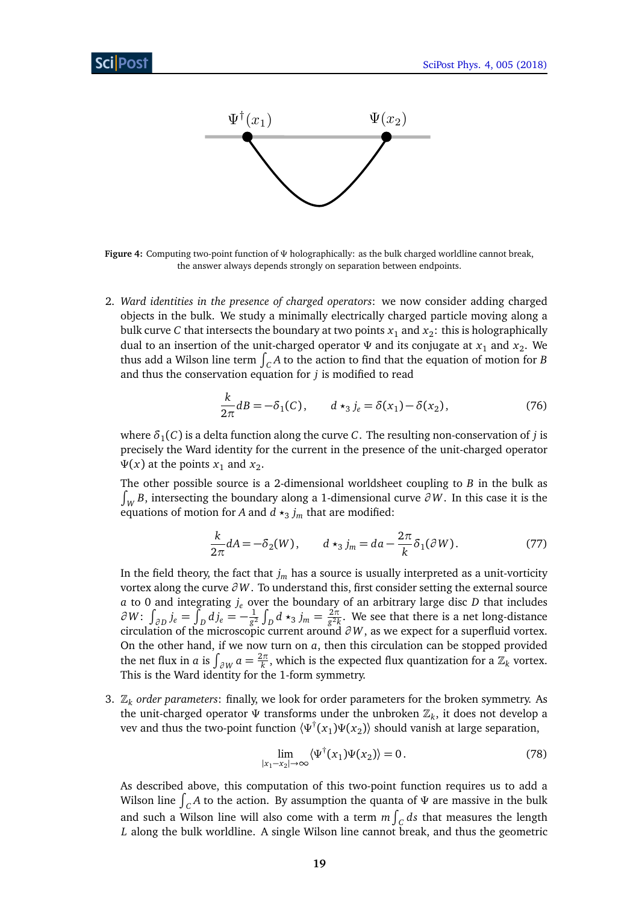**Figure 4:** Computing two-point function of $\Psi$ holographically: as the bulk charged worldline cannot break, the answer always depends strongly on separation between endpoints.

2. *Ward identities in the presence of charged operators*: we now consider adding charged objects in the bulk. We study a minimally electrically charged particle moving along a bulk curve $C$ that intersects the boundary at two points $x_1$ and $x_2$: this is holographically dual to an insertion of the unit-charged operator $\Psi$ and its conjugate at $x_1$ and $x_2$. We thus add a Wilson line term $\int_C A$ to the action to find that the equation of motion for $B$ and thus the conservation equation for $j$ is modified to read

$$\frac{k}{2\pi}dB = -\delta_1(C), \qquad d\star_3 j_e = \delta(x_1) - \delta(x_2), \tag{76}$$

where $\delta_1(C)$ is a delta function along the curve $C$. The resulting non-conservation of $j$ is precisely the Ward identity for the current in the presence of the unit-charged operator $\Psi(x)$ at the points $x_1$ and $x_2$.

The other possible source is a 2-dimensional worldsheet coupling to $B$ in the bulk as $\int_W B$, intersecting the boundary along a 1-dimensional curve $\partial W$. In this case it is the equations of motion for $A$ and $d\star_3 j_m$ that are modified:

$$\frac{k}{2\pi}dA = -\delta_2(W), \qquad d\star_3 j_m = da - \frac{2\pi}{k}\delta_1(\partial W). \tag{77}$$

In the field theory, the fact that $j_m$ has a source is usually interpreted as a unit-vorticity vortex along the curve $\partial W$. To understand this, first consider setting the external source $a$ to 0 and integrating $j_e$ over the boundary of an arbitrary large disc $D$ that includes $\partial W$: $\int_{\partial D} j_e = \int_D dj_e = -\frac{1}{g^2}\int_D d\star_3 j_m = \frac{2\pi}{g^2 k}$. We see that there is a net long-distance circulation of the microscopic current around $\partial W$, as we expect for a superfluid vortex. On the other hand, if we now turn on $a$, then this circulation can be stopped provided the net flux in $a$ is $\int_{\partial W} a = \frac{2\pi}{k}$, which is the expected flux quantization for a $\mathbb{Z}_k$ vortex. This is the Ward identity for the 1-form symmetry.

3. $\mathbb{Z}_k$ *order parameters*: finally, we look for order parameters for the broken symmetry. As the unit-charged operator $\Psi$ transforms under the unbroken $\mathbb{Z}_k$, it does not develop a vev and thus the two-point function $\langle\Psi^\dagger(x_1)\Psi(x_2)\rangle$ should vanish at large separation,

$$\lim_{|x_1-x_2|\to\infty}\langle\Psi^\dagger(x_1)\Psi(x_2)\rangle = 0\,. \tag{78}$$

As described above, this computation of this two-point function requires us to add a Wilson line $\int_C A$ to the action. By assumption the quanta of $\Psi$ are massive in the bulk and such a Wilson line will also come with a term $m\int_C ds$ that measures the length $L$ along the bulk worldline. A single Wilson line cannot break, and thus the geometric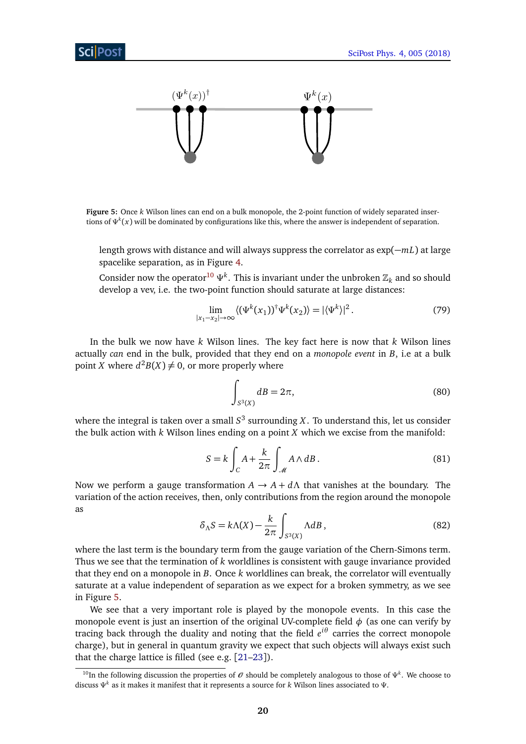Figure 5: Once $k$ Wilson lines can end on a bulk monopole, the 2-point function of widely separated insertions of $\Psi^k(x)$ will be dominated by configurations like this, where the answer is independent of separation.

length grows with distance and will always suppress the correlator as $\exp(-mL)$ at large spacelike separation, as in Figure 4.

Consider now the operator[10] $\Psi^k$. This is invariant under the unbroken $\mathbb{Z}_k$ and so should develop a vev, i.e. the two-point function should saturate at large distances:

$$\lim_{|x_1-x_2|\to\infty} \langle (\Psi^k(x_1))^\dagger \Psi^k(x_2)\rangle = |\langle \Psi^k \rangle|^2 \,. \tag{79}$$

In the bulk we now have $k$ Wilson lines. The key fact here is now that $k$ Wilson lines actually *can* end in the bulk, provided that they end on a *monopole event* in $B$, i.e at a bulk point $X$ where $d^2B(X) \neq 0$, or more properly where

$$\int_{S^3(X)} dB = 2\pi, \tag{80}$$

where the integral is taken over a small $S^3$ surrounding $X$. To understand this, let us consider the bulk action with $k$ Wilson lines ending on a point $X$ which we excise from the manifold:

$$S = k\int_C A + \frac{k}{2\pi}\int_{\mathscr{M}} A \wedge dB \,. \tag{81}$$

Now we perform a gauge transformation $A \to A + d\Lambda$ that vanishes at the boundary. The variation of the action receives, then, only contributions from the region around the monopole as

$$\delta_\Lambda S = k\Lambda(X) - \frac{k}{2\pi}\int_{S^3(X)} \Lambda dB \,, \tag{82}$$

where the last term is the boundary term from the gauge variation of the Chern-Simons term. Thus we see that the termination of $k$ worldlines is consistent with gauge invariance provided that they end on a monopole in $B$. Once $k$ worldlines can break, the correlator will eventually saturate at a value independent of separation as we expect for a broken symmetry, as we see in Figure 5.

We see that a very important role is played by the monopole events. In this case the monopole event is just an insertion of the original UV-complete field $\phi$ (as one can verify by tracing back through the duality and noting that the field $e^{i\theta}$ carries the correct monopole charge), but in general in quantum gravity we expect that such objects will always exist such that the charge lattice is filled (see e.g. [21–23]).

[10] In the following discussion the properties of $\mathcal{O}$ should be completely analogous to those of $\Psi^k$. We choose to discuss $\Psi^k$ as it makes it manifest that it represents a source for $k$ Wilson lines associated to $\Psi$.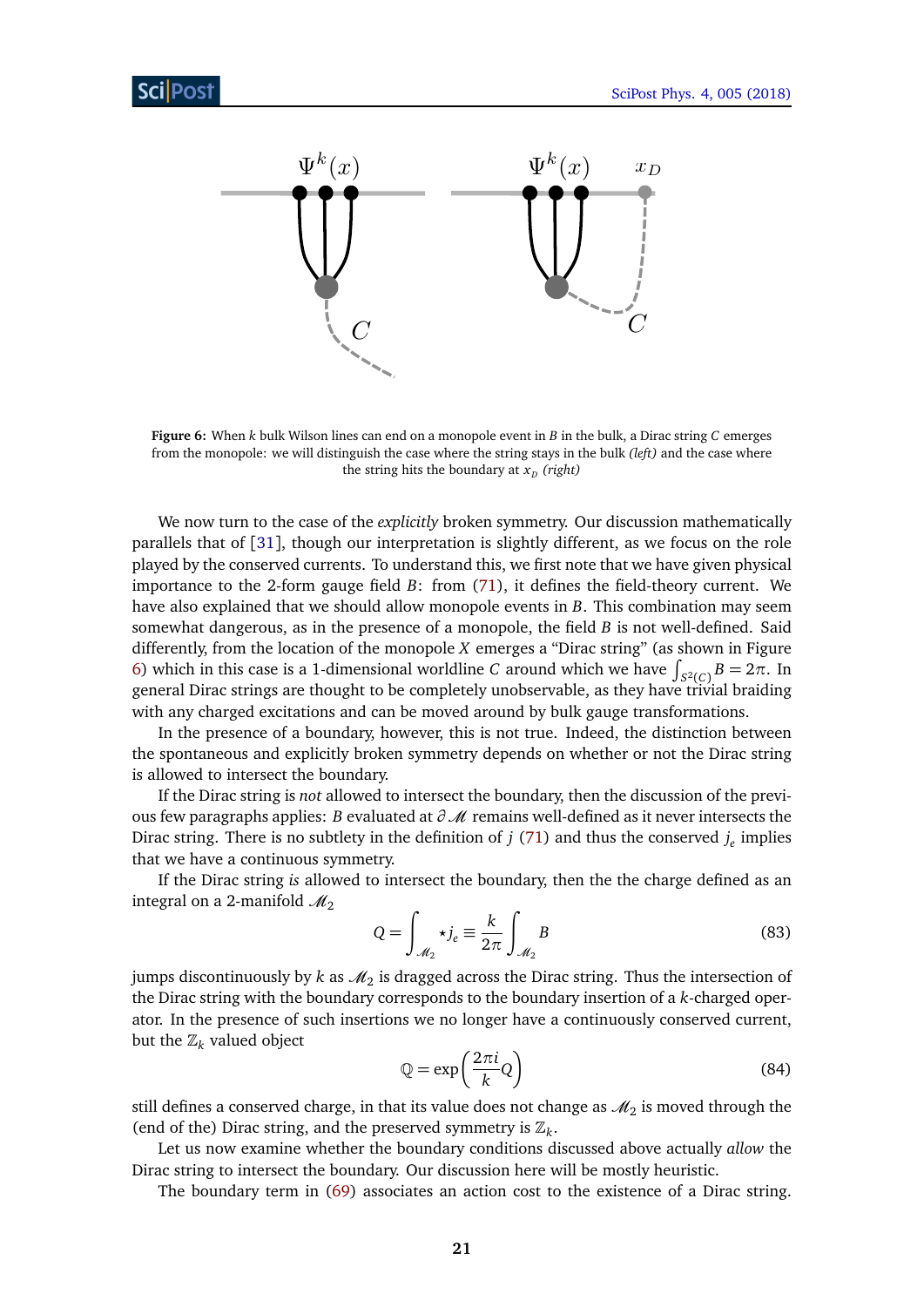**Figure 6:** When $k$ bulk Wilson lines can end on a monopole event in $B$ in the bulk, a Dirac string $C$ emerges from the monopole: we will distinguish the case where the string stays in the bulk *(left)* and the case where the string hits the boundary at $x_D$ *(right)*

We now turn to the case of the *explicitly* broken symmetry. Our discussion mathematically parallels that of [31], though our interpretation is slightly different, as we focus on the role played by the conserved currents. To understand this, we first note that we have given physical importance to the 2-form gauge field $B$: from (71), it defines the field-theory current. We have also explained that we should allow monopole events in $B$. This combination may seem somewhat dangerous, as in the presence of a monopole, the field $B$ is not well-defined. Said differently, from the location of the monopole $X$ emerges a "Dirac string" (as shown in Figure 6) which in this case is a 1-dimensional worldline $C$ around which we have $\int_{S^2(C)} B = 2\pi$. In general Dirac strings are thought to be completely unobservable, as they have trivial braiding with any charged excitations and can be moved around by bulk gauge transformations.

In the presence of a boundary, however, this is not true. Indeed, the distinction between the spontaneous and explicitly broken symmetry depends on whether or not the Dirac string is allowed to intersect the boundary.

If the Dirac string is *not* allowed to intersect the boundary, then the discussion of the previous few paragraphs applies: $B$ evaluated at $\partial \mathscr{M}$ remains well-defined as it never intersects the Dirac string. There is no subtlety in the definition of $j$ (71) and thus the conserved $j_e$ implies that we have a continuous symmetry.

If the Dirac string *is* allowed to intersect the boundary, then the the charge defined as an integral on a 2-manifold $\mathscr{M}_2$

$$
Q = \int_{\mathscr{M}_2} \star j_e \equiv \frac{k}{2\pi} \int_{\mathscr{M}_2} B \tag{83}
$$

jumps discontinuously by $k$ as $\mathscr{M}_2$ is dragged across the Dirac string. Thus the intersection of the Dirac string with the boundary corresponds to the boundary insertion of a $k$-charged operator. In the presence of such insertions we no longer have a continuously conserved current, but the $\mathbb{Z}_k$ valued object

$$
\mathbb{Q} = \exp\left(\frac{2\pi i}{k} Q\right) \tag{84}
$$

still defines a conserved charge, in that its value does not change as $\mathscr{M}_2$ is moved through the (end of the) Dirac string, and the preserved symmetry is $\mathbb{Z}_k$.

Let us now examine whether the boundary conditions discussed above actually *allow* the Dirac string to intersect the boundary. Our discussion here will be mostly heuristic.

The boundary term in (69) associates an action cost to the existence of a Dirac string.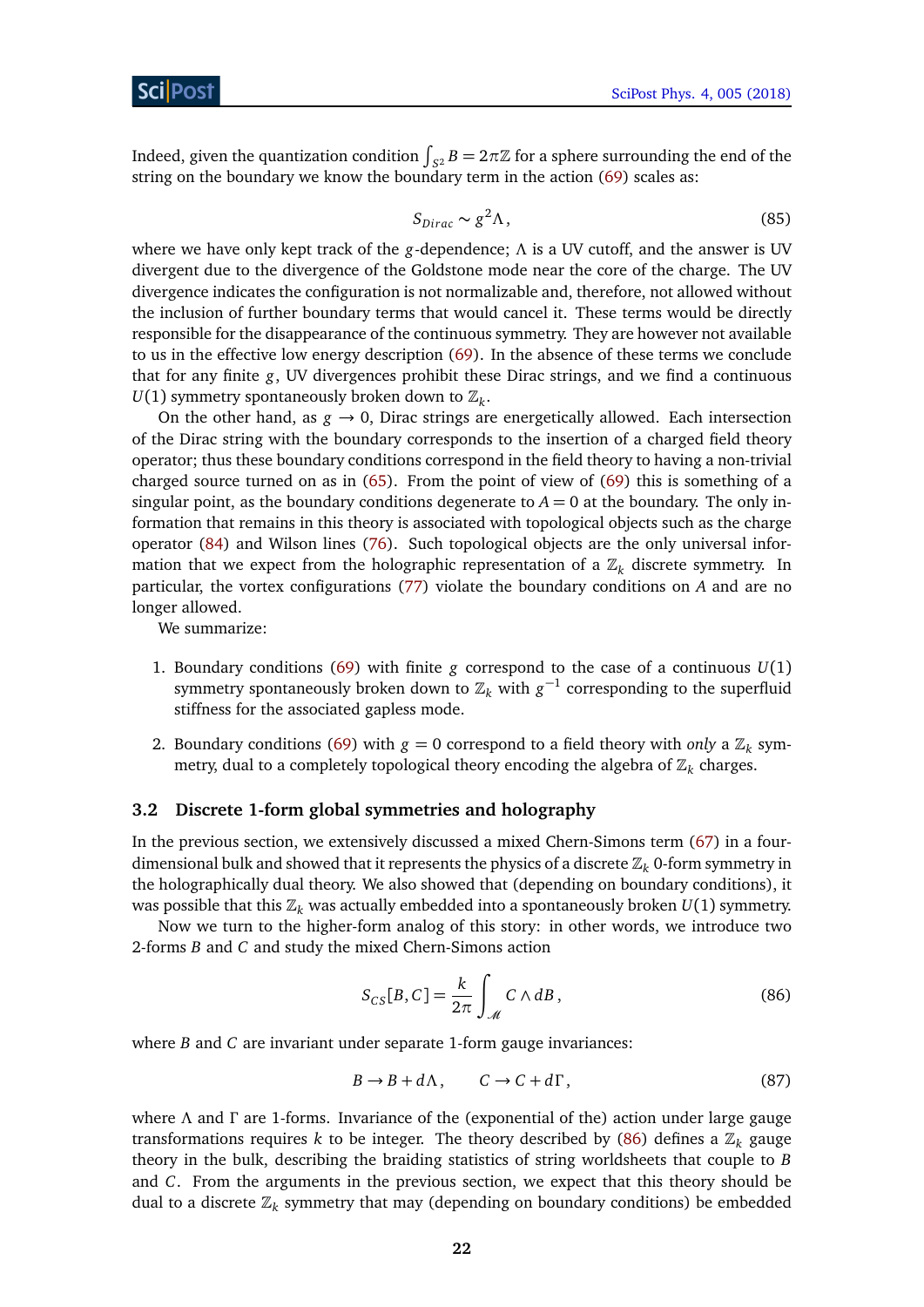Indeed, given the quantization condition $\int_{S^2} B = 2\pi\mathbb{Z}$ for a sphere surrounding the end of the string on the boundary we know the boundary term in the action (69) scales as:

$$S_{Dirac} \sim g^2 \Lambda\,, \tag{85}$$

where we have only kept track of the $g$-dependence; $\Lambda$ is a UV cutoff, and the answer is UV divergent due to the divergence of the Goldstone mode near the core of the charge. The UV divergence indicates the configuration is not normalizable and, therefore, not allowed without the inclusion of further boundary terms that would cancel it. These terms would be directly responsible for the disappearance of the continuous symmetry. They are however not available to us in the effective low energy description (69). In the absence of these terms we conclude that for any finite $g$, UV divergences prohibit these Dirac strings, and we find a continuous $U(1)$ symmetry spontaneously broken down to $\mathbb{Z}_k$.

On the other hand, as $g \to 0$, Dirac strings are energetically allowed. Each intersection of the Dirac string with the boundary corresponds to the insertion of a charged field theory operator; thus these boundary conditions correspond in the field theory to having a non-trivial charged source turned on as in (65). From the point of view of (69) this is something of a singular point, as the boundary conditions degenerate to $A = 0$ at the boundary. The only information that remains in this theory is associated with topological objects such as the charge operator (84) and Wilson lines (76). Such topological objects are the only universal information that we expect from the holographic representation of a $\mathbb{Z}_k$ discrete symmetry. In particular, the vortex configurations (77) violate the boundary conditions on $A$ and are no longer allowed.

We summarize:

1. Boundary conditions (69) with finite $g$ correspond to the case of a continuous $U(1)$ symmetry spontaneously broken down to $\mathbb{Z}_k$ with $g^{-1}$ corresponding to the superfluid stiffness for the associated gapless mode.

2. Boundary conditions (69) with $g = 0$ correspond to a field theory with *only* a $\mathbb{Z}_k$ symmetry, dual to a completely topological theory encoding the algebra of $\mathbb{Z}_k$ charges.

### 3.2 Discrete 1-form global symmetries and holography

In the previous section, we extensively discussed a mixed Chern-Simons term (67) in a four-dimensional bulk and showed that it represents the physics of a discrete $\mathbb{Z}_k$ 0-form symmetry in the holographically dual theory. We also showed that (depending on boundary conditions), it was possible that this $\mathbb{Z}_k$ was actually embedded into a spontaneously broken $U(1)$ symmetry.

Now we turn to the higher-form analog of this story: in other words, we introduce two 2-forms $B$ and $C$ and study the mixed Chern-Simons action

$$S_{CS}[B,C] = \frac{k}{2\pi}\int_{\mathcal{M}} C \wedge dB\,, \tag{86}$$

where $B$ and $C$ are invariant under separate 1-form gauge invariances:

$$B \to B + d\Lambda\,, \qquad C \to C + d\Gamma\,, \tag{87}$$

where $\Lambda$ and $\Gamma$ are 1-forms. Invariance of the (exponential of the) action under large gauge transformations requires $k$ to be integer. The theory described by (86) defines a $\mathbb{Z}_k$ gauge theory in the bulk, describing the braiding statistics of string worldsheets that couple to $B$ and $C$. From the arguments in the previous section, we expect that this theory should be dual to a discrete $\mathbb{Z}_k$ symmetry that may (depending on boundary conditions) be embedded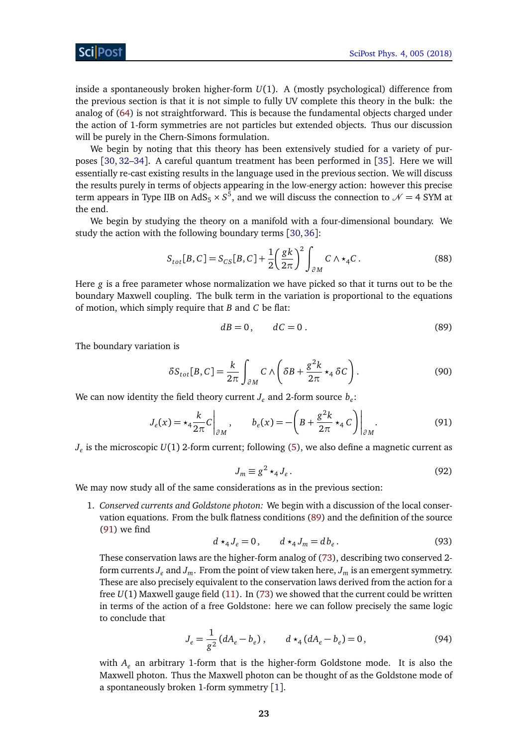inside a spontaneously broken higher-form $U(1)$. A (mostly psychological) difference from the previous section is that it is not simple to fully UV complete this theory in the bulk: the analog of (64) is not straightforward. This is because the fundamental objects charged under the action of 1-form symmetries are not particles but extended objects. Thus our discussion will be purely in the Chern-Simons formulation.

We begin by noting that this theory has been extensively studied for a variety of purposes [30, 32–34]. A careful quantum treatment has been performed in [35]. Here we will essentially re-cast existing results in the language used in the previous section. We will discuss the results purely in terms of objects appearing in the low-energy action: however this precise term appears in Type IIB on $\mathrm{AdS}_5 \times S^5$, and we will discuss the connection to $\mathcal{N}=4$ SYM at the end.

We begin by studying the theory on a manifold with a four-dimensional boundary. We study the action with the following boundary terms [30, 36]:

$$S_{tot}[B,C] = S_{CS}[B,C] + \frac{1}{2}\left(\frac{gk}{2\pi}\right)^2 \int_{\partial M} C \wedge \star_4 C\,. \tag{88}$$

Here $g$ is a free parameter whose normalization we have picked so that it turns out to be the boundary Maxwell coupling. The bulk term in the variation is proportional to the equations of motion, which simply require that $B$ and $C$ be flat:

$$dB = 0\,, \qquad dC = 0\,. \tag{89}$$

The boundary variation is

$$\delta S_{tot}[B,C] = \frac{k}{2\pi}\int_{\partial M} C \wedge \left(\delta B + \frac{g^2 k}{2\pi} \star_4 \delta C\right). \tag{90}$$

We can now identity the field theory current $J_e$ and 2-form source $b_e$:

$$J_e(x) = \star_4 \frac{k}{2\pi} C\Big|_{\partial M}\,, \qquad b_e(x) = -\left(B + \frac{g^2 k}{2\pi}\star_4 C\right)\Big|_{\partial M}. \tag{91}$$

$J_e$ is the microscopic $U(1)$ 2-form current; following (5), we also define a magnetic current as

$$J_m \equiv g^2 \star_4 J_e\,. \tag{92}$$

We may now study all of the same considerations as in the previous section:

1. *Conserved currents and Goldstone photon:* We begin with a discussion of the local conservation equations. From the bulk flatness conditions (89) and the definition of the source (91) we find

$$d\star_4 J_e = 0\,, \qquad d\star_4 J_m = db_e\,. \tag{93}$$

These conservation laws are the higher-form analog of (73), describing two conserved 2-form currents $J_e$ and $J_m$. From the point of view taken here, $J_m$ is an emergent symmetry. These are also precisely equivalent to the conservation laws derived from the action for a free $U(1)$ Maxwell gauge field (11). In (73) we showed that the current could be written in terms of the action of a free Goldstone: here we can follow precisely the same logic to conclude that

$$J_e = \frac{1}{g^2}(dA_e - b_e)\,, \qquad d\star_4(dA_e - b_e) = 0\,, \tag{94}$$

with $A_e$ an arbitrary 1-form that is the higher-form Goldstone mode. It is also the Maxwell photon. Thus the Maxwell photon can be thought of as the Goldstone mode of a spontaneously broken 1-form symmetry [1].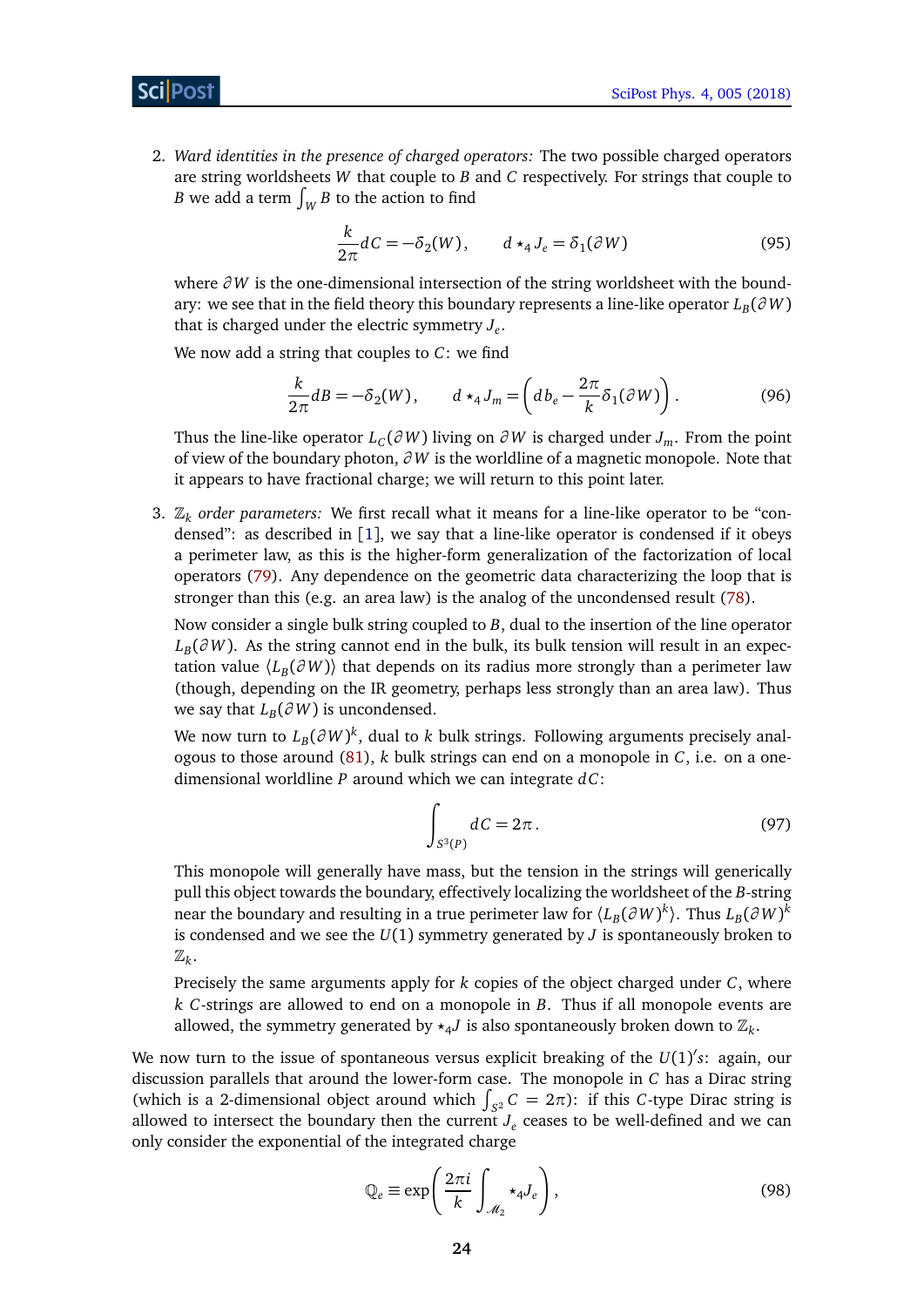2. *Ward identities in the presence of charged operators:* The two possible charged operators are string worldsheets $W$ that couple to $B$ and $C$ respectively. For strings that couple to $B$ we add a term $\int_W B$ to the action to find

$$\frac{k}{2\pi}dC = -\delta_2(W), \qquad d\star_4 J_e = \delta_1(\partial W) \tag{95}$$

where $\partial W$ is the one-dimensional intersection of the string worldsheet with the boundary: we see that in the field theory this boundary represents a line-like operator $L_B(\partial W)$ that is charged under the electric symmetry $J_e$.

We now add a string that couples to $C$: we find

$$\frac{k}{2\pi}dB = -\delta_2(W), \qquad d\star_4 J_m = \left(db_e - \frac{2\pi}{k}\delta_1(\partial W)\right). \tag{96}$$

Thus the line-like operator $L_C(\partial W)$ living on $\partial W$ is charged under $J_m$. From the point of view of the boundary photon, $\partial W$ is the worldline of a magnetic monopole. Note that it appears to have fractional charge; we will return to this point later.

3. *$\mathbb{Z}_k$ order parameters:* We first recall what it means for a line-like operator to be "condensed": as described in [1], we say that a line-like operator is condensed if it obeys a perimeter law, as this is the higher-form generalization of the factorization of local operators (79). Any dependence on the geometric data characterizing the loop that is stronger than this (e.g. an area law) is the analog of the uncondensed result (78).

Now consider a single bulk string coupled to $B$, dual to the insertion of the line operator $L_B(\partial W)$. As the string cannot end in the bulk, its bulk tension will result in an expectation value $\langle L_B(\partial W)\rangle$ that depends on its radius more strongly than a perimeter law (though, depending on the IR geometry, perhaps less strongly than an area law). Thus we say that $L_B(\partial W)$ is uncondensed.

We now turn to $L_B(\partial W)^k$, dual to $k$ bulk strings. Following arguments precisely analogous to those around (81), $k$ bulk strings can end on a monopole in $C$, i.e. on a one-dimensional worldline $P$ around which we can integrate $dC$:

$$\int_{S^3(P)} dC = 2\pi\,. \tag{97}$$

This monopole will generally have mass, but the tension in the strings will generically pull this object towards the boundary, effectively localizing the worldsheet of the $B$-string near the boundary and resulting in a true perimeter law for $\langle L_B(\partial W)^k\rangle$. Thus $L_B(\partial W)^k$ is condensed and we see the $U(1)$ symmetry generated by $J$ is spontaneously broken to $\mathbb{Z}_k$.

Precisely the same arguments apply for $k$ copies of the object charged under $C$, where $k$ $C$-strings are allowed to end on a monopole in $B$. Thus if all monopole events are allowed, the symmetry generated by $\star_4 J$ is also spontaneously broken down to $\mathbb{Z}_k$.

We now turn to the issue of spontaneous versus explicit breaking of the $U(1)'s$: again, our discussion parallels that around the lower-form case. The monopole in $C$ has a Dirac string (which is a 2-dimensional object around which $\int_{S^2} C = 2\pi$): if this $C$-type Dirac string is allowed to intersect the boundary then the current $J_e$ ceases to be well-defined and we can only consider the exponential of the integrated charge

$$\mathbb{Q}_e \equiv \exp\left(\frac{2\pi i}{k}\int_{\mathcal{M}_2}\star_4 J_e\right), \tag{98}$$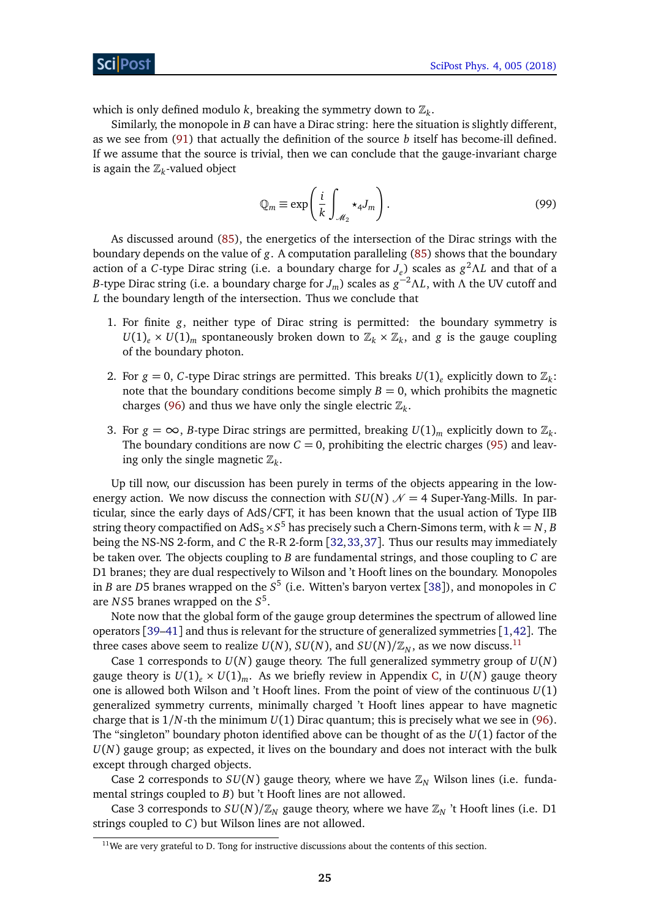which is only defined modulo $k$, breaking the symmetry down to $\mathbb{Z}_k$.

Similarly, the monopole in $B$ can have a Dirac string: here the situation is slightly different, as we see from (91) that actually the definition of the source $b$ itself has become-ill defined. If we assume that the source is trivial, then we can conclude that the gauge-invariant charge is again the $\mathbb{Z}_k$-valued object

$$\mathbb{Q}_m \equiv \exp\left(\frac{i}{k}\int_{\mathcal{M}_2} \star_4 J_m\right). \tag{99}$$

As discussed around (85), the energetics of the intersection of the Dirac strings with the boundary depends on the value of $g$. A computation paralleling (85) shows that the boundary action of a $C$-type Dirac string (i.e. a boundary charge for $J_e$) scales as $g^2\Lambda L$ and that of a $B$-type Dirac string (i.e. a boundary charge for $J_m$) scales as $g^{-2}\Lambda L$, with $\Lambda$ the UV cutoff and $L$ the boundary length of the intersection. Thus we conclude that

1. For finite $g$, neither type of Dirac string is permitted: the boundary symmetry is $U(1)_e \times U(1)_m$ spontaneously broken down to $\mathbb{Z}_k \times \mathbb{Z}_k$, and $g$ is the gauge coupling of the boundary photon.
2. For $g = 0$, $C$-type Dirac strings are permitted. This breaks $U(1)_e$ explicitly down to $\mathbb{Z}_k$: note that the boundary conditions become simply $B = 0$, which prohibits the magnetic charges (96) and thus we have only the single electric $\mathbb{Z}_k$.
3. For $g = \infty$, $B$-type Dirac strings are permitted, breaking $U(1)_m$ explicitly down to $\mathbb{Z}_k$. The boundary conditions are now $C = 0$, prohibiting the electric charges (95) and leaving only the single magnetic $\mathbb{Z}_k$.

Up till now, our discussion has been purely in terms of the objects appearing in the low-energy action. We now discuss the connection with $SU(N)$ $\mathcal{N} = 4$ Super-Yang-Mills. In particular, since the early days of AdS/CFT, it has been known that the usual action of Type IIB string theory compactified on $\mathrm{AdS}_5 \times S^5$ has precisely such a Chern-Simons term, with $k = N$, $B$ being the NS-NS 2-form, and $C$ the R-R 2-form [32,33,37]. Thus our results may immediately be taken over. The objects coupling to $B$ are fundamental strings, and those coupling to $C$ are D1 branes; they are dual respectively to Wilson and 't Hooft lines on the boundary. Monopoles in $B$ are $D5$ branes wrapped on the $S^5$ (i.e. Witten's baryon vertex [38]), and monopoles in $C$ are $NS5$ branes wrapped on the $S^5$.

Note now that the global form of the gauge group determines the spectrum of allowed line operators [39–41] and thus is relevant for the structure of generalized symmetries [1,42]. The three cases above seem to realize $U(N)$, $SU(N)$, and $SU(N)/\mathbb{Z}_N$, as we now discuss.[11]

Case 1 corresponds to $U(N)$ gauge theory. The full generalized symmetry group of $U(N)$ gauge theory is $U(1)_e \times U(1)_m$. As we briefly review in Appendix C, in $U(N)$ gauge theory one is allowed both Wilson and 't Hooft lines. From the point of view of the continuous $U(1)$ generalized symmetry currents, minimally charged 't Hooft lines appear to have magnetic charge that is $1/N$-th the minimum $U(1)$ Dirac quantum; this is precisely what we see in (96). The "singleton" boundary photon identified above can be thought of as the $U(1)$ factor of the $U(N)$ gauge group; as expected, it lives on the boundary and does not interact with the bulk except through charged objects.

Case 2 corresponds to $SU(N)$ gauge theory, where we have $\mathbb{Z}_N$ Wilson lines (i.e. fundamental strings coupled to $B$) but 't Hooft lines are not allowed.

Case 3 corresponds to $SU(N)/\mathbb{Z}_N$ gauge theory, where we have $\mathbb{Z}_N$ 't Hooft lines (i.e. D1 strings coupled to $C$) but Wilson lines are not allowed.

[11] We are very grateful to D. Tong for instructive discussions about the contents of this section.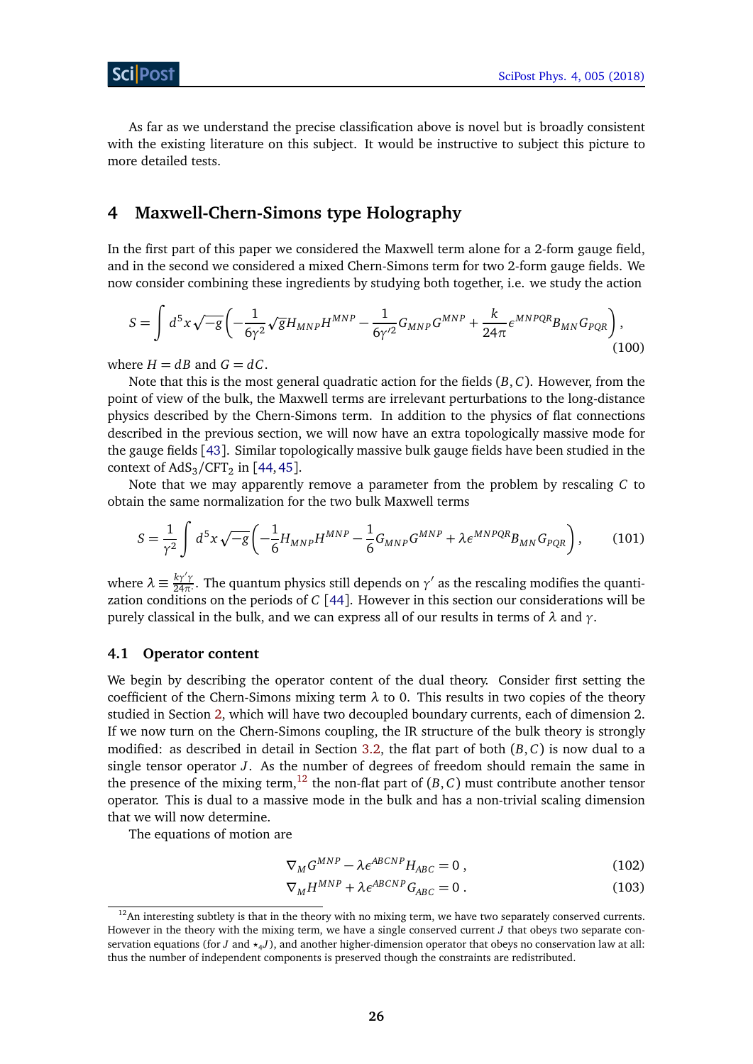As far as we understand the precise classification above is novel but is broadly consistent with the existing literature on this subject. It would be instructive to subject this picture to more detailed tests.

## 4 Maxwell-Chern-Simons type Holography

In the first part of this paper we considered the Maxwell term alone for a 2-form gauge field, and in the second we considered a mixed Chern-Simons term for two 2-form gauge fields. We now consider combining these ingredients by studying both together, i.e. we study the action

$$S = \int d^5x \sqrt{-g}\left(-\frac{1}{6\gamma^2}\sqrt{g}H_{MNP}H^{MNP} - \frac{1}{6\gamma'^2}G_{MNP}G^{MNP} + \frac{k}{24\pi}\epsilon^{MNPQR}B_{MN}G_{PQR}\right), \tag{100}$$

where $H = dB$ and $G = dC$.

Note that this is the most general quadratic action for the fields $(B, C)$. However, from the point of view of the bulk, the Maxwell terms are irrelevant perturbations to the long-distance physics described by the Chern-Simons term. In addition to the physics of flat connections described in the previous section, we will now have an extra topologically massive mode for the gauge fields [43]. Similar topologically massive bulk gauge fields have been studied in the context of $\mathrm{AdS}_3/\mathrm{CFT}_2$ in [44, 45].

Note that we may apparently remove a parameter from the problem by rescaling $C$ to obtain the same normalization for the two bulk Maxwell terms

$$S = \frac{1}{\gamma^2}\int d^5x \sqrt{-g}\left(-\frac{1}{6}H_{MNP}H^{MNP} - \frac{1}{6}G_{MNP}G^{MNP} + \lambda\epsilon^{MNPQR}B_{MN}G_{PQR}\right), \tag{101}$$

where $\lambda \equiv \frac{k\gamma'\gamma}{24\pi}$. The quantum physics still depends on $\gamma'$ as the rescaling modifies the quantization conditions on the periods of $C$ [44]. However in this section our considerations will be purely classical in the bulk, and we can express all of our results in terms of $\lambda$ and $\gamma$.

### 4.1 Operator content

We begin by describing the operator content of the dual theory. Consider first setting the coefficient of the Chern-Simons mixing term $\lambda$ to 0. This results in two copies of the theory studied in Section 2, which will have two decoupled boundary currents, each of dimension 2. If we now turn on the Chern-Simons coupling, the IR structure of the bulk theory is strongly modified: as described in detail in Section 3.2, the flat part of both $(B, C)$ is now dual to a single tensor operator $J$. As the number of degrees of freedom should remain the same in the presence of the mixing term,[12] the non-flat part of $(B, C)$ must contribute another tensor operator. This is dual to a massive mode in the bulk and has a non-trivial scaling dimension that we will now determine.

The equations of motion are

$$\nabla_M G^{MNP} - \lambda\epsilon^{ABCNP}H_{ABC} = 0\,, \tag{102}$$

$$\nabla_M H^{MNP} + \lambda\epsilon^{ABCNP}G_{ABC} = 0\,. \tag{103}$$

[12] An interesting subtlety is that in the theory with no mixing term, we have two separately conserved currents. However in the theory with the mixing term, we have a single conserved current $J$ that obeys two separate conservation equations (for $J$ and $\star_4 J$), and another higher-dimension operator that obeys no conservation law at all: thus the number of independent components is preserved though the constraints are redistributed.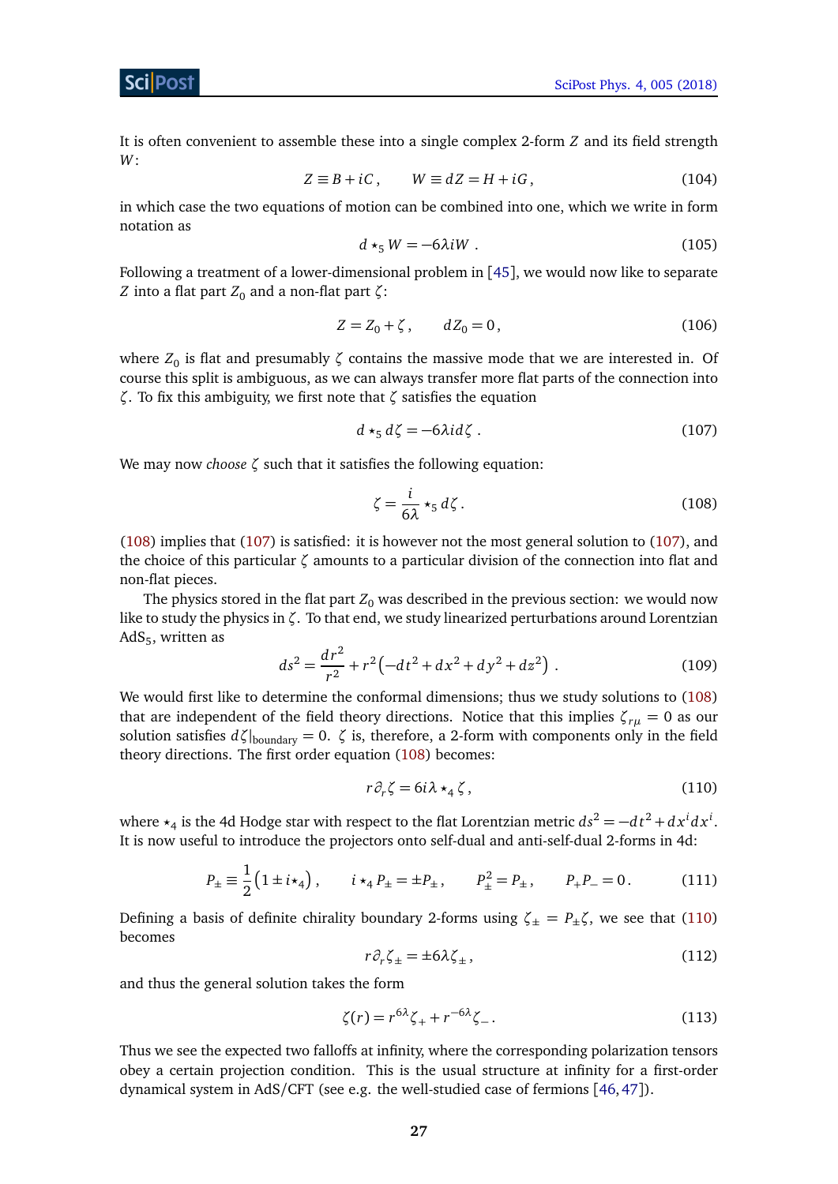It is often convenient to assemble these into a single complex 2-form $Z$ and its field strength $W$:

$$Z \equiv B + iC\,, \qquad W \equiv dZ = H + iG\,, \tag{104}$$

in which case the two equations of motion can be combined into one, which we write in form notation as

$$d \star_5 W = -6\lambda i W\ . \tag{105}$$

Following a treatment of a lower-dimensional problem in [45], we would now like to separate $Z$ into a flat part $Z_0$ and a non-flat part $\zeta$:

$$Z = Z_0 + \zeta\,, \qquad dZ_0 = 0\,, \tag{106}$$

where $Z_0$ is flat and presumably $\zeta$ contains the massive mode that we are interested in. Of course this split is ambiguous, as we can always transfer more flat parts of the connection into $\zeta$. To fix this ambiguity, we first note that $\zeta$ satisfies the equation

$$d \star_5 d\zeta = -6\lambda i d\zeta\ . \tag{107}$$

We may now *choose* $\zeta$ such that it satisfies the following equation:

$$\zeta = \frac{i}{6\lambda} \star_5 d\zeta\,. \tag{108}$$

(108) implies that (107) is satisfied: it is however not the most general solution to (107), and the choice of this particular $\zeta$ amounts to a particular division of the connection into flat and non-flat pieces.

The physics stored in the flat part $Z_0$ was described in the previous section: we would now like to study the physics in $\zeta$. To that end, we study linearized perturbations around Lorentzian AdS$_5$, written as

$$ds^2 = \frac{dr^2}{r^2} + r^2\left(-dt^2 + dx^2 + dy^2 + dz^2\right)\ . \tag{109}$$

We would first like to determine the conformal dimensions; thus we study solutions to (108) that are independent of the field theory directions. Notice that this implies $\zeta_{r\mu} = 0$ as our solution satisfies $d\zeta|_{\text{boundary}} = 0$. $\zeta$ is, therefore, a 2-form with components only in the field theory directions. The first order equation (108) becomes:

$$r\partial_r \zeta = 6i\lambda \star_4 \zeta\,, \tag{110}$$

where $\star_4$ is the 4d Hodge star with respect to the flat Lorentzian metric $ds^2 = -dt^2 + dx^i dx^i$. It is now useful to introduce the projectors onto self-dual and anti-self-dual 2-forms in 4d:

$$P_\pm \equiv \frac{1}{2}\left(1 \pm i\star_4\right)\,, \qquad i\star_4 P_\pm = \pm P_\pm\,, \qquad P_\pm^2 = P_\pm\,, \qquad P_+P_- = 0\,. \tag{111}$$

Defining a basis of definite chirality boundary 2-forms using $\zeta_\pm = P_\pm \zeta$, we see that (110) becomes

$$r\partial_r \zeta_\pm = \pm 6\lambda \zeta_\pm\,, \tag{112}$$

and thus the general solution takes the form

$$\zeta(r) = r^{6\lambda}\zeta_+ + r^{-6\lambda}\zeta_-\,. \tag{113}$$

Thus we see the expected two falloffs at infinity, where the corresponding polarization tensors obey a certain projection condition. This is the usual structure at infinity for a first-order dynamical system in AdS/CFT (see e.g. the well-studied case of fermions [46,47]).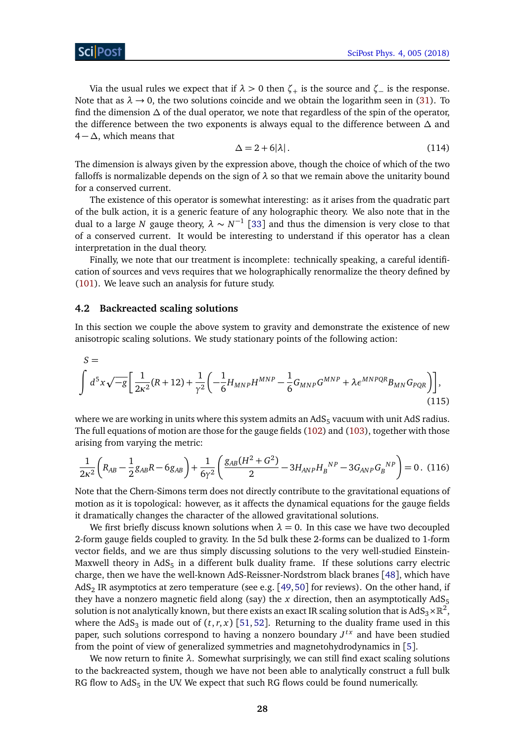Via the usual rules we expect that if $\lambda > 0$ then $\zeta_+$ is the source and $\zeta_-$ is the response. Note that as $\lambda \to 0$, the two solutions coincide and we obtain the logarithm seen in (31). To find the dimension $\Delta$ of the dual operator, we note that regardless of the spin of the operator, the difference between the two exponents is always equal to the difference between $\Delta$ and $4 - \Delta$, which means that

$$\Delta = 2 + 6|\lambda| \,. \tag{114}$$

The dimension is always given by the expression above, though the choice of which of the two falloffs is normalizable depends on the sign of $\lambda$ so that we remain above the unitarity bound for a conserved current.

The existence of this operator is somewhat interesting: as it arises from the quadratic part of the bulk action, it is a generic feature of any holographic theory. We also note that in the dual to a large $N$ gauge theory, $\lambda \sim N^{-1}$ [33] and thus the dimension is very close to that of a conserved current. It would be interesting to understand if this operator has a clean interpretation in the dual theory.

Finally, we note that our treatment is incomplete: technically speaking, a careful identification of sources and vevs requires that we holographically renormalize the theory defined by (101). We leave such an analysis for future study.

### 4.2 Backreacted scaling solutions

In this section we couple the above system to gravity and demonstrate the existence of new anisotropic scaling solutions. We study stationary points of the following action:

$$S = \int d^5x \sqrt{-g}\left[\frac{1}{2\kappa^2}(R+12) + \frac{1}{\gamma^2}\left(-\frac{1}{6}H_{MNP}H^{MNP} - \frac{1}{6}G_{MNP}G^{MNP} + \lambda \epsilon^{MNPQR}B_{MN}G_{PQR}\right)\right], \tag{115}$$

where we are working in units where this system admits an $\mathrm{AdS}_5$ vacuum with unit AdS radius. The full equations of motion are those for the gauge fields (102) and (103), together with those arising from varying the metric:

$$\frac{1}{2\kappa^2}\left(R_{AB} - \frac{1}{2}g_{AB}R - 6g_{AB}\right) + \frac{1}{6\gamma^2}\left(\frac{g_{AB}(H^2+G^2)}{2} - 3H_{ANP}H_B{}^{NP} - 3G_{ANP}G_B{}^{NP}\right) = 0 \,. \tag{116}$$

Note that the Chern-Simons term does not directly contribute to the gravitational equations of motion as it is topological: however, as it affects the dynamical equations for the gauge fields it dramatically changes the character of the allowed gravitational solutions.

We first briefly discuss known solutions when $\lambda = 0$. In this case we have two decoupled 2-form gauge fields coupled to gravity. In the 5d bulk these 2-forms can be dualized to 1-form vector fields, and we are thus simply discussing solutions to the very well-studied Einstein-Maxwell theory in $\mathrm{AdS}_5$ in a different bulk duality frame. If these solutions carry electric charge, then we have the well-known AdS-Reissner-Nordstrom black branes [48], which have $\mathrm{AdS}_2$ IR asymptotics at zero temperature (see e.g. [49, 50] for reviews). On the other hand, if they have a nonzero magnetic field along (say) the $x$ direction, then an asymptotically $\mathrm{AdS}_5$ solution is not analytically known, but there exists an exact IR scaling solution that is $\mathrm{AdS}_3 \times \mathbb{R}^2$, where the $\mathrm{AdS}_3$ is made out of $(t, r, x)$ [51, 52]. Returning to the duality frame used in this paper, such solutions correspond to having a nonzero boundary $J^{tx}$ and have been studied from the point of view of generalized symmetries and magnetohydrodynamics in [5].

We now return to finite $\lambda$. Somewhat surprisingly, we can still find exact scaling solutions to the backreacted system, though we have not been able to analytically construct a full bulk RG flow to $\mathrm{AdS}_5$ in the UV. We expect that such RG flows could be found numerically.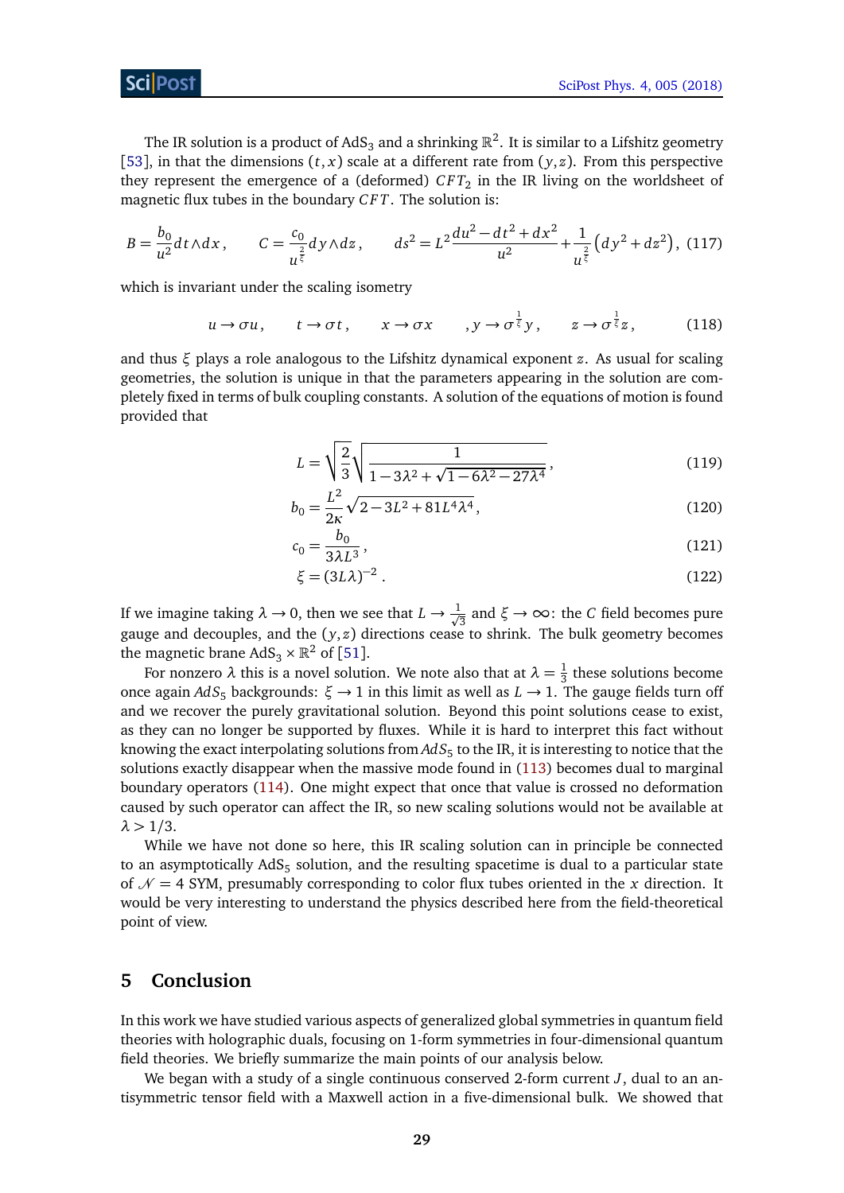The IR solution is a product of $AdS_3$ and a shrinking $\mathbb{R}^2$. It is similar to a Lifshitz geometry [53], in that the dimensions $(t,x)$ scale at a different rate from $(y,z)$. From this perspective they represent the emergence of a (deformed) $CFT_2$ in the IR living on the worldsheet of magnetic flux tubes in the boundary $CFT$. The solution is:

$$B = \frac{b_0}{u^2} dt \wedge dx \,, \qquad C = \frac{c_0}{u^{\frac{2}{\xi}}} dy \wedge dz \,, \qquad ds^2 = L^2 \frac{du^2 - dt^2 + dx^2}{u^2} + \frac{1}{u^{\frac{2}{\xi}}} \left(dy^2 + dz^2\right), \tag{117}$$

which is invariant under the scaling isometry

$$u \to \sigma u \,, \qquad t \to \sigma t \,, \qquad x \to \sigma x \qquad , y \to \sigma^{\frac{1}{\xi}} y \,, \qquad z \to \sigma^{\frac{1}{\xi}} z \,, \tag{118}$$

and thus $\xi$ plays a role analogous to the Lifshitz dynamical exponent $z$. As usual for scaling geometries, the solution is unique in that the parameters appearing in the solution are completely fixed in terms of bulk coupling constants. A solution of the equations of motion is found provided that

$$L = \sqrt{\frac{2}{3}} \sqrt{\frac{1}{1 - 3\lambda^2 + \sqrt{1 - 6\lambda^2 - 27\lambda^4}}} \,, \tag{119}$$

$$b_0 = \frac{L^2}{2\kappa} \sqrt{2 - 3L^2 + 81 L^4 \lambda^4} \,, \tag{120}$$

$$c_0 = \frac{b_0}{3\lambda L^3} \,, \tag{121}$$

$$\xi = (3L\lambda)^{-2} \,. \tag{122}$$

If we imagine taking $\lambda \to 0$, then we see that $L \to \frac{1}{\sqrt{3}}$ and $\xi \to \infty$: the $C$ field becomes pure gauge and decouples, and the $(y,z)$ directions cease to shrink. The bulk geometry becomes the magnetic brane $AdS_3 \times \mathbb{R}^2$ of [51].

For nonzero $\lambda$ this is a novel solution. We note also that at $\lambda = \frac{1}{3}$ these solutions become once again $AdS_5$ backgrounds: $\xi \to 1$ in this limit as well as $L \to 1$. The gauge fields turn off and we recover the purely gravitational solution. Beyond this point solutions cease to exist, as they can no longer be supported by fluxes. While it is hard to interpret this fact without knowing the exact interpolating solutions from $AdS_5$ to the IR, it is interesting to notice that the solutions exactly disappear when the massive mode found in (113) becomes dual to marginal boundary operators (114). One might expect that once that value is crossed no deformation caused by such operator can affect the IR, so new scaling solutions would not be available at $\lambda > 1/3$.

While we have not done so here, this IR scaling solution can in principle be connected to an asymptotically $AdS_5$ solution, and the resulting spacetime is dual to a particular state of $\mathcal{N} = 4$ SYM, presumably corresponding to color flux tubes oriented in the $x$ direction. It would be very interesting to understand the physics described here from the field-theoretical point of view.

## 5 Conclusion

In this work we have studied various aspects of generalized global symmetries in quantum field theories with holographic duals, focusing on 1-form symmetries in four-dimensional quantum field theories. We briefly summarize the main points of our analysis below.

We began with a study of a single continuous conserved 2-form current $J$, dual to an antisymmetric tensor field with a Maxwell action in a five-dimensional bulk. We showed that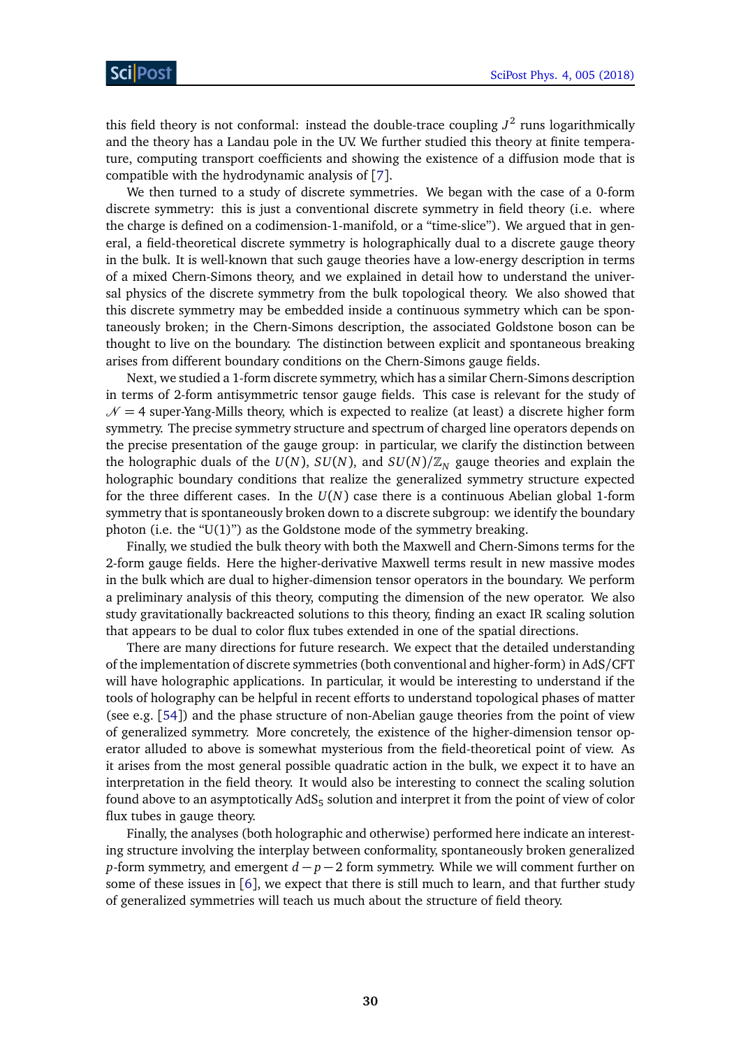this field theory is not conformal: instead the double-trace coupling $J^2$ runs logarithmically and the theory has a Landau pole in the UV. We further studied this theory at finite temperature, computing transport coefficients and showing the existence of a diffusion mode that is compatible with the hydrodynamic analysis of [7].

We then turned to a study of discrete symmetries. We began with the case of a 0-form discrete symmetry: this is just a conventional discrete symmetry in field theory (i.e. where the charge is defined on a codimension-1-manifold, or a "time-slice"). We argued that in general, a field-theoretical discrete symmetry is holographically dual to a discrete gauge theory in the bulk. It is well-known that such gauge theories have a low-energy description in terms of a mixed Chern-Simons theory, and we explained in detail how to understand the universal physics of the discrete symmetry from the bulk topological theory. We also showed that this discrete symmetry may be embedded inside a continuous symmetry which can be spontaneously broken; in the Chern-Simons description, the associated Goldstone boson can be thought to live on the boundary. The distinction between explicit and spontaneous breaking arises from different boundary conditions on the Chern-Simons gauge fields.

Next, we studied a 1-form discrete symmetry, which has a similar Chern-Simons description in terms of 2-form antisymmetric tensor gauge fields. This case is relevant for the study of $\mathcal{N} = 4$ super-Yang-Mills theory, which is expected to realize (at least) a discrete higher form symmetry. The precise symmetry structure and spectrum of charged line operators depends on the precise presentation of the gauge group: in particular, we clarify the distinction between the holographic duals of the $U(N)$, $SU(N)$, and $SU(N)/\mathbb{Z}_N$ gauge theories and explain the holographic boundary conditions that realize the generalized symmetry structure expected for the three different cases. In the $U(N)$ case there is a continuous Abelian global 1-form symmetry that is spontaneously broken down to a discrete subgroup: we identify the boundary photon (i.e. the "U(1)") as the Goldstone mode of the symmetry breaking.

Finally, we studied the bulk theory with both the Maxwell and Chern-Simons terms for the 2-form gauge fields. Here the higher-derivative Maxwell terms result in new massive modes in the bulk which are dual to higher-dimension tensor operators in the boundary. We perform a preliminary analysis of this theory, computing the dimension of the new operator. We also study gravitationally backreacted solutions to this theory, finding an exact IR scaling solution that appears to be dual to color flux tubes extended in one of the spatial directions.

There are many directions for future research. We expect that the detailed understanding of the implementation of discrete symmetries (both conventional and higher-form) in AdS/CFT will have holographic applications. In particular, it would be interesting to understand if the tools of holography can be helpful in recent efforts to understand topological phases of matter (see e.g. [54]) and the phase structure of non-Abelian gauge theories from the point of view of generalized symmetry. More concretely, the existence of the higher-dimension tensor operator alluded to above is somewhat mysterious from the field-theoretical point of view. As it arises from the most general possible quadratic action in the bulk, we expect it to have an interpretation in the field theory. It would also be interesting to connect the scaling solution found above to an asymptotically $\text{AdS}_5$ solution and interpret it from the point of view of color flux tubes in gauge theory.

Finally, the analyses (both holographic and otherwise) performed here indicate an interesting structure involving the interplay between conformality, spontaneously broken generalized $p$-form symmetry, and emergent $d-p-2$ form symmetry. While we will comment further on some of these issues in [6], we expect that there is still much to learn, and that further study of generalized symmetries will teach us much about the structure of field theory.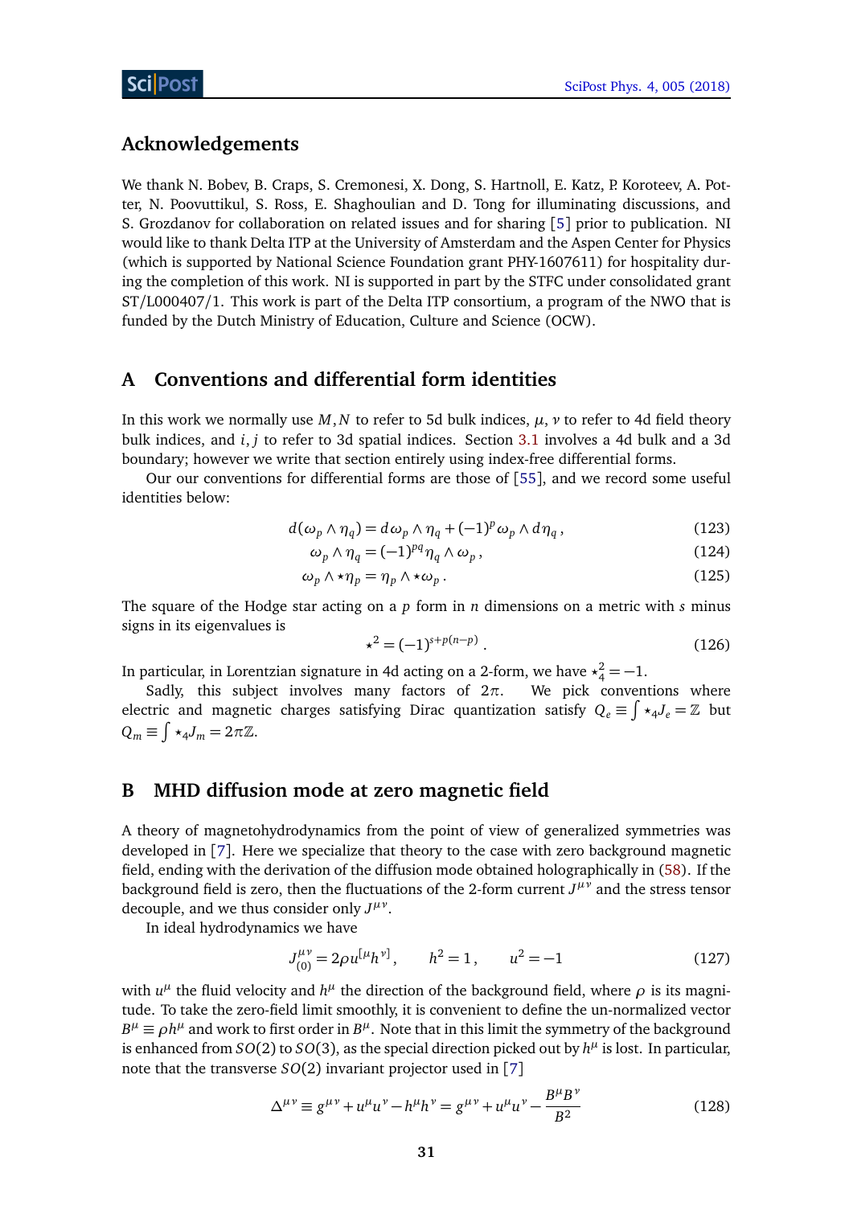## Acknowledgements

We thank N. Bobev, B. Craps, S. Cremonesi, X. Dong, S. Hartnoll, E. Katz, P. Koroteev, A. Potter, N. Poovuttikul, S. Ross, E. Shaghoulian and D. Tong for illuminating discussions, and S. Grozdanov for collaboration on related issues and for sharing [5] prior to publication. NI would like to thank Delta ITP at the University of Amsterdam and the Aspen Center for Physics (which is supported by National Science Foundation grant PHY-1607611) for hospitality during the completion of this work. NI is supported in part by the STFC under consolidated grant ST/L000407/1. This work is part of the Delta ITP consortium, a program of the NWO that is funded by the Dutch Ministry of Education, Culture and Science (OCW).

## A Conventions and differential form identities

In this work we normally use $M, N$ to refer to 5d bulk indices, $\mu$, $\nu$ to refer to 4d field theory bulk indices, and $i, j$ to refer to 3d spatial indices. Section 3.1 involves a 4d bulk and a 3d boundary; however we write that section entirely using index-free differential forms.

Our our conventions for differential forms are those of [55], and we record some useful identities below:

$$d(\omega_p \wedge \eta_q) = d\omega_p \wedge \eta_q + (-1)^p \omega_p \wedge d\eta_q \,, \tag{123}$$

$$\omega_p \wedge \eta_q = (-1)^{pq} \eta_q \wedge \omega_p \,, \tag{124}$$

$$\omega_p \wedge \star \eta_p = \eta_p \wedge \star \omega_p \,. \tag{125}$$

The square of the Hodge star acting on a $p$ form in $n$ dimensions on a metric with $s$ minus signs in its eigenvalues is

$$\star^2 = (-1)^{s+p(n-p)} \,. \tag{126}$$

In particular, in Lorentzian signature in 4d acting on a 2-form, we have $\star_4^2 = -1$.

Sadly, this subject involves many factors of $2\pi$. We pick conventions where electric and magnetic charges satisfying Dirac quantization satisfy $Q_e \equiv \int \star_4 J_e = \mathbb{Z}$ but $Q_m \equiv \int \star_4 J_m = 2\pi\mathbb{Z}$.

## B MHD diffusion mode at zero magnetic field

A theory of magnetohydrodynamics from the point of view of generalized symmetries was developed in [7]. Here we specialize that theory to the case with zero background magnetic field, ending with the derivation of the diffusion mode obtained holographically in (58). If the background field is zero, then the fluctuations of the 2-form current $J^{\mu\nu}$ and the stress tensor decouple, and we thus consider only $J^{\mu\nu}$.

In ideal hydrodynamics we have

$$J^{\mu\nu}_{(0)} = 2\rho u^{[\mu} h^{\nu]} \,, \qquad h^2 = 1 \,, \qquad u^2 = -1 \tag{127}$$

with $u^\mu$ the fluid velocity and $h^\mu$ the direction of the background field, where $\rho$ is its magnitude. To take the zero-field limit smoothly, it is convenient to define the un-normalized vector $B^\mu \equiv \rho h^\mu$ and work to first order in $B^\mu$. Note that in this limit the symmetry of the background is enhanced from $SO(2)$ to $SO(3)$, as the special direction picked out by $h^\mu$ is lost. In particular, note that the transverse $SO(2)$ invariant projector used in [7]

$$\Delta^{\mu\nu} \equiv g^{\mu\nu} + u^\mu u^\nu - h^\mu h^\nu = g^{\mu\nu} + u^\mu u^\nu - \frac{B^\mu B^\nu}{B^2} \tag{128}$$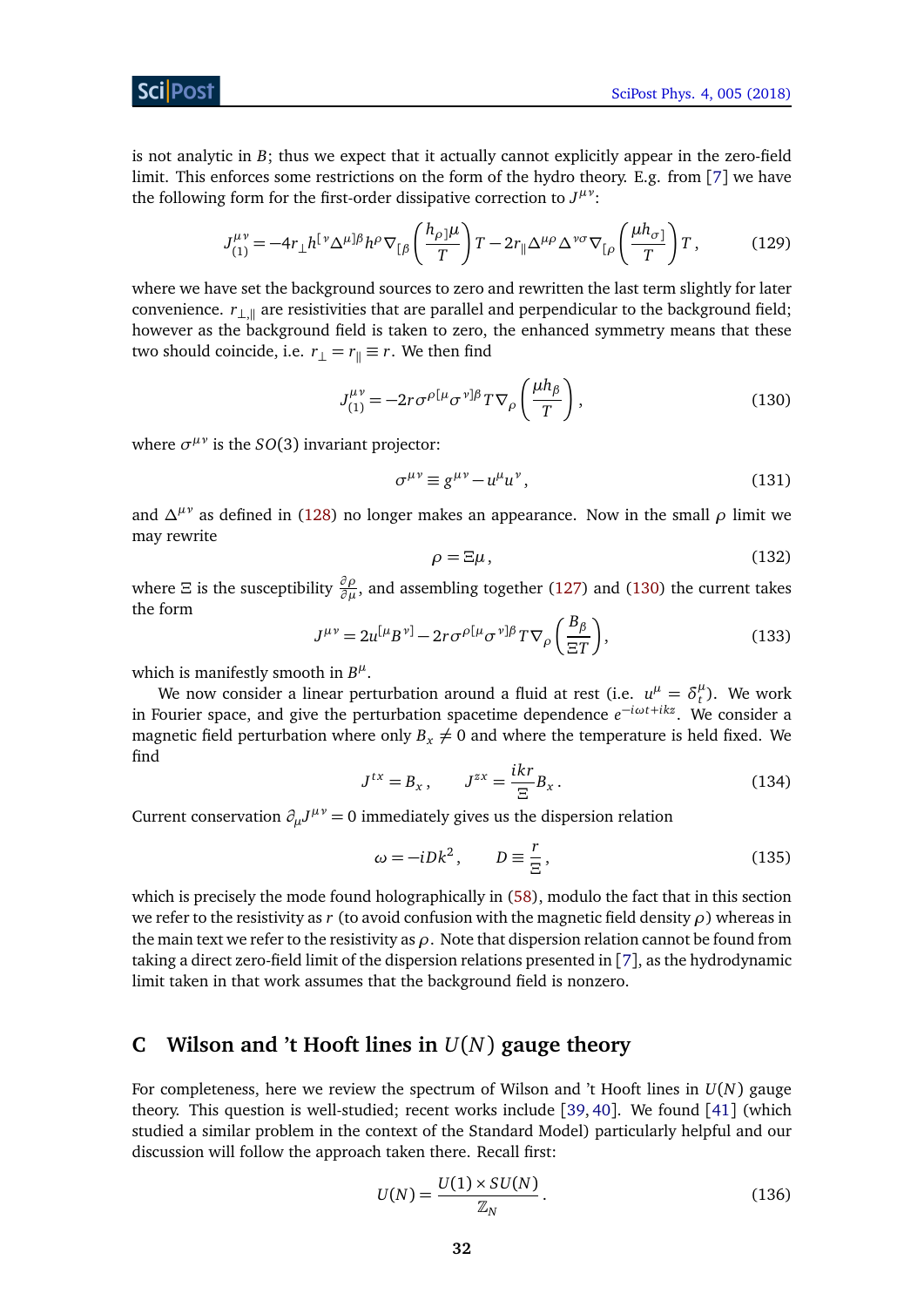is not analytic in $B$; thus we expect that it actually cannot explicitly appear in the zero-field limit. This enforces some restrictions on the form of the hydro theory. E.g. from [7] we have the following form for the first-order dissipative correction to $J^{\mu\nu}$:

$$J^{\mu\nu}_{(1)} = -4r_\perp h^{[\nu}\Delta^{\mu]\beta}h^\rho \nabla_{[\beta}\left(\frac{h_{\rho]}\mu}{T}\right)T - 2r_\parallel \Delta^{\mu\rho}\Delta^{\nu\sigma}\nabla_{[\rho}\left(\frac{\mu h_{\sigma]}}{T}\right)T\,, \tag{129}$$

where we have set the background sources to zero and rewritten the last term slightly for later convenience. $r_{\perp,\parallel}$ are resistivities that are parallel and perpendicular to the background field; however as the background field is taken to zero, the enhanced symmetry means that these two should coincide, i.e. $r_\perp = r_\parallel \equiv r$. We then find

$$J^{\mu\nu}_{(1)} = -2r\sigma^{\rho[\mu}\sigma^{\nu]\beta}T\nabla_\rho\left(\frac{\mu h_\beta}{T}\right), \tag{130}$$

where $\sigma^{\mu\nu}$ is the $SO(3)$ invariant projector:

$$\sigma^{\mu\nu} \equiv g^{\mu\nu} - u^\mu u^\nu\,, \tag{131}$$

and $\Delta^{\mu\nu}$ as defined in (128) no longer makes an appearance. Now in the small $\rho$ limit we may rewrite

$$\rho = \Xi\mu\,, \tag{132}$$

where $\Xi$ is the susceptibility $\frac{\partial\rho}{\partial\mu}$, and assembling together (127) and (130) the current takes the form

$$J^{\mu\nu} = 2u^{[\mu}B^{\nu]} - 2r\sigma^{\rho[\mu}\sigma^{\nu]\beta}T\nabla_\rho\left(\frac{B_\beta}{\Xi T}\right), \tag{133}$$

which is manifestly smooth in $B^\mu$.

We now consider a linear perturbation around a fluid at rest (i.e. $u^\mu = \delta^\mu_t$). We work in Fourier space, and give the perturbation spacetime dependence $e^{-i\omega t + ikz}$. We consider a magnetic field perturbation where only $B_x \neq 0$ and where the temperature is held fixed. We find

$$J^{tx} = B_x\,, \qquad J^{zx} = \frac{ikr}{\Xi}B_x\,. \tag{134}$$

Current conservation $\partial_\mu J^{\mu\nu} = 0$ immediately gives us the dispersion relation

$$\omega = -iDk^2\,, \qquad D \equiv \frac{r}{\Xi}\,, \tag{135}$$

which is precisely the mode found holographically in (58), modulo the fact that in this section we refer to the resistivity as $r$ (to avoid confusion with the magnetic field density $\rho$) whereas in the main text we refer to the resistivity as $\rho$. Note that dispersion relation cannot be found from taking a direct zero-field limit of the dispersion relations presented in [7], as the hydrodynamic limit taken in that work assumes that the background field is nonzero.

## C Wilson and 't Hooft lines in $U(N)$ gauge theory

For completeness, here we review the spectrum of Wilson and 't Hooft lines in $U(N)$ gauge theory. This question is well-studied; recent works include [39, 40]. We found [41] (which studied a similar problem in the context of the Standard Model) particularly helpful and our discussion will follow the approach taken there. Recall first:

$$U(N) = \frac{U(1)\times SU(N)}{\mathbb{Z}_N}\,. \tag{136}$$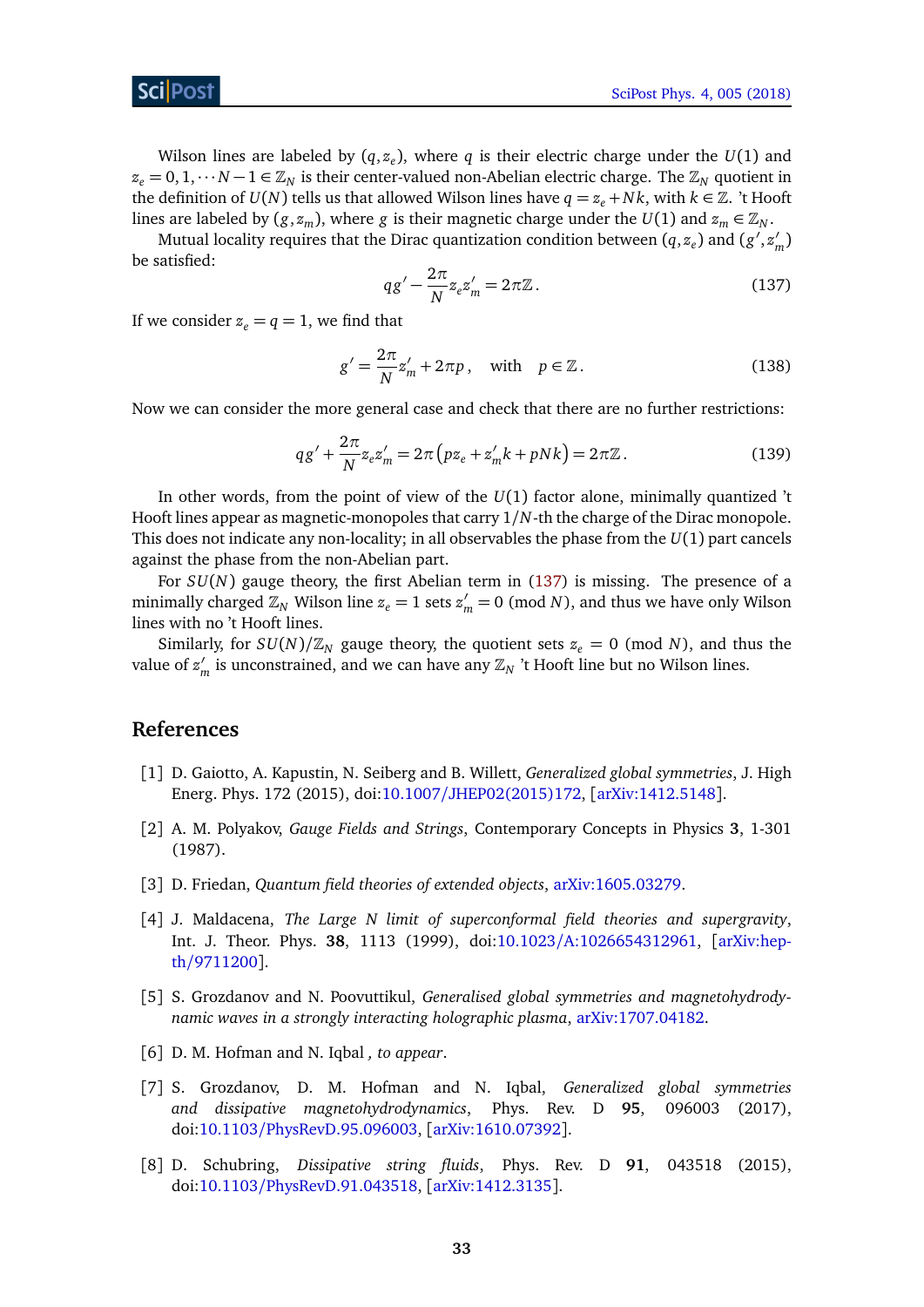Wilson lines are labeled by $(q, z_e)$, where $q$ is their electric charge under the $U(1)$ and $z_e = 0, 1, \cdots N-1 \in \mathbb{Z}_N$ is their center-valued non-Abelian electric charge. The $\mathbb{Z}_N$ quotient in the definition of $U(N)$ tells us that allowed Wilson lines have $q = z_e + Nk$, with $k \in \mathbb{Z}$. 't Hooft lines are labeled by $(g, z_m)$, where $g$ is their magnetic charge under the $U(1)$ and $z_m \in \mathbb{Z}_N$.

Mutual locality requires that the Dirac quantization condition between $(q, z_e)$ and $(g', z'_m)$ be satisfied:

$$qg' - \frac{2\pi}{N} z_e z'_m = 2\pi\mathbb{Z}\,. \tag{137}$$

If we consider $z_e = q = 1$, we find that

$$g' = \frac{2\pi}{N} z'_m + 2\pi p\,, \quad \text{with} \quad p \in \mathbb{Z}\,. \tag{138}$$

Now we can consider the more general case and check that there are no further restrictions:

$$qg' + \frac{2\pi}{N} z_e z'_m = 2\pi\left(p z_e + z'_m k + pNk\right) = 2\pi\mathbb{Z}\,. \tag{139}$$

In other words, from the point of view of the $U(1)$ factor alone, minimally quantized 't Hooft lines appear as magnetic-monopoles that carry $1/N$-th the charge of the Dirac monopole. This does not indicate any non-locality; in all observables the phase from the $U(1)$ part cancels against the phase from the non-Abelian part.

For $SU(N)$ gauge theory, the first Abelian term in (137) is missing. The presence of a minimally charged $\mathbb{Z}_N$ Wilson line $z_e = 1$ sets $z'_m = 0$ (mod $N$), and thus we have only Wilson lines with no 't Hooft lines.

Similarly, for $SU(N)/\mathbb{Z}_N$ gauge theory, the quotient sets $z_e = 0$ (mod $N$), and thus the value of $z'_m$ is unconstrained, and we can have any $\mathbb{Z}_N$ 't Hooft line but no Wilson lines.

## References

[1] D. Gaiotto, A. Kapustin, N. Seiberg and B. Willett, *Generalized global symmetries*, J. High Energ. Phys. 172 (2015), doi:10.1007/JHEP02(2015)172, [arXiv:1412.5148].

[2] A. M. Polyakov, *Gauge Fields and Strings*, Contemporary Concepts in Physics **3**, 1-301 (1987).

[3] D. Friedan, *Quantum field theories of extended objects*, arXiv:1605.03279.

[4] J. Maldacena, *The Large N limit of superconformal field theories and supergravity*, Int. J. Theor. Phys. **38**, 1113 (1999), doi:10.1023/A:1026654312961, [arXiv:hep-th/9711200].

[5] S. Grozdanov and N. Poovuttikul, *Generalised global symmetries and magnetohydrodynamic waves in a strongly interacting holographic plasma*, arXiv:1707.04182.

[6] D. M. Hofman and N. Iqbal *, to appear*.

[7] S. Grozdanov, D. M. Hofman and N. Iqbal, *Generalized global symmetries and dissipative magnetohydrodynamics*, Phys. Rev. D **95**, 096003 (2017), doi:10.1103/PhysRevD.95.096003, [arXiv:1610.07392].

[8] D. Schubring, *Dissipative string fluids*, Phys. Rev. D **91**, 043518 (2015), doi:10.1103/PhysRevD.91.043518, [arXiv:1412.3135].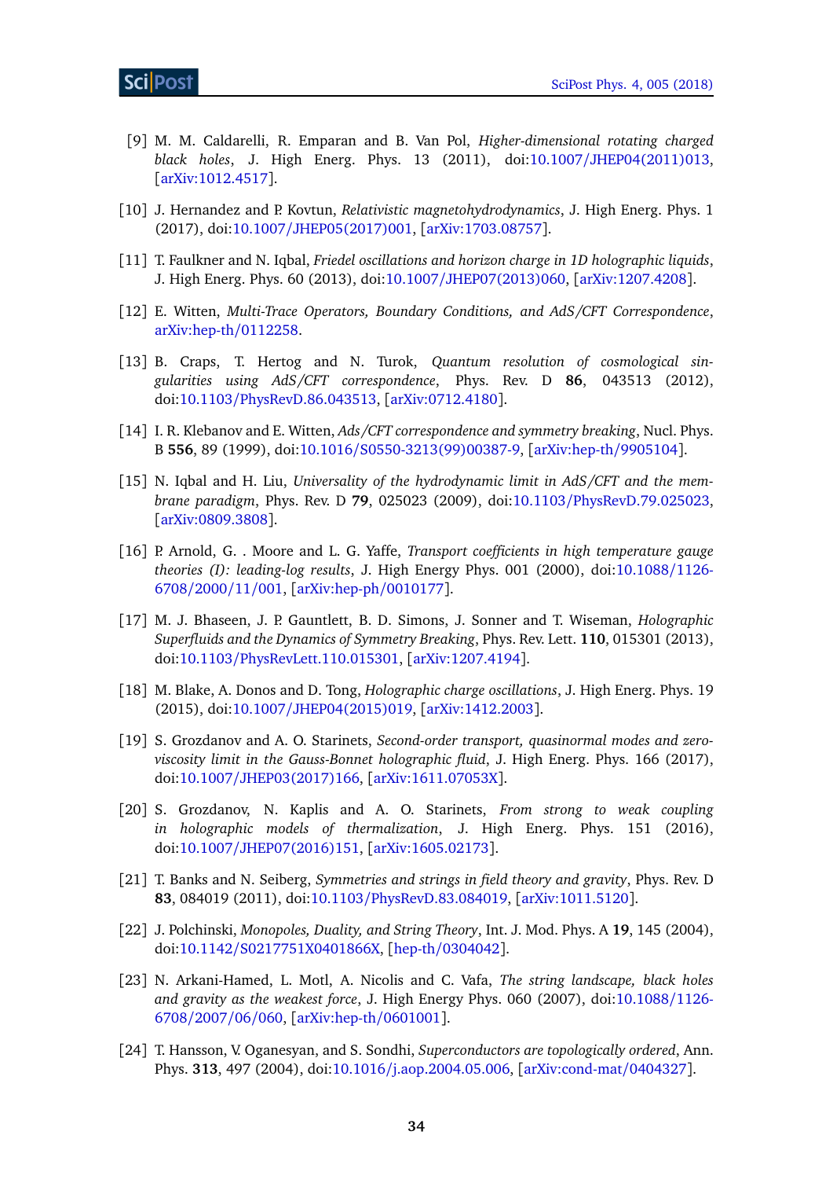[9] M. M. Caldarelli, R. Emparan and B. Van Pol, *Higher-dimensional rotating charged black holes*, J. High Energ. Phys. 13 (2011), doi:10.1007/JHEP04(2011)013, [arXiv:1012.4517].

[10] J. Hernandez and P. Kovtun, *Relativistic magnetohydrodynamics*, J. High Energ. Phys. 1 (2017), doi:10.1007/JHEP05(2017)001, [arXiv:1703.08757].

[11] T. Faulkner and N. Iqbal, *Friedel oscillations and horizon charge in 1D holographic liquids*, J. High Energ. Phys. 60 (2013), doi:10.1007/JHEP07(2013)060, [arXiv:1207.4208].

[12] E. Witten, *Multi-Trace Operators, Boundary Conditions, and AdS/CFT Correspondence*, arXiv:hep-th/0112258.

[13] B. Craps, T. Hertog and N. Turok, *Quantum resolution of cosmological singularities using AdS/CFT correspondence*, Phys. Rev. D **86**, 043513 (2012), doi:10.1103/PhysRevD.86.043513, [arXiv:0712.4180].

[14] I. R. Klebanov and E. Witten, *Ads/CFT correspondence and symmetry breaking*, Nucl. Phys. B **556**, 89 (1999), doi:10.1016/S0550-3213(99)00387-9, [arXiv:hep-th/9905104].

[15] N. Iqbal and H. Liu, *Universality of the hydrodynamic limit in AdS/CFT and the membrane paradigm*, Phys. Rev. D **79**, 025023 (2009), doi:10.1103/PhysRevD.79.025023, [arXiv:0809.3808].

[16] P. Arnold, G. . Moore and L. G. Yaffe, *Transport coefficients in high temperature gauge theories (I): leading-log results*, J. High Energy Phys. 001 (2000), doi:10.1088/1126-6708/2000/11/001, [arXiv:hep-ph/0010177].

[17] M. J. Bhaseen, J. P. Gauntlett, B. D. Simons, J. Sonner and T. Wiseman, *Holographic Superfluids and the Dynamics of Symmetry Breaking*, Phys. Rev. Lett. **110**, 015301 (2013), doi:10.1103/PhysRevLett.110.015301, [arXiv:1207.4194].

[18] M. Blake, A. Donos and D. Tong, *Holographic charge oscillations*, J. High Energ. Phys. 19 (2015), doi:10.1007/JHEP04(2015)019, [arXiv:1412.2003].

[19] S. Grozdanov and A. O. Starinets, *Second-order transport, quasinormal modes and zero-viscosity limit in the Gauss-Bonnet holographic fluid*, J. High Energ. Phys. 166 (2017), doi:10.1007/JHEP03(2017)166, [arXiv:1611.07053X].

[20] S. Grozdanov, N. Kaplis and A. O. Starinets, *From strong to weak coupling in holographic models of thermalization*, J. High Energ. Phys. 151 (2016), doi:10.1007/JHEP07(2016)151, [arXiv:1605.02173].

[21] T. Banks and N. Seiberg, *Symmetries and strings in field theory and gravity*, Phys. Rev. D **83**, 084019 (2011), doi:10.1103/PhysRevD.83.084019, [arXiv:1011.5120].

[22] J. Polchinski, *Monopoles, Duality, and String Theory*, Int. J. Mod. Phys. A **19**, 145 (2004), doi:10.1142/S0217751X0401866X, [hep-th/0304042].

[23] N. Arkani-Hamed, L. Motl, A. Nicolis and C. Vafa, *The string landscape, black holes and gravity as the weakest force*, J. High Energy Phys. 060 (2007), doi:10.1088/1126-6708/2007/06/060, [arXiv:hep-th/0601001].

[24] T. Hansson, V. Oganesyan, and S. Sondhi, *Superconductors are topologically ordered*, Ann. Phys. **313**, 497 (2004), doi:10.1016/j.aop.2004.05.006, [arXiv:cond-mat/0404327].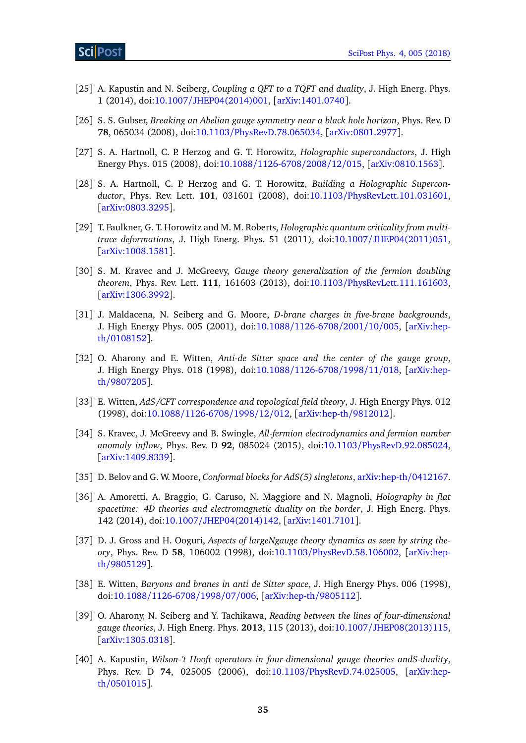[25] A. Kapustin and N. Seiberg, *Coupling a QFT to a TQFT and duality*, J. High Energ. Phys. 1 (2014), doi:10.1007/JHEP04(2014)001, [arXiv:1401.0740].

[26] S. S. Gubser, *Breaking an Abelian gauge symmetry near a black hole horizon*, Phys. Rev. D **78**, 065034 (2008), doi:10.1103/PhysRevD.78.065034, [arXiv:0801.2977].

[27] S. A. Hartnoll, C. P. Herzog and G. T. Horowitz, *Holographic superconductors*, J. High Energy Phys. 015 (2008), doi:10.1088/1126-6708/2008/12/015, [arXiv:0810.1563].

[28] S. A. Hartnoll, C. P. Herzog and G. T. Horowitz, *Building a Holographic Superconductor*, Phys. Rev. Lett. **101**, 031601 (2008), doi:10.1103/PhysRevLett.101.031601, [arXiv:0803.3295].

[29] T. Faulkner, G. T. Horowitz and M. M. Roberts, *Holographic quantum criticality from multi-trace deformations*, J. High Energ. Phys. 51 (2011), doi:10.1007/JHEP04(2011)051, [arXiv:1008.1581].

[30] S. M. Kravec and J. McGreevy, *Gauge theory generalization of the fermion doubling theorem*, Phys. Rev. Lett. **111**, 161603 (2013), doi:10.1103/PhysRevLett.111.161603, [arXiv:1306.3992].

[31] J. Maldacena, N. Seiberg and G. Moore, *D-brane charges in five-brane backgrounds*, J. High Energy Phys. 005 (2001), doi:10.1088/1126-6708/2001/10/005, [arXiv:hep-th/0108152].

[32] O. Aharony and E. Witten, *Anti-de Sitter space and the center of the gauge group*, J. High Energy Phys. 018 (1998), doi:10.1088/1126-6708/1998/11/018, [arXiv:hep-th/9807205].

[33] E. Witten, *AdS/CFT correspondence and topological field theory*, J. High Energy Phys. 012 (1998), doi:10.1088/1126-6708/1998/12/012, [arXiv:hep-th/9812012].

[34] S. Kravec, J. McGreevy and B. Swingle, *All-fermion electrodynamics and fermion number anomaly inflow*, Phys. Rev. D **92**, 085024 (2015), doi:10.1103/PhysRevD.92.085024, [arXiv:1409.8339].

[35] D. Belov and G. W. Moore, *Conformal blocks for AdS(5) singletons*, arXiv:hep-th/0412167.

[36] A. Amoretti, A. Braggio, G. Caruso, N. Maggiore and N. Magnoli, *Holography in flat spacetime: 4D theories and electromagnetic duality on the border*, J. High Energ. Phys. 142 (2014), doi:10.1007/JHEP04(2014)142, [arXiv:1401.7101].

[37] D. J. Gross and H. Ooguri, *Aspects of largeNgauge theory dynamics as seen by string theory*, Phys. Rev. D **58**, 106002 (1998), doi:10.1103/PhysRevD.58.106002, [arXiv:hep-th/9805129].

[38] E. Witten, *Baryons and branes in anti de Sitter space*, J. High Energy Phys. 006 (1998), doi:10.1088/1126-6708/1998/07/006, [arXiv:hep-th/9805112].

[39] O. Aharony, N. Seiberg and Y. Tachikawa, *Reading between the lines of four-dimensional gauge theories*, J. High Energ. Phys. **2013**, 115 (2013), doi:10.1007/JHEP08(2013)115, [arXiv:1305.0318].

[40] A. Kapustin, *Wilson-'t Hooft operators in four-dimensional gauge theories andS-duality*, Phys. Rev. D **74**, 025005 (2006), doi:10.1103/PhysRevD.74.025005, [arXiv:hep-th/0501015].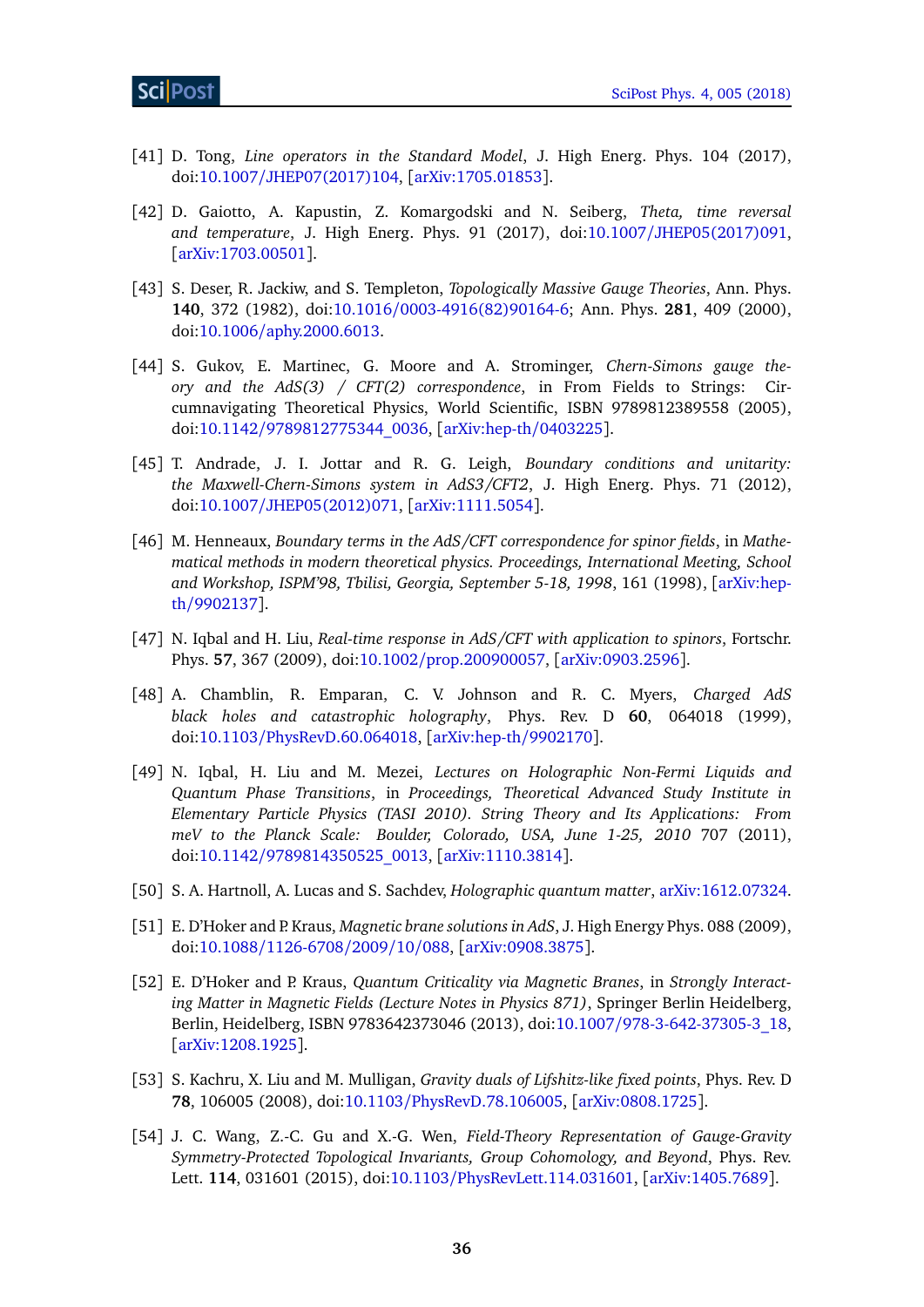[41] D. Tong, *Line operators in the Standard Model*, J. High Energ. Phys. 104 (2017), doi:10.1007/JHEP07(2017)104, [arXiv:1705.01853].

[42] D. Gaiotto, A. Kapustin, Z. Komargodski and N. Seiberg, *Theta, time reversal and temperature*, J. High Energ. Phys. 91 (2017), doi:10.1007/JHEP05(2017)091, [arXiv:1703.00501].

[43] S. Deser, R. Jackiw, and S. Templeton, *Topologically Massive Gauge Theories*, Ann. Phys. **140**, 372 (1982), doi:10.1016/0003-4916(82)90164-6; Ann. Phys. **281**, 409 (2000), doi:10.1006/aphy.2000.6013.

[44] S. Gukov, E. Martinec, G. Moore and A. Strominger, *Chern-Simons gauge theory and the AdS(3) / CFT(2) correspondence*, in From Fields to Strings: Circumnavigating Theoretical Physics, World Scientific, ISBN 9789812389558 (2005), doi:10.1142/9789812775344_0036, [arXiv:hep-th/0403225].

[45] T. Andrade, J. I. Jottar and R. G. Leigh, *Boundary conditions and unitarity: the Maxwell-Chern-Simons system in AdS3/CFT2*, J. High Energ. Phys. 71 (2012), doi:10.1007/JHEP05(2012)071, [arXiv:1111.5054].

[46] M. Henneaux, *Boundary terms in the AdS/CFT correspondence for spinor fields*, in *Mathematical methods in modern theoretical physics. Proceedings, International Meeting, School and Workshop, ISPM'98, Tbilisi, Georgia, September 5-18, 1998*, 161 (1998), [arXiv:hep-th/9902137].

[47] N. Iqbal and H. Liu, *Real-time response in AdS/CFT with application to spinors*, Fortschr. Phys. **57**, 367 (2009), doi:10.1002/prop.200900057, [arXiv:0903.2596].

[48] A. Chamblin, R. Emparan, C. V. Johnson and R. C. Myers, *Charged AdS black holes and catastrophic holography*, Phys. Rev. D **60**, 064018 (1999), doi:10.1103/PhysRevD.60.064018, [arXiv:hep-th/9902170].

[49] N. Iqbal, H. Liu and M. Mezei, *Lectures on Holographic Non-Fermi Liquids and Quantum Phase Transitions*, in *Proceedings, Theoretical Advanced Study Institute in Elementary Particle Physics (TASI 2010). String Theory and Its Applications: From meV to the Planck Scale: Boulder, Colorado, USA, June 1-25, 2010* 707 (2011), doi:10.1142/9789814350525_0013, [arXiv:1110.3814].

[50] S. A. Hartnoll, A. Lucas and S. Sachdev, *Holographic quantum matter*, arXiv:1612.07324.

[51] E. D'Hoker and P. Kraus, *Magnetic brane solutions in AdS*, J. High Energy Phys. 088 (2009), doi:10.1088/1126-6708/2009/10/088, [arXiv:0908.3875].

[52] E. D'Hoker and P. Kraus, *Quantum Criticality via Magnetic Branes*, in *Strongly Interacting Matter in Magnetic Fields (Lecture Notes in Physics 871)*, Springer Berlin Heidelberg, Berlin, Heidelberg, ISBN 9783642373046 (2013), doi:10.1007/978-3-642-37305-3_18, [arXiv:1208.1925].

[53] S. Kachru, X. Liu and M. Mulligan, *Gravity duals of Lifshitz-like fixed points*, Phys. Rev. D **78**, 106005 (2008), doi:10.1103/PhysRevD.78.106005, [arXiv:0808.1725].

[54] J. C. Wang, Z.-C. Gu and X.-G. Wen, *Field-Theory Representation of Gauge-Gravity Symmetry-Protected Topological Invariants, Group Cohomology, and Beyond*, Phys. Rev. Lett. **114**, 031601 (2015), doi:10.1103/PhysRevLett.114.031601, [arXiv:1405.7689].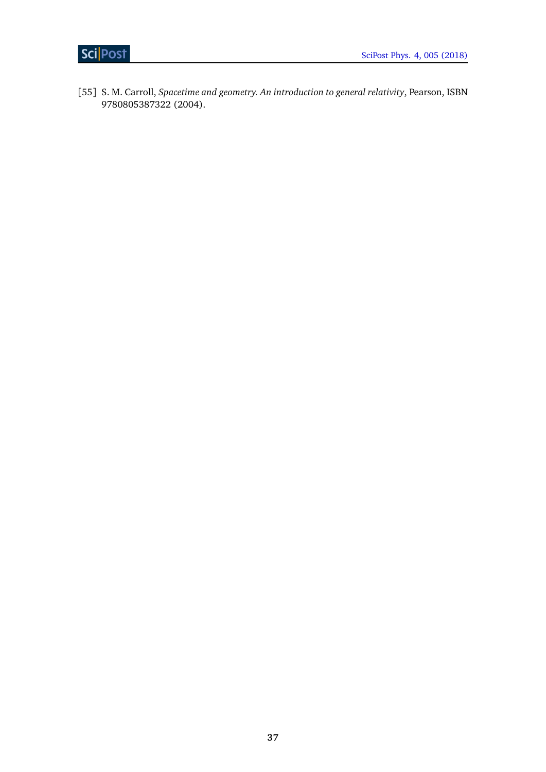[55] S. M. Carroll, *Spacetime and geometry. An introduction to general relativity*, Pearson, ISBN 9780805387322 (2004).